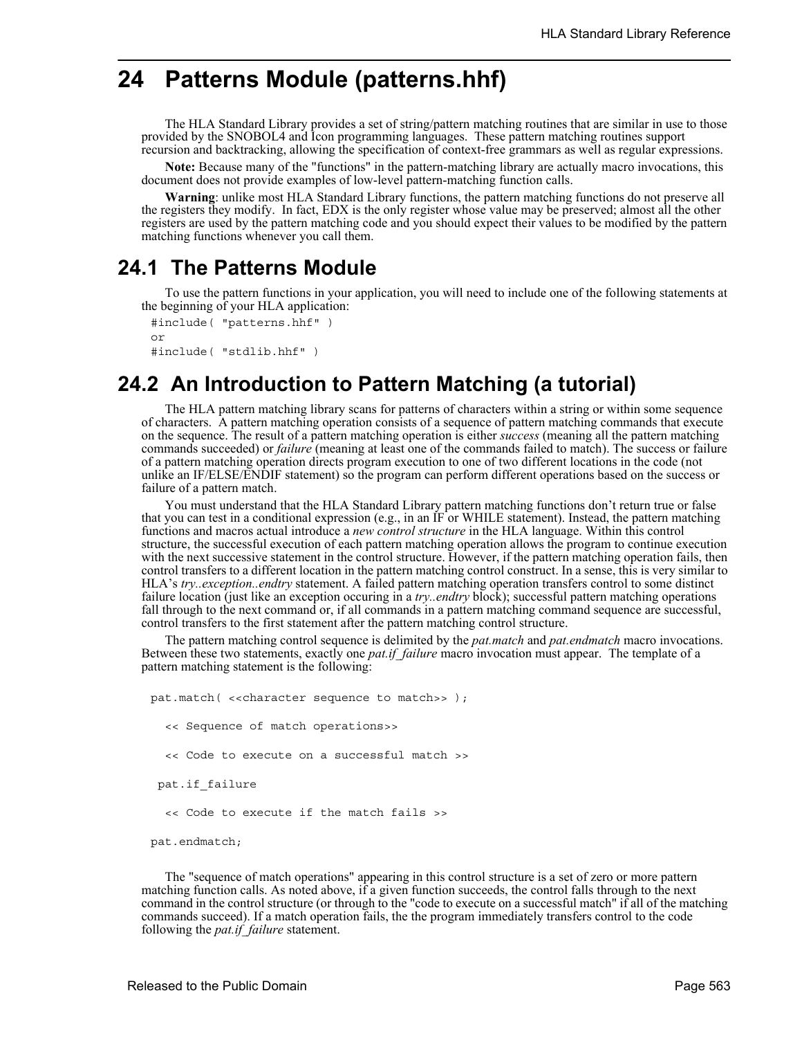# 24 Patterns Module (patterns.hhf)

The HLA Standard Library provides a set of string/pattern matching routines that are similar in use to those provided by the SNOBOL4 and Icon programming languages. These pattern matching routines support recursion and backtracking, allowing the specification of context-free grammars as well as regular expressions.

**Note:** Because many of the "functions" in the pattern-matching library are actually macro invocations, this document does not provide examples of low-level pattern-matching function calls.

**Warning**: unlike most HLA Standard Library functions, the pattern matching functions do not preserve all the registers they modify. In fact, EDX is the only register whose value may be preserved; almost all the other registers are used by the pattern matching code and you should expect their values to be modified by the pattern matching functions whenever you call them.

## 24.1 The Patterns Module

To use the pattern functions in your application, you will need to include one of the following statements at the beginning of your HLA application:

```
#include( "patterns.hhf" )
or
#include( "stdlib.hhf" )
```

## 24.2 An Introduction to Pattern Matching (a tutorial)

The HLA pattern matching library scans for patterns of characters within a string or within some sequence of characters. A pattern matching operation consists of a sequence of pattern matching commands that execute on the sequence. The result of a pattern matching operation is either *success* (meaning all the pattern matching commands succeeded) or *failure* (meaning at least one of the commands failed to match). The success or failure of a pattern matching operation directs program execution to one of two different locations in the code (not unlike an IF/ELSE/ENDIF statement) so the program can perform different operations based on the success or failure of a pattern match.

You must understand that the HLA Standard Library pattern matching functions don't return true or false that you can test in a conditional expression (e.g., in an IF or WHILE statement). Instead, the pattern matching functions and macros actual introduce a *new control structure* in the HLA language. Within this control structure, the successful execution of each pattern matching operation allows the program to continue execution with the next successive statement in the control structure. However, if the pattern matching operation fails, then control transfers to a different location in the pattern matching control construct. In a sense, this is very similar to HLA's *try..exception..endtry* statement. A failed pattern matching operation transfers control to some distinct failure location (just like an exception occuring in a *try..endtry* block); successful pattern matching operations fall through to the next command or, if all commands in a pattern matching command sequence are successful, control transfers to the first statement after the pattern matching control structure.

The pattern matching control sequence is delimited by the *pat.match* and *pat.endmatch* macro invocations. Between these two statements, exactly one *pat.if_failure* macro invocation must appear. The template of a pattern matching statement is the following:

```
pat.match( <<character sequence to match>> );

  << Sequence of match operations>>

  << Code to execute on a successful match >>

 pat.if_failure

  << Code to execute if the match fails >>

pat.endmatch;
```

The "sequence of match operations" appearing in this control structure is a set of zero or more pattern matching function calls. As noted above, if a given function succeeds, the control falls through to the next command in the control structure (or through to the "code to execute on a successful match" if all of the matching commands succeed). If a match operation fails, the the program immediately transfers control to the code following the *pat.if_failure* statement.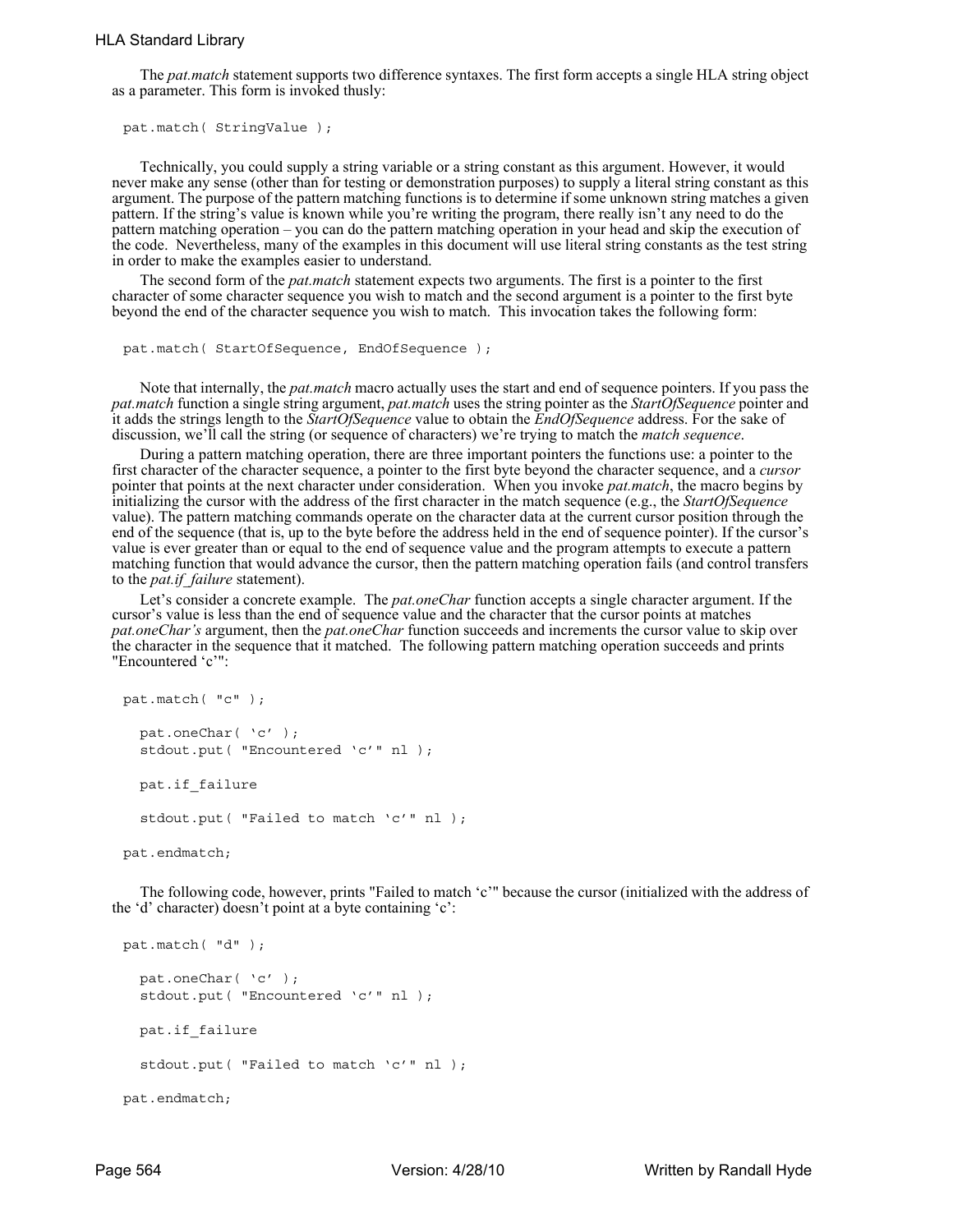The *pat.match* statement supports two difference syntaxes. The first form accepts a single HLA string object as a parameter. This form is invoked thusly:

```
pat.match( StringValue );
```

Technically, you could supply a string variable or a string constant as this argument. However, it would never make any sense (other than for testing or demonstration purposes) to supply a literal string constant as this argument. The purpose of the pattern matching functions is to determine if some unknown string matches a given pattern. If the string's value is known while you're writing the program, there really isn't any need to do the pattern matching operation – you can do the pattern matching operation in your head and skip the execution of the code. Nevertheless, many of the examples in this document will use literal string constants as the test string in order to make the examples easier to understand.

The second form of the *pat.match* statement expects two arguments. The first is a pointer to the first character of some character sequence you wish to match and the second argument is a pointer to the first byte beyond the end of the character sequence you wish to match. This invocation takes the following form:

```
pat.match( StartOfSequence, EndOfSequence );
```

Note that internally, the *pat.match* macro actually uses the start and end of sequence pointers. If you pass the *pat.match* function a single string argument, *pat.match* uses the string pointer as the *StartOfSequence* pointer and it adds the strings length to the *StartOfSequence* value to obtain the *EndOfSequence* address. For the sake of discussion, we'll call the string (or sequence of characters) we're trying to match the *match sequence*.

During a pattern matching operation, there are three important pointers the functions use: a pointer to the first character of the character sequence, a pointer to the first byte beyond the character sequence, and a *cursor* pointer that points at the next character under consideration. When you invoke *pat.match*, the macro begins by initializing the cursor with the address of the first character in the match sequence (e.g., the *StartOfSequence* value). The pattern matching commands operate on the character data at the current cursor position through the end of the sequence (that is, up to the byte before the address held in the end of sequence pointer). If the cursor's value is ever greater than or equal to the end of sequence value and the program attempts to execute a pattern matching function that would advance the cursor, then the pattern matching operation fails (and control transfers to the *pat.if_failure* statement).

Let's consider a concrete example. The *pat.oneChar* function accepts a single character argument. If the cursor's value is less than the end of sequence value and the character that the cursor points at matches *pat.oneChar's* argument, then the *pat.oneChar* function succeeds and increments the cursor value to skip over the character in the sequence that it matched. The following pattern matching operation succeeds and prints "Encountered 'c'":

```
pat.match( "c" );

   pat.oneChar( 'c' );
   stdout.put( "Encountered 'c'" nl );

   pat.if_failure

   stdout.put( "Failed to match 'c'" nl );

pat.endmatch;
```

The following code, however, prints "Failed to match 'c'" because the cursor (initialized with the address of the 'd' character) doesn't point at a byte containing 'c':

```
pat.match( "d" );

   pat.oneChar( 'c' );
   stdout.put( "Encountered 'c'" nl );

   pat.if_failure

   stdout.put( "Failed to match 'c'" nl );

pat.endmatch;
```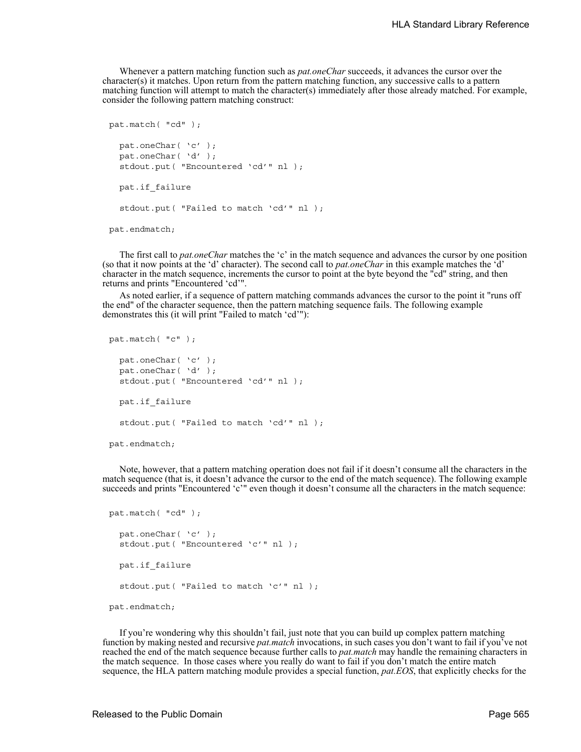Whenever a pattern matching function such as *pat.oneChar* succeeds, it advances the cursor over the character(s) it matches. Upon return from the pattern matching function, any successive calls to a pattern matching function will attempt to match the character(s) immediately after those already matched. For example, consider the following pattern matching construct:

```
pat.match( "cd" );

   pat.oneChar( 'c' );
   pat.oneChar( 'd' );
   stdout.put( "Encountered 'cd'" nl );

   pat.if_failure

   stdout.put( "Failed to match 'cd'" nl );

pat.endmatch;
```

The first call to *pat.oneChar* matches the 'c' in the match sequence and advances the cursor by one position (so that it now points at the 'd' character). The second call to *pat.oneChar* in this example matches the 'd' character in the match sequence, increments the cursor to point at the byte beyond the "cd" string, and then returns and prints "Encountered 'cd'".

As noted earlier, if a sequence of pattern matching commands advances the cursor to the point it "runs off the end" of the character sequence, then the pattern matching sequence fails. The following example demonstrates this (it will print "Failed to match 'cd'"):

```
pat.match( "c" );

   pat.oneChar( 'c' );
   pat.oneChar( 'd' );
   stdout.put( "Encountered 'cd'" nl );

   pat.if_failure

   stdout.put( "Failed to match 'cd'" nl );

pat.endmatch;
```

Note, however, that a pattern matching operation does not fail if it doesn't consume all the characters in the match sequence (that is, it doesn't advance the cursor to the end of the match sequence). The following example succeeds and prints "Encountered 'c'" even though it doesn't consume all the characters in the match sequence:

```
pat.match( "cd" );

   pat.oneChar( 'c' );
   stdout.put( "Encountered 'c'" nl );

   pat.if_failure

   stdout.put( "Failed to match 'c'" nl );

pat.endmatch;
```

If you're wondering why this shouldn't fail, just note that you can build up complex pattern matching function by making nested and recursive *pat.match* invocations, in such cases you don't want to fail if you've not reached the end of the match sequence because further calls to *pat.match* may handle the remaining characters in the match sequence. In those cases where you really do want to fail if you don't match the entire match sequence, the HLA pattern matching module provides a special function, *pat.EOS*, that explicitly checks for the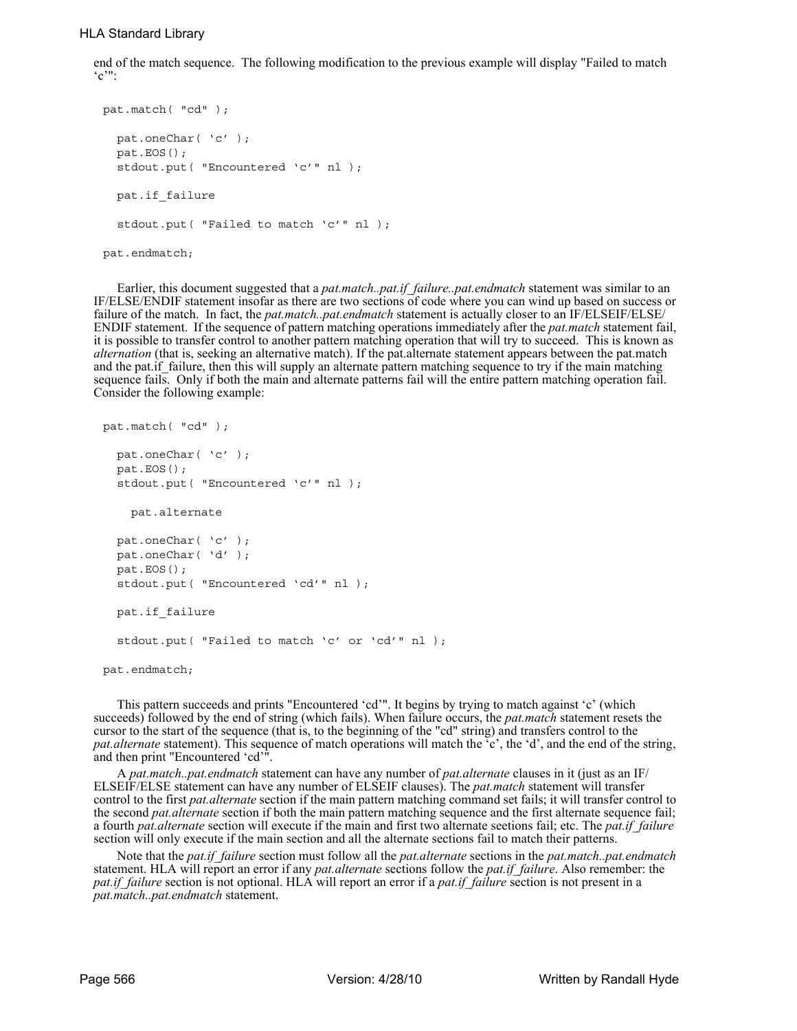end of the match sequence. The following modification to the previous example will display "Failed to match 'c'":

```
pat.match( "cd" );

   pat.oneChar( 'c' );
   pat.EOS();
   stdout.put( "Encountered 'c'" nl );

   pat.if_failure

   stdout.put( "Failed to match 'c'" nl );

pat.endmatch;
```

Earlier, this document suggested that a *pat.match..pat.if_failure..pat.endmatch* statement was similar to an IF/ELSE/ENDIF statement insofar as there are two sections of code where you can wind up based on success or failure of the match. In fact, the *pat.match..pat.endmatch* statement is actually closer to an IF/ELSEIF/ELSE/ENDIF statement. If the sequence of pattern matching operations immediately after the *pat.match* statement fail, it is possible to transfer control to another pattern matching operation that will try to succeed. This is known as *alternation* (that is, seeking an alternative match). If the pat.alternate statement appears between the pat.match and the pat.if_failure, then this will supply an alternate pattern matching sequence to try if the main matching sequence fails. Only if both the main and alternate patterns fail will the entire pattern matching operation fail. Consider the following example:

```
pat.match( "cd" );

   pat.oneChar( 'c' );
   pat.EOS();
   stdout.put( "Encountered 'c'" nl );

     pat.alternate

   pat.oneChar( 'c' );
   pat.oneChar( 'd' );
   pat.EOS();
   stdout.put( "Encountered 'cd'" nl );

   pat.if_failure

   stdout.put( "Failed to match 'c' or 'cd'" nl );

pat.endmatch;
```

This pattern succeeds and prints "Encountered 'cd'". It begins by trying to match against 'c' (which succeeds) followed by the end of string (which fails). When failure occurs, the *pat.match* statement resets the cursor to the start of the sequence (that is, to the beginning of the "cd" string) and transfers control to the *pat.alternate* statement). This sequence of match operations will match the 'c', the 'd', and the end of the string, and then print "Encountered 'cd'".

A *pat.match..pat.endmatch* statement can have any number of *pat.alternate* clauses in it (just as an IF/ELSEIF/ELSE statement can have any number of ELSEIF clauses). The *pat.match* statement will transfer control to the first *pat.alternate* section if the main pattern matching command set fails; it will transfer control to the second *pat.alternate* section if both the main pattern matching sequence and the first alternate sequence fail; a fourth *pat.alternate* section will execute if the main and first two alternate seetions fail; etc. The *pat.if_failure* section will only execute if the main section and all the alternate sections fail to match their patterns.

Note that the *pat.if_failure* section must follow all the *pat.alternate* sections in the *pat.match..pat.endmatch* statement. HLA will report an error if any *pat.alternate* sections follow the *pat.if_failure*. Also remember: the *pat.if_failure* section is not optional. HLA will report an error if a *pat.if_failure* section is not present in a *pat.match..pat.endmatch* statement.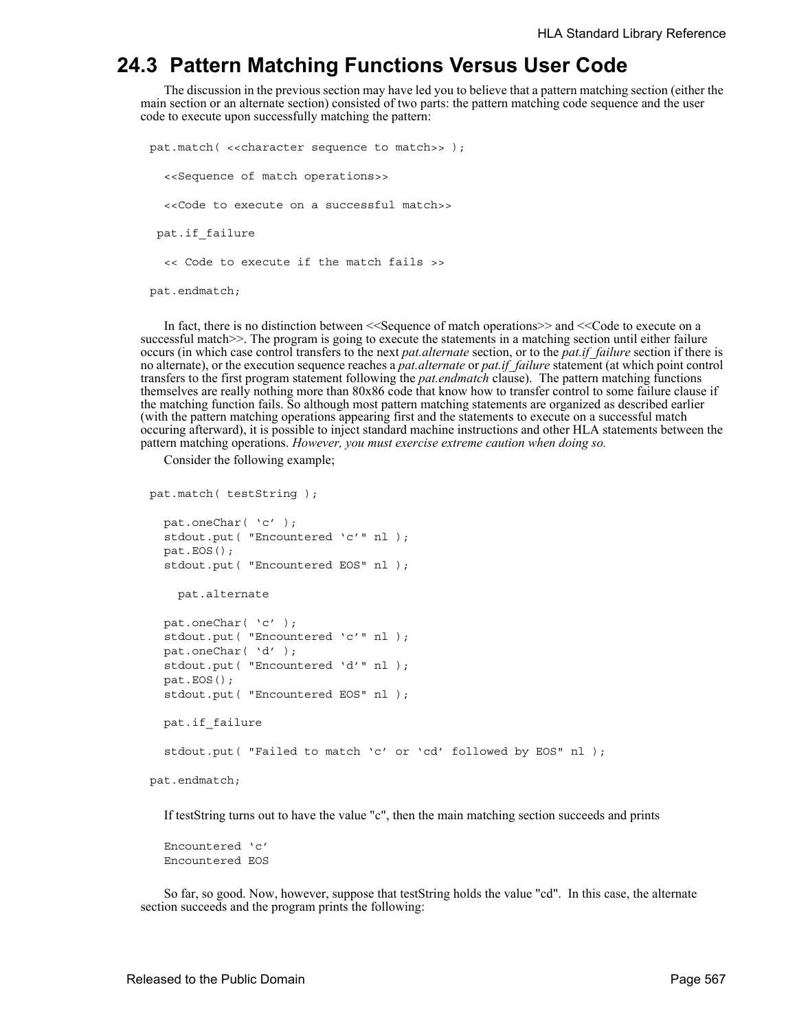## 24.3 Pattern Matching Functions Versus User Code

The discussion in the previous section may have led you to believe that a pattern matching section (either the main section or an alternate section) consisted of two parts: the pattern matching code sequence and the user code to execute upon successfully matching the pattern:

```
pat.match( <<character sequence to match>> );

  <<Sequence of match operations>>

  <<Code to execute on a successful match>>

 pat.if_failure

  << Code to execute if the match fails >>

pat.endmatch;
```

In fact, there is no distinction between <<Sequence of match operations>> and <<Code to execute on a successful match>>. The program is going to execute the statements in a matching section until either failure occurs (in which case control transfers to the next *pat.alternate* section, or to the *pat.if_failure* section if there is no alternate), or the execution sequence reaches a *pat.alternate* or *pat.if_failure* statement (at which point control transfers to the first program statement following the *pat.endmatch* clause). The pattern matching functions themselves are really nothing more than 80x86 code that know how to transfer control to some failure clause if the matching function fails. So although most pattern matching statements are organized as described earlier (with the pattern matching operations appearing first and the statements to execute on a successful match occuring afterward), it is possible to inject standard machine instructions and other HLA statements between the pattern matching operations. *However, you must exercise extreme caution when doing so.*

Consider the following example;

```
pat.match( testString );

  pat.oneChar( 'c' );
  stdout.put( "Encountered 'c'" nl );
  pat.EOS();
  stdout.put( "Encountered EOS" nl );

    pat.alternate

  pat.oneChar( 'c' );
  stdout.put( "Encountered 'c'" nl );
  pat.oneChar( 'd' );
  stdout.put( "Encountered 'd'" nl );
  pat.EOS();
  stdout.put( "Encountered EOS" nl );

  pat.if_failure

  stdout.put( "Failed to match 'c' or 'cd' followed by EOS" nl );

pat.endmatch;
```

If testString turns out to have the value "c", then the main matching section succeeds and prints

```
Encountered 'c'
Encountered EOS
```

So far, so good. Now, however, suppose that testString holds the value "cd". In this case, the alternate section succeeds and the program prints the following: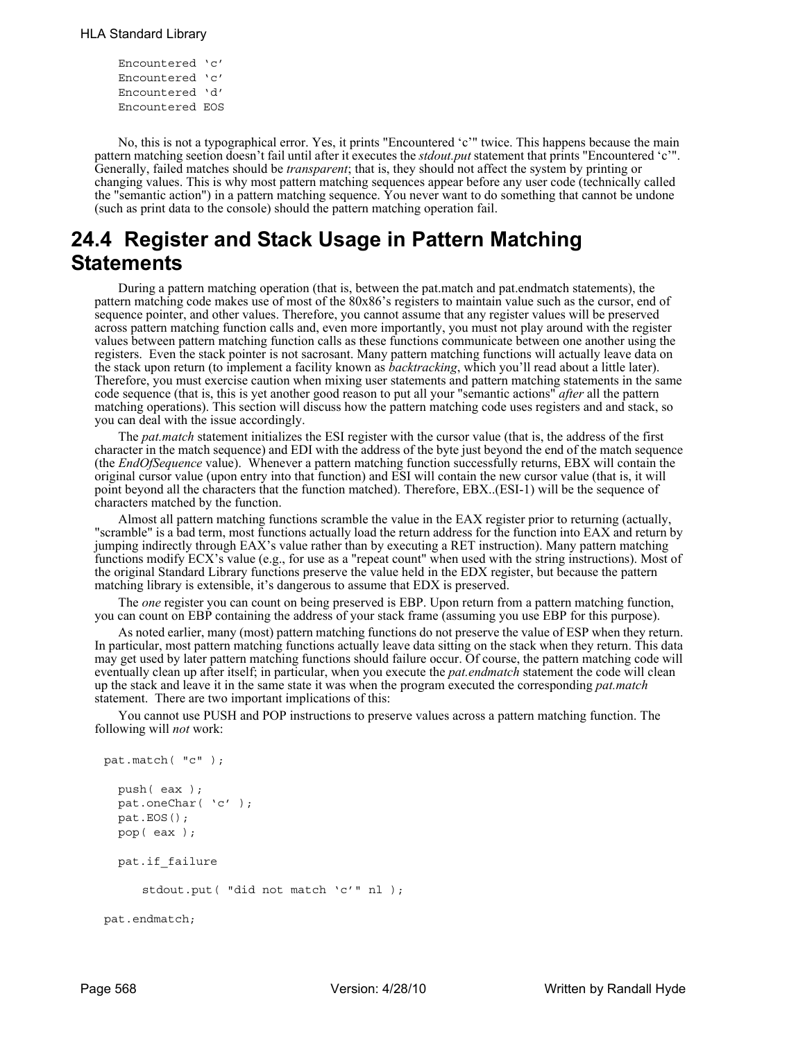```
Encountered 'c'
Encountered 'c'
Encountered 'd'
Encountered EOS
```

No, this is not a typographical error. Yes, it prints "Encountered 'c'" twice. This happens because the main pattern matching seetion doesn't fail until after it executes the *stdout.put* statement that prints "Encountered 'c'". Generally, failed matches should be *transparent*; that is, they should not affect the system by printing or changing values. This is why most pattern matching sequences appear before any user code (technically called the "semantic action") in a pattern matching sequence. You never want to do something that cannot be undone (such as print data to the console) should the pattern matching operation fail.

## 24.4 Register and Stack Usage in Pattern Matching Statements

During a pattern matching operation (that is, between the pat.match and pat.endmatch statements), the pattern matching code makes use of most of the 80x86's registers to maintain value such as the cursor, end of sequence pointer, and other values. Therefore, you cannot assume that any register values will be preserved across pattern matching function calls and, even more importantly, you must not play around with the register values between pattern matching function calls as these functions communicate between one another using the registers. Even the stack pointer is not sacrosant. Many pattern matching functions will actually leave data on the stack upon return (to implement a facility known as *backtracking*, which you'll read about a little later). Therefore, you must exercise caution when mixing user statements and pattern matching statements in the same code sequence (that is, this is yet another good reason to put all your "semantic actions" *after* all the pattern matching operations). This section will discuss how the pattern matching code uses registers and and stack, so you can deal with the issue accordingly.

The *pat.match* statement initializes the ESI register with the cursor value (that is, the address of the first character in the match sequence) and EDI with the address of the byte just beyond the end of the match sequence (the *EndOfSequence* value). Whenever a pattern matching function successfully returns, EBX will contain the original cursor value (upon entry into that function) and ESI will contain the new cursor value (that is, it will point beyond all the characters that the function matched). Therefore, EBX..(ESI-1) will be the sequence of characters matched by the function.

Almost all pattern matching functions scramble the value in the EAX register prior to returning (actually, "scramble" is a bad term, most functions actually load the return address for the function into EAX and return by jumping indirectly through EAX's value rather than by executing a RET instruction). Many pattern matching functions modify ECX's value (e.g., for use as a "repeat count" when used with the string instructions). Most of the original Standard Library functions preserve the value held in the EDX register, but because the pattern matching library is extensible, it's dangerous to assume that EDX is preserved.

The *one* register you can count on being preserved is EBP. Upon return from a pattern matching function, you can count on EBP containing the address of your stack frame (assuming you use EBP for this purpose).

As noted earlier, many (most) pattern matching functions do not preserve the value of ESP when they return. In particular, most pattern matching functions actually leave data sitting on the stack when they return. This data may get used by later pattern matching functions should failure occur. Of course, the pattern matching code will eventually clean up after itself; in particular, when you execute the *pat.endmatch* statement the code will clean up the stack and leave it in the same state it was when the program executed the corresponding *pat.match* statement. There are two important implications of this:

You cannot use PUSH and POP instructions to preserve values across a pattern matching function. The following will *not* work:

```
pat.match( "c" );

   push( eax );
   pat.oneChar( 'c' );
   pat.EOS();
   pop( eax );

   pat.if_failure

       stdout.put( "did not match 'c'" nl );

pat.endmatch;
```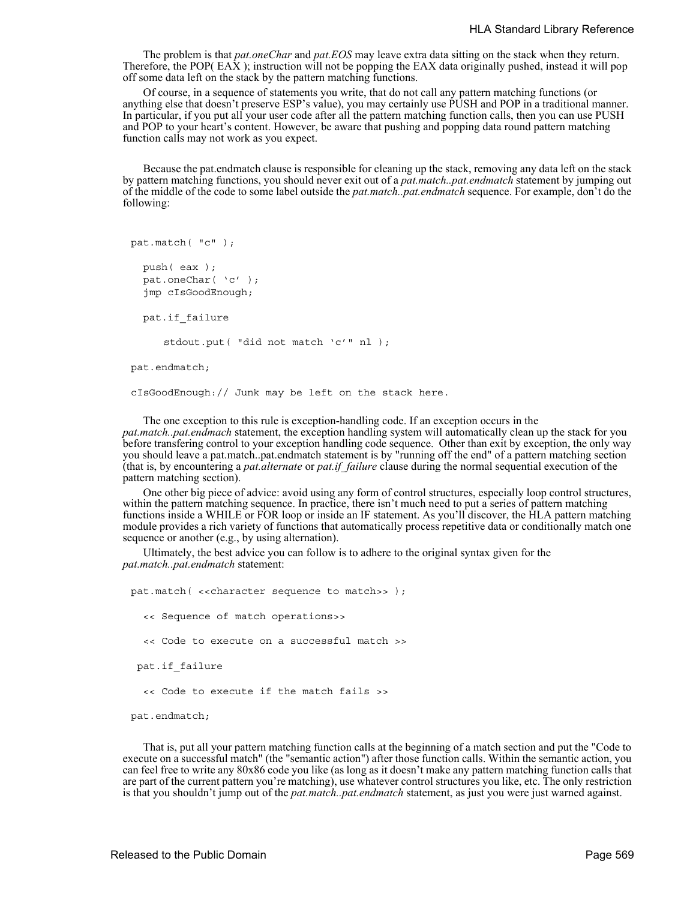The problem is that *pat.oneChar* and *pat.EOS* may leave extra data sitting on the stack when they return. Therefore, the POP( EAX ); instruction will not be popping the EAX data originally pushed, instead it will pop off some data left on the stack by the pattern matching functions.

Of course, in a sequence of statements you write, that do not call any pattern matching functions (or anything else that doesn't preserve ESP's value), you may certainly use PUSH and POP in a traditional manner. In particular, if you put all your user code after all the pattern matching function calls, then you can use PUSH and POP to your heart's content. However, be aware that pushing and popping data round pattern matching function calls may not work as you expect.

Because the pat.endmatch clause is responsible for cleaning up the stack, removing any data left on the stack by pattern matching functions, you should never exit out of a *pat.match..pat.endmatch* statement by jumping out of the middle of the code to some label outside the *pat.match..pat.endmatch* sequence. For example, don't do the following:

```
pat.match( "c" );

   push( eax );
   pat.oneChar( 'c' );
   jmp cIsGoodEnough;

   pat.if_failure

       stdout.put( "did not match 'c'" nl );

pat.endmatch;

cIsGoodEnough:// Junk may be left on the stack here.
```

The one exception to this rule is exception-handling code. If an exception occurs in the *pat.match..pat.endmach* statement, the exception handling system will automatically clean up the stack for you before transfering control to your exception handling code sequence. Other than exit by exception, the only way you should leave a pat.match..pat.endmatch statement is by "running off the end" of a pattern matching section (that is, by encountering a *pat.alternate* or *pat.if_failure* clause during the normal sequential execution of the pattern matching section).

One other big piece of advice: avoid using any form of control structures, especially loop control structures, within the pattern matching sequence. In practice, there isn't much need to put a series of pattern matching functions inside a WHILE or FOR loop or inside an IF statement. As you'll discover, the HLA pattern matching module provides a rich variety of functions that automatically process repetitive data or conditionally match one sequence or another (e.g., by using alternation).

Ultimately, the best advice you can follow is to adhere to the original syntax given for the *pat.match..pat.endmatch* statement:

```
pat.match( <<character sequence to match>> );

   << Sequence of match operations>>

   << Code to execute on a successful match >>

  pat.if_failure

   << Code to execute if the match fails >>

pat.endmatch;
```

That is, put all your pattern matching function calls at the beginning of a match section and put the "Code to execute on a successful match" (the "semantic action") after those function calls. Within the semantic action, you can feel free to write any 80x86 code you like (as long as it doesn't make any pattern matching function calls that are part of the current pattern you're matching), use whatever control structures you like, etc. The only restriction is that you shouldn't jump out of the *pat.match..pat.endmatch* statement, as just you were just warned against.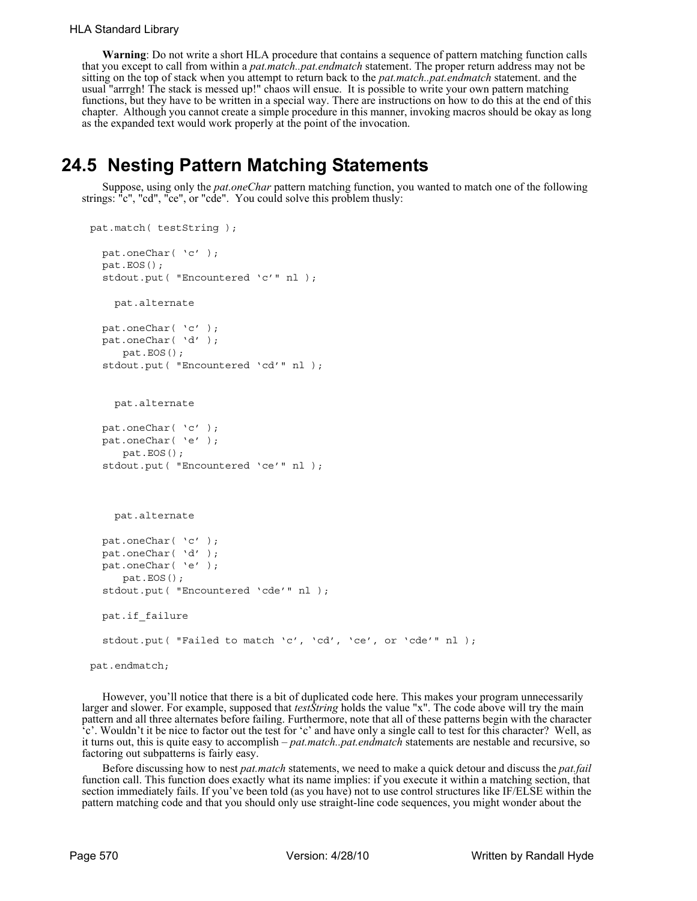**Warning**: Do not write a short HLA procedure that contains a sequence of pattern matching function calls that you except to call from within a *pat.match..pat.endmatch* statement. The proper return address may not be sitting on the top of stack when you attempt to return back to the *pat.match..pat.endmatch* statement. and the usual "arrrgh! The stack is messed up!" chaos will ensue. It is possible to write your own pattern matching functions, but they have to be written in a special way. There are instructions on how to do this at the end of this chapter. Although you cannot create a simple procedure in this manner, invoking macros should be okay as long as the expanded text would work properly at the point of the invocation.

## 24.5 Nesting Pattern Matching Statements

Suppose, using only the *pat.oneChar* pattern matching function, you wanted to match one of the following strings: "c", "cd", "ce", or "cde". You could solve this problem thusly:

```
pat.match( testString );

  pat.oneChar( 'c' );
  pat.EOS();
  stdout.put( "Encountered 'c'" nl );

    pat.alternate

  pat.oneChar( 'c' );
  pat.oneChar( 'd' );
     pat.EOS();
  stdout.put( "Encountered 'cd'" nl );


    pat.alternate

  pat.oneChar( 'c' );
  pat.oneChar( 'e' );
     pat.EOS();
  stdout.put( "Encountered 'ce'" nl );



    pat.alternate

  pat.oneChar( 'c' );
  pat.oneChar( 'd' );
  pat.oneChar( 'e' );
     pat.EOS();
  stdout.put( "Encountered 'cde'" nl );

  pat.if_failure

  stdout.put( "Failed to match 'c', 'cd', 'ce', or 'cde'" nl );

pat.endmatch;
```

However, you'll notice that there is a bit of duplicated code here. This makes your program unnecessarily larger and slower. For example, supposed that *testString* holds the value "x". The code above will try the main pattern and all three alternates before failing. Furthermore, note that all of these patterns begin with the character 'c'. Wouldn't it be nice to factor out the test for 'c' and have only a single call to test for this character? Well, as it turns out, this is quite easy to accomplish – *pat.match..pat.endmatch* statements are nestable and recursive, so factoring out subpatterns is fairly easy.

Before discussing how to nest *pat.match* statements, we need to make a quick detour and discuss the *pat.fail* function call. This function does exactly what its name implies: if you execute it within a matching section, that section immediately fails. If you've been told (as you have) not to use control structures like IF/ELSE within the pattern matching code and that you should only use straight-line code sequences, you might wonder about the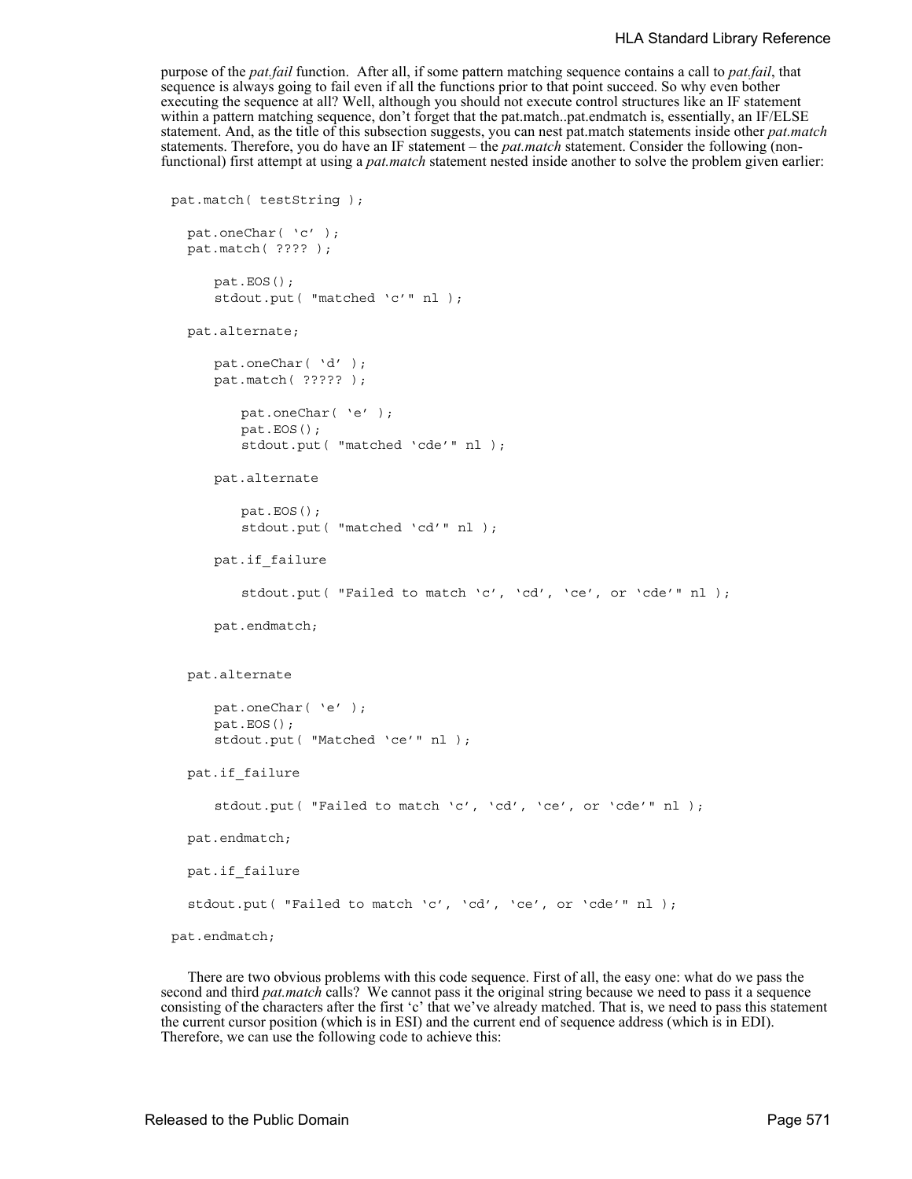purpose of the *pat.fail* function. After all, if some pattern matching sequence contains a call to *pat.fail*, that sequence is always going to fail even if all the functions prior to that point succeed. So why even bother executing the sequence at all? Well, although you should not execute control structures like an IF statement within a pattern matching sequence, don't forget that the pat.match..pat.endmatch is, essentially, an IF/ELSE statement. And, as the title of this subsection suggests, you can nest pat.match statements inside other *pat.match* statements. Therefore, you do have an IF statement – the *pat.match* statement. Consider the following (non-functional) first attempt at using a *pat.match* statement nested inside another to solve the problem given earlier:

```
pat.match( testString );

  pat.oneChar( 'c' );
  pat.match( ???? );

      pat.EOS();
      stdout.put( "matched 'c'" nl );

  pat.alternate;

      pat.oneChar( 'd' );
      pat.match( ????? );

          pat.oneChar( 'e' );
          pat.EOS();
          stdout.put( "matched 'cde'" nl );

      pat.alternate

          pat.EOS();
          stdout.put( "matched 'cd'" nl );

      pat.if_failure

          stdout.put( "Failed to match 'c', 'cd', 'ce', or 'cde'" nl );

      pat.endmatch;


  pat.alternate

      pat.oneChar( 'e' );
      pat.EOS();
      stdout.put( "Matched 'ce'" nl );

  pat.if_failure

      stdout.put( "Failed to match 'c', 'cd', 'ce', or 'cde'" nl );

  pat.endmatch;

  pat.if_failure

  stdout.put( "Failed to match 'c', 'cd', 'ce', or 'cde'" nl );

pat.endmatch;
```

There are two obvious problems with this code sequence. First of all, the easy one: what do we pass the second and third *pat.match* calls? We cannot pass it the original string because we need to pass it a sequence consisting of the characters after the first 'c' that we've already matched. That is, we need to pass this statement the current cursor position (which is in ESI) and the current end of sequence address (which is in EDI). Therefore, we can use the following code to achieve this: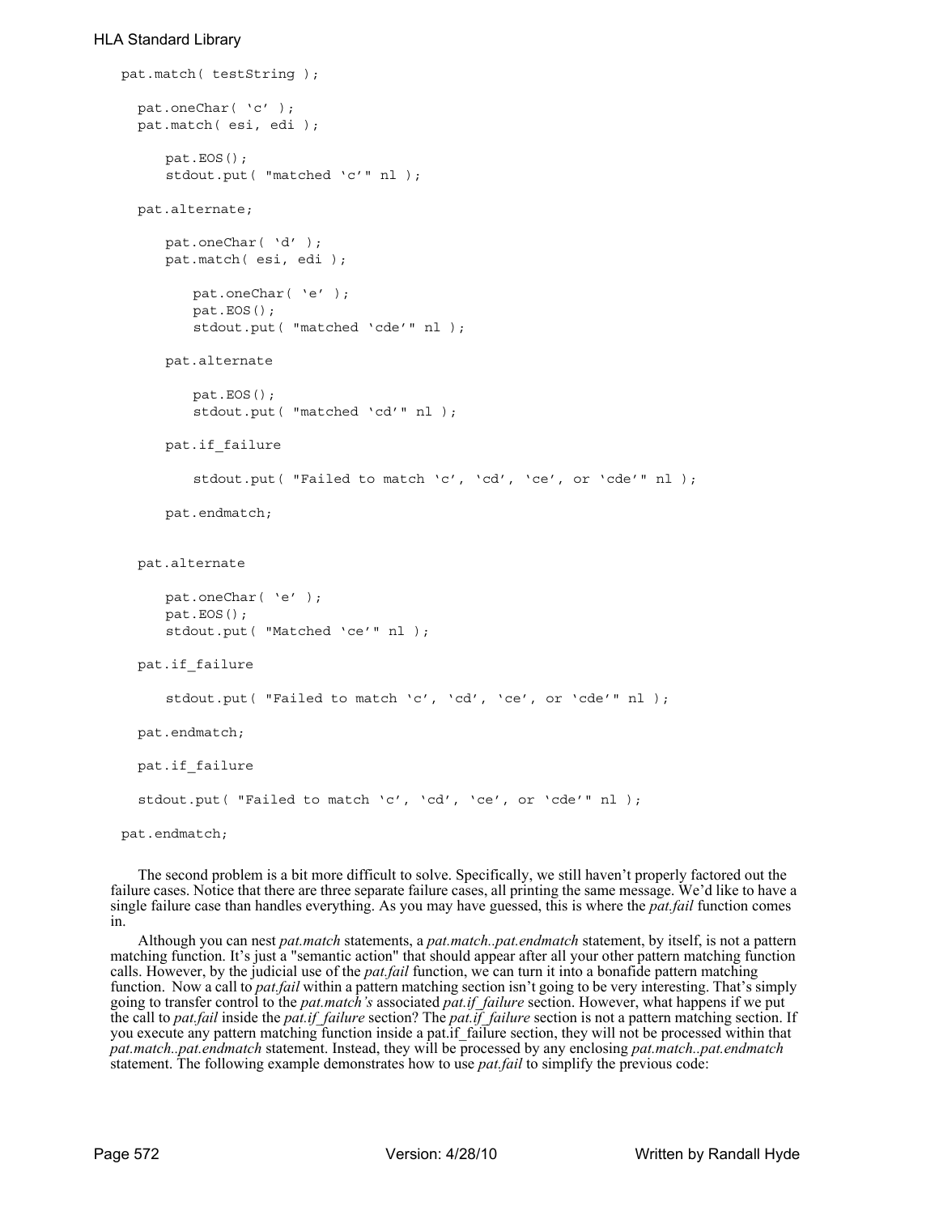```
pat.match( testString );

  pat.oneChar( 'c' );
  pat.match( esi, edi );

     pat.EOS();
     stdout.put( "matched 'c'" nl );

  pat.alternate;

     pat.oneChar( 'd' );
     pat.match( esi, edi );

        pat.oneChar( 'e' );
        pat.EOS();
        stdout.put( "matched 'cde'" nl );

     pat.alternate

        pat.EOS();
        stdout.put( "matched 'cd'" nl );

     pat.if_failure

        stdout.put( "Failed to match 'c', 'cd', 'ce', or 'cde'" nl );

     pat.endmatch;


  pat.alternate

     pat.oneChar( 'e' );
     pat.EOS();
     stdout.put( "Matched 'ce'" nl );

  pat.if_failure

     stdout.put( "Failed to match 'c', 'cd', 'ce', or 'cde'" nl );

  pat.endmatch;

  pat.if_failure

  stdout.put( "Failed to match 'c', 'cd', 'ce', or 'cde'" nl );

pat.endmatch;
```

The second problem is a bit more difficult to solve. Specifically, we still haven't properly factored out the failure cases. Notice that there are three separate failure cases, all printing the same message. We'd like to have a single failure case than handles everything. As you may have guessed, this is where the *pat.fail* function comes in.

Although you can nest *pat.match* statements, a *pat.match..pat.endmatch* statement, by itself, is not a pattern matching function. It's just a "semantic action" that should appear after all your other pattern matching function calls. However, by the judicial use of the *pat.fail* function, we can turn it into a bonafide pattern matching function. Now a call to *pat.fail* within a pattern matching section isn't going to be very interesting. That's simply going to transfer control to the *pat.match's* associated *pat.if_failure* section. However, what happens if we put the call to *pat.fail* inside the *pat.if_failure* section? The *pat.if_failure* section is not a pattern matching section. If you execute any pattern matching function inside a pat.if_failure section, they will not be processed within that *pat.match..pat.endmatch* statement. Instead, they will be processed by any enclosing *pat.match..pat.endmatch* statement. The following example demonstrates how to use *pat.fail* to simplify the previous code: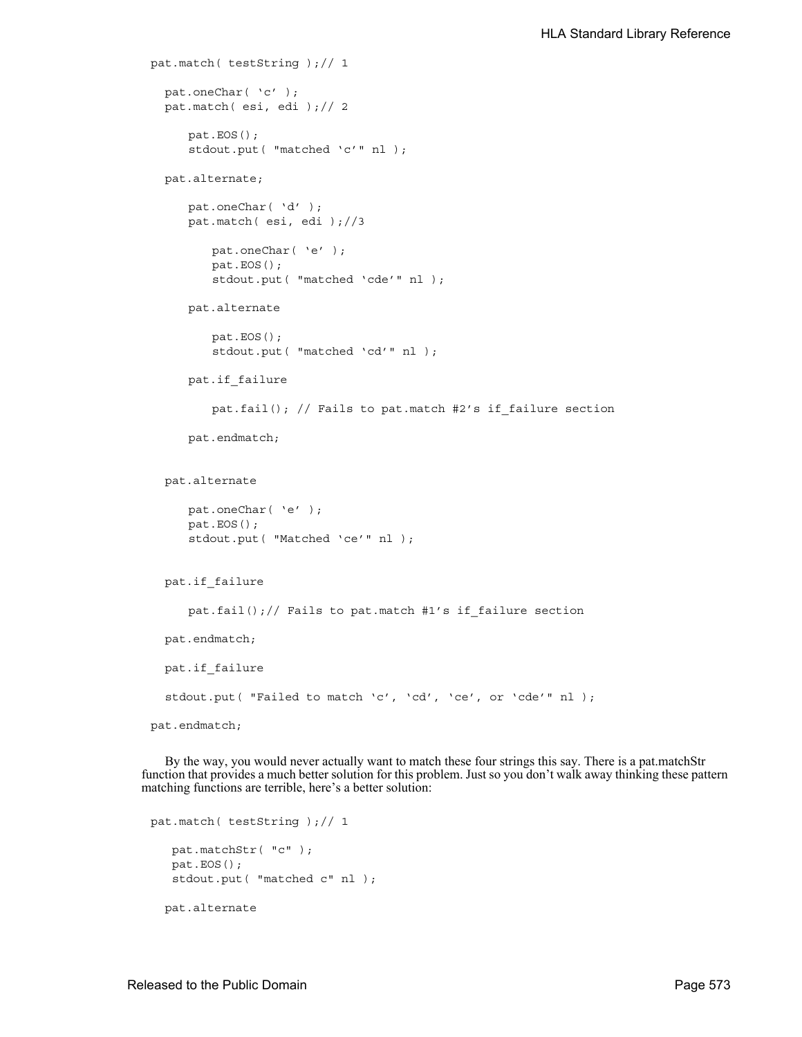```
pat.match( testString );// 1

   pat.oneChar( 'c' );
   pat.match( esi, edi );// 2

      pat.EOS();
      stdout.put( "matched 'c'" nl );

   pat.alternate;

      pat.oneChar( 'd' );
      pat.match( esi, edi );//3

         pat.oneChar( 'e' );
         pat.EOS();
         stdout.put( "matched 'cde'" nl );

      pat.alternate

         pat.EOS();
         stdout.put( "matched 'cd'" nl );

      pat.if_failure

         pat.fail(); // Fails to pat.match #2's if_failure section

      pat.endmatch;


   pat.alternate

      pat.oneChar( 'e' );
      pat.EOS();
      stdout.put( "Matched 'ce'" nl );


   pat.if_failure

      pat.fail();// Fails to pat.match #1's if_failure section

   pat.endmatch;

   pat.if_failure

   stdout.put( "Failed to match 'c', 'cd', 'ce', or 'cde'" nl );

pat.endmatch;
```

By the way, you would never actually want to match these four strings this say. There is a pat.matchStr function that provides a much better solution for this problem. Just so you don't walk away thinking these pattern matching functions are terrible, here's a better solution:

```
pat.match( testString );// 1

    pat.matchStr( "c" );
    pat.EOS();
    stdout.put( "matched c" nl );

   pat.alternate
```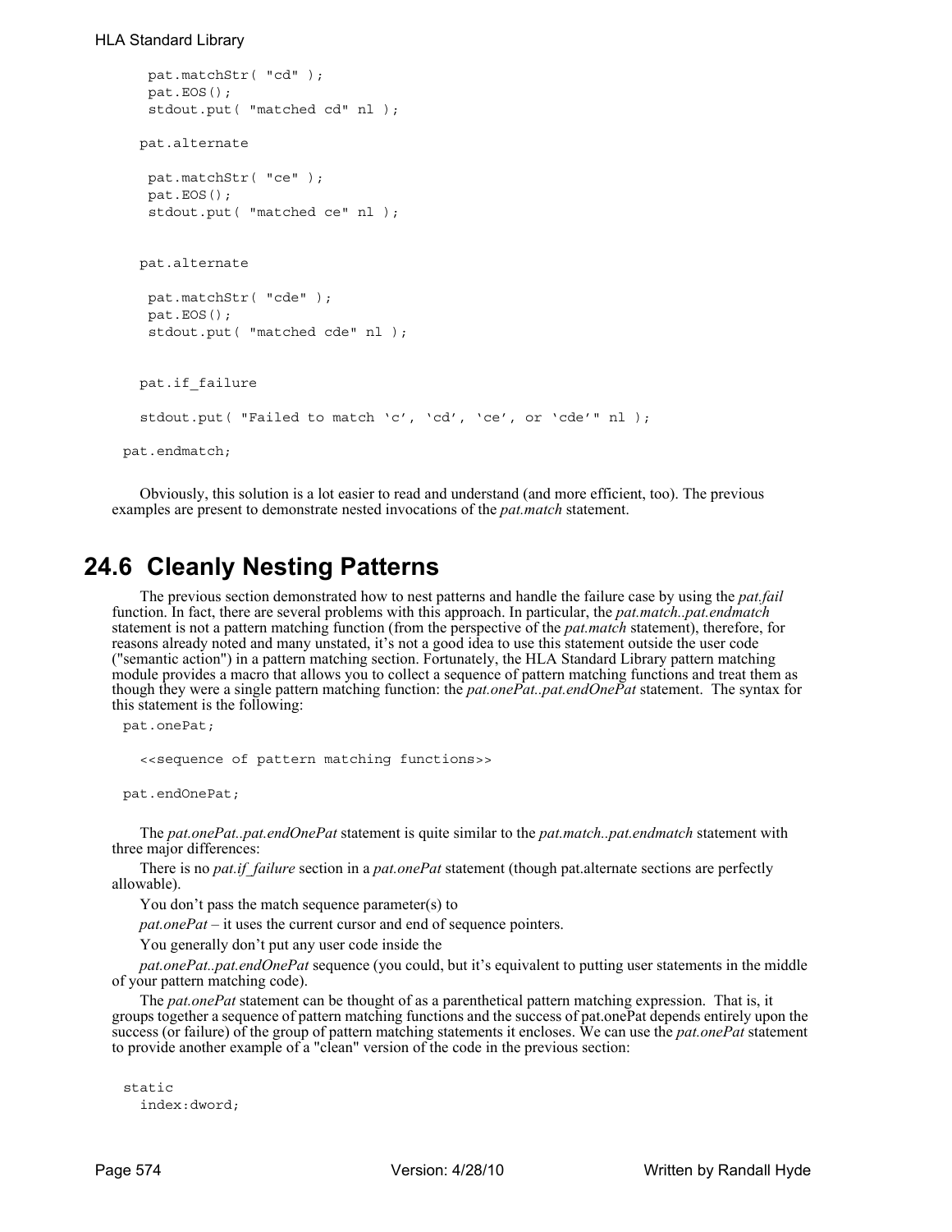```
    pat.matchStr( "cd" );
    pat.EOS();
    stdout.put( "matched cd" nl );

   pat.alternate

    pat.matchStr( "ce" );
    pat.EOS();
    stdout.put( "matched ce" nl );


   pat.alternate

    pat.matchStr( "cde" );
    pat.EOS();
    stdout.put( "matched cde" nl );


   pat.if_failure

   stdout.put( "Failed to match 'c', 'cd', 'ce', or 'cde'" nl );

 pat.endmatch;
```

Obviously, this solution is a lot easier to read and understand (and more efficient, too). The previous examples are present to demonstrate nested invocations of the *pat.match* statement.

## 24.6 Cleanly Nesting Patterns

The previous section demonstrated how to nest patterns and handle the failure case by using the *pat.fail* function. In fact, there are several problems with this approach. In particular, the *pat.match..pat.endmatch* statement is not a pattern matching function (from the perspective of the *pat.match* statement), therefore, for reasons already noted and many unstated, it's not a good idea to use this statement outside the user code ("semantic action") in a pattern matching section. Fortunately, the HLA Standard Library pattern matching module provides a macro that allows you to collect a sequence of pattern matching functions and treat them as though they were a single pattern matching function: the *pat.onePat..pat.endOnePat* statement. The syntax for this statement is the following:

```
 pat.onePat;

   <<sequence of pattern matching functions>>

 pat.endOnePat;
```

The *pat.onePat..pat.endOnePat* statement is quite similar to the *pat.match..pat.endmatch* statement with three major differences:

There is no *pat.if_failure* section in a *pat.onePat* statement (though pat.alternate sections are perfectly allowable).

You don't pass the match sequence parameter(s) to

*pat.onePat* – it uses the current cursor and end of sequence pointers.

You generally don't put any user code inside the

*pat.onePat..pat.endOnePat* sequence (you could, but it's equivalent to putting user statements in the middle of your pattern matching code).

The *pat.onePat* statement can be thought of as a parenthetical pattern matching expression. That is, it groups together a sequence of pattern matching functions and the success of pat.onePat depends entirely upon the success (or failure) of the group of pattern matching statements it encloses. We can use the *pat.onePat* statement to provide another example of a "clean" version of the code in the previous section:

```
 static
   index:dword;
```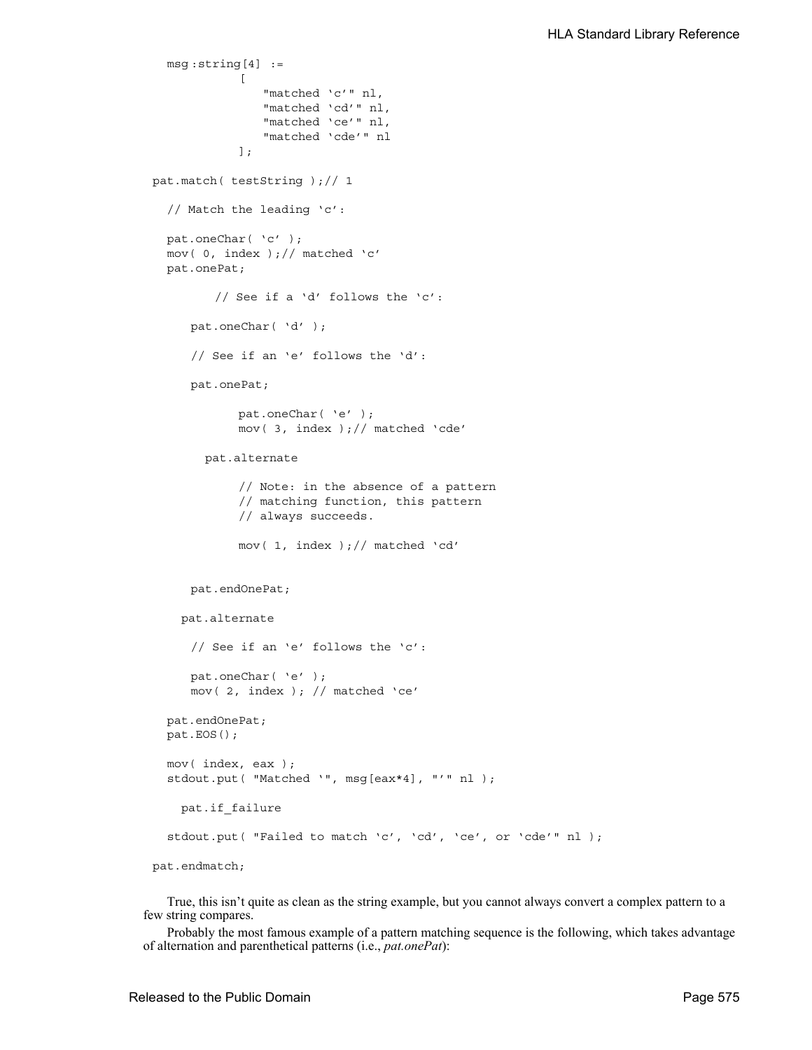```
    msg:string[4] :=
              [
                 "matched 'c'" nl,
                 "matched 'cd'" nl,
                 "matched 'ce'" nl,
                 "matched 'cde'" nl
              ];

 pat.match( testString );// 1

    // Match the leading 'c':

    pat.oneChar( 'c' );
    mov( 0, index );// matched 'c'
    pat.onePat;

          // See if a 'd' follows the 'c':

       pat.oneChar( 'd' );

       // See if an 'e' follows the 'd':

       pat.onePat;

             pat.oneChar( 'e' );
             mov( 3, index );// matched 'cde'

         pat.alternate

             // Note: in the absence of a pattern
             // matching function, this pattern
             // always succeeds.

             mov( 1, index );// matched 'cd'


       pat.endOnePat;

      pat.alternate

       // See if an 'e' follows the 'c':

       pat.oneChar( 'e' );
       mov( 2, index ); // matched 'ce'

    pat.endOnePat;
    pat.EOS();

    mov( index, eax );
    stdout.put( "Matched '", msg[eax*4], "'" nl );

      pat.if_failure

    stdout.put( "Failed to match 'c', 'cd', 'ce', or 'cde'" nl );

 pat.endmatch;
```

True, this isn't quite as clean as the string example, but you cannot always convert a complex pattern to a few string compares.

Probably the most famous example of a pattern matching sequence is the following, which takes advantage of alternation and parenthetical patterns (i.e., *pat.onePat*):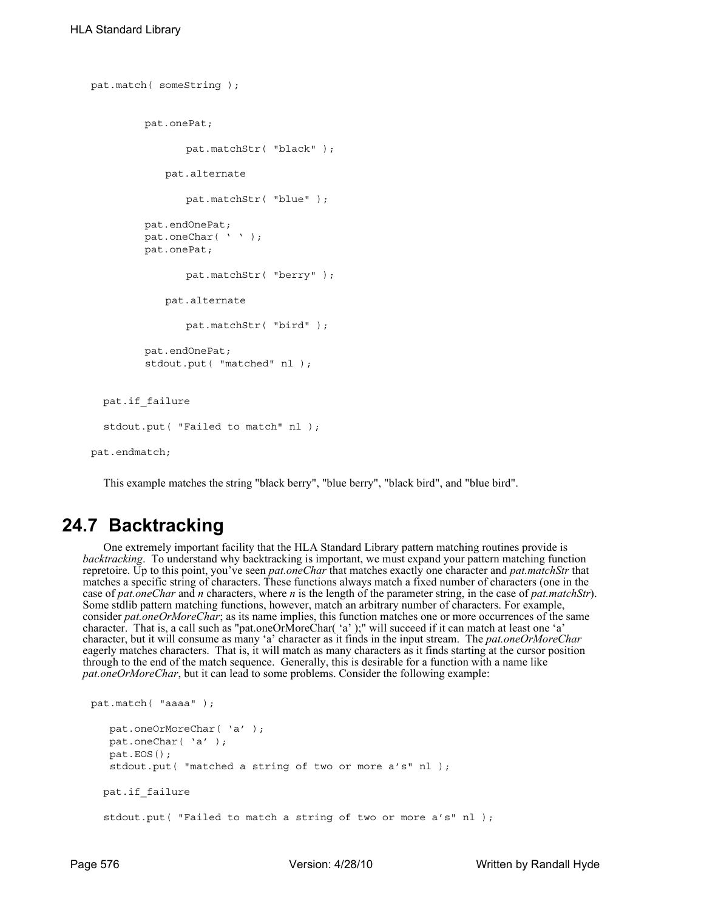```
pat.match( someString );

        pat.onePat;

              pat.matchStr( "black" );

           pat.alternate

              pat.matchStr( "blue" );

        pat.endOnePat;
        pat.oneChar( ' ' );
        pat.onePat;

              pat.matchStr( "berry" );

           pat.alternate

              pat.matchStr( "bird" );

        pat.endOnePat;
        stdout.put( "matched" nl );


  pat.if_failure

  stdout.put( "Failed to match" nl );

pat.endmatch;
```

This example matches the string "black berry", "blue berry", "black bird", and "blue bird".

## 24.7 Backtracking

One extremely important facility that the HLA Standard Library pattern matching routines provide is *backtracking*. To understand why backtracking is important, we must expand your pattern matching function repretoire. Up to this point, you've seen *pat.oneChar* that matches exactly one character and *pat.matchStr* that matches a specific string of characters. These functions always match a fixed number of characters (one in the case of *pat.oneChar* and *n* characters, where *n* is the length of the parameter string, in the case of *pat.matchStr*). Some stdlib pattern matching functions, however, match an arbitrary number of characters. For example, consider *pat.oneOrMoreChar*; as its name implies, this function matches one or more occurrences of the same character. That is, a call such as "pat.oneOrMoreChar( 'a' );" will succeed if it can match at least one 'a' character, but it will consume as many 'a' character as it finds in the input stream. The *pat.oneOrMoreChar* eagerly matches characters. That is, it will match as many characters as it finds starting at the cursor position through to the end of the match sequence. Generally, this is desirable for a function with a name like *pat.oneOrMoreChar*, but it can lead to some problems. Consider the following example:

```
pat.match( "aaaa" );

   pat.oneOrMoreChar( 'a' );
   pat.oneChar( 'a' );
   pat.EOS();
   stdout.put( "matched a string of two or more a's" nl );

  pat.if_failure

  stdout.put( "Failed to match a string of two or more a's" nl );
```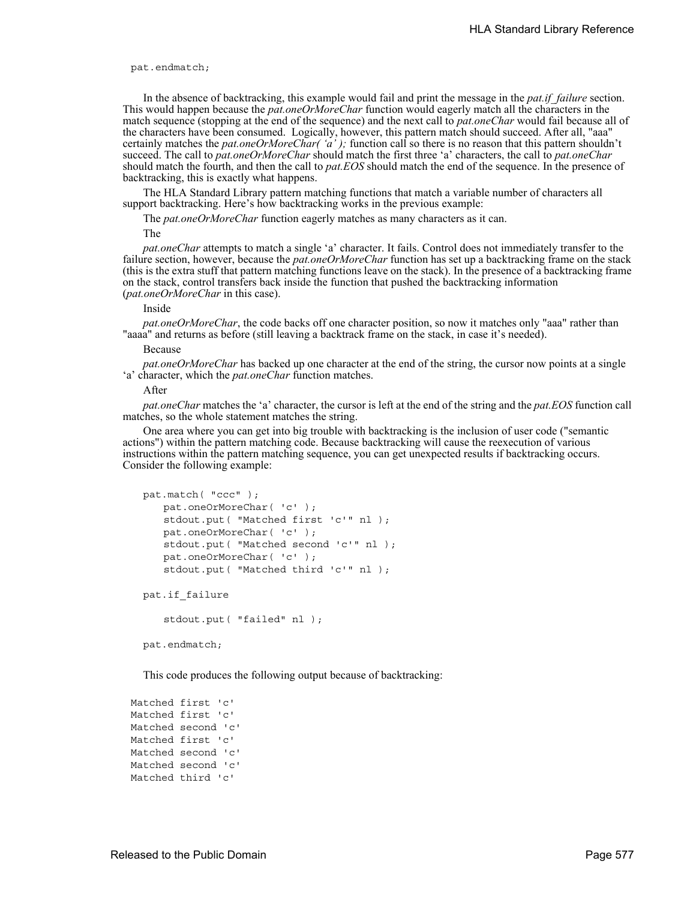```
pat.endmatch;
```

In the absence of backtracking, this example would fail and print the message in the *pat.if_failure* section. This would happen because the *pat.oneOrMoreChar* function would eagerly match all the characters in the match sequence (stopping at the end of the sequence) and the next call to *pat.oneChar* would fail because all of the characters have been consumed. Logically, however, this pattern match should succeed. After all, "aaa" certainly matches the *pat.oneOrMoreChar( 'a' );* function call so there is no reason that this pattern shouldn't succeed. The call to *pat.oneOrMoreChar* should match the first three 'a' characters, the call to *pat.oneChar* should match the fourth, and then the call to *pat.EOS* should match the end of the sequence. In the presence of backtracking, this is exactly what happens.

The HLA Standard Library pattern matching functions that match a variable number of characters all support backtracking. Here's how backtracking works in the previous example:

The *pat.oneOrMoreChar* function eagerly matches as many characters as it can.

The

*pat.oneChar* attempts to match a single 'a' character. It fails. Control does not immediately transfer to the failure section, however, because the *pat.oneOrMoreChar* function has set up a backtracking frame on the stack (this is the extra stuff that pattern matching functions leave on the stack). In the presence of a backtracking frame on the stack, control transfers back inside the function that pushed the backtracking information (*pat.oneOrMoreChar* in this case).

Inside

*pat.oneOrMoreChar*, the code backs off one character position, so now it matches only "aaa" rather than "aaaa" and returns as before (still leaving a backtrack frame on the stack, in case it's needed).

Because

*pat.oneOrMoreChar* has backed up one character at the end of the string, the cursor now points at a single 'a' character, which the *pat.oneChar* function matches.

After

*pat.oneChar* matches the 'a' character, the cursor is left at the end of the string and the *pat.EOS* function call matches, so the whole statement matches the string.

One area where you can get into big trouble with backtracking is the inclusion of user code ("semantic actions") within the pattern matching code. Because backtracking will cause the reexecution of various instructions within the pattern matching sequence, you can get unexpected results if backtracking occurs. Consider the following example:

```
pat.match( "ccc" );
    pat.oneOrMoreChar( 'c' );
    stdout.put( "Matched first 'c'" nl );
    pat.oneOrMoreChar( 'c' );
    stdout.put( "Matched second 'c'" nl );
    pat.oneOrMoreChar( 'c' );
    stdout.put( "Matched third 'c'" nl );

pat.if_failure

    stdout.put( "failed" nl );

pat.endmatch;
```

This code produces the following output because of backtracking:

```
Matched first 'c'
Matched first 'c'
Matched second 'c'
Matched first 'c'
Matched second 'c'
Matched second 'c'
Matched third 'c'
```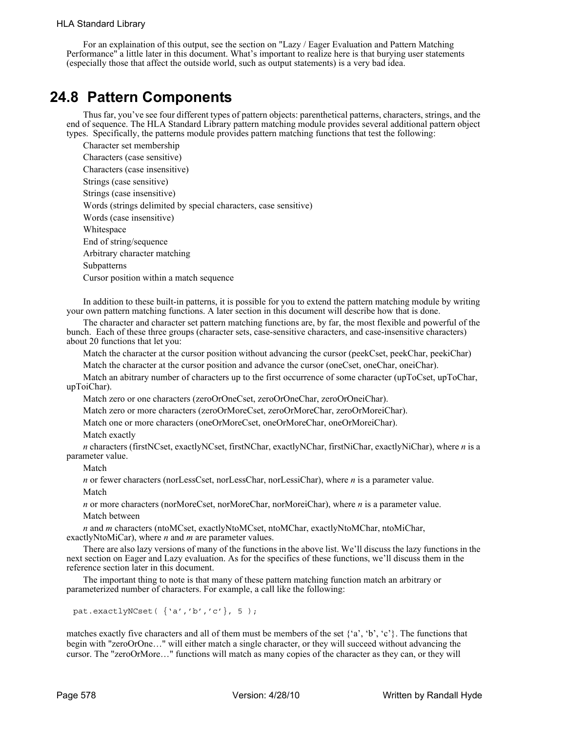For an explaination of this output, see the section on "Lazy / Eager Evaluation and Pattern Matching Performance" a little later in this document. What's important to realize here is that burying user statements (especially those that affect the outside world, such as output statements) is a very bad idea.

## 24.8 Pattern Components

Thus far, you've see four different types of pattern objects: parenthetical patterns, characters, strings, and the end of sequence. The HLA Standard Library pattern matching module provides several additional pattern object types. Specifically, the patterns module provides pattern matching functions that test the following:

- Character set membership
- Characters (case sensitive)
- Characters (case insensitive)
- Strings (case sensitive)
- Strings (case insensitive)
- Words (strings delimited by special characters, case sensitive)
- Words (case insensitive)
- Whitespace
- End of string/sequence
- Arbitrary character matching
- Subpatterns
- Cursor position within a match sequence

In addition to these built-in patterns, it is possible for you to extend the pattern matching module by writing your own pattern matching functions. A later section in this document will describe how that is done.

The character and character set pattern matching functions are, by far, the most flexible and powerful of the bunch. Each of these three groups (character sets, case-sensitive characters, and case-insensitive characters) about 20 functions that let you:

- Match the character at the cursor position without advancing the cursor (peekCset, peekChar, peekiChar)
- Match the character at the cursor position and advance the cursor (oneCset, oneChar, oneiChar).
- Match an abitrary number of characters up to the first occurrence of some character (upToCset, upToChar, upToiChar).
- Match zero or one characters (zeroOrOneCset, zeroOrOneChar, zeroOrOneiChar).
- Match zero or more characters (zeroOrMoreCset, zeroOrMoreChar, zeroOrMoreiChar).
- Match one or more characters (oneOrMoreCset, oneOrMoreChar, oneOrMoreiChar).
- Match exactly *n* characters (firstNCset, exactlyNCset, firstNChar, exactlyNChar, firstNiChar, exactlyNiChar), where *n* is a parameter value.
- Match *n* or fewer characters (norLessCset, norLessChar, norLessiChar), where *n* is a parameter value.
- Match *n* or more characters (norMoreCset, norMoreChar, norMoreiChar), where *n* is a parameter value.
- Match between *n* and *m* characters (ntoMCset, exactlyNtoMCset, ntoMChar, exactlyNtoMChar, ntoMiChar, exactlyNtoMiCar), where *n* and *m* are parameter values.

There are also lazy versions of many of the functions in the above list. We'll discuss the lazy functions in the next section on Eager and Lazy evaluation. As for the specifics of these functions, we'll discuss them in the reference section later in this document.

The important thing to note is that many of these pattern matching function match an arbitrary or parameterized number of characters. For example, a call like the following:

```
pat.exactlyNCset( {'a','b','c'}, 5 );
```

matches exactly five characters and all of them must be members of the set {'a', 'b', 'c'}. The functions that begin with "zeroOrOne…" will either match a single character, or they will succeed without advancing the cursor. The "zeroOrMore…" functions will match as many copies of the character as they can, or they will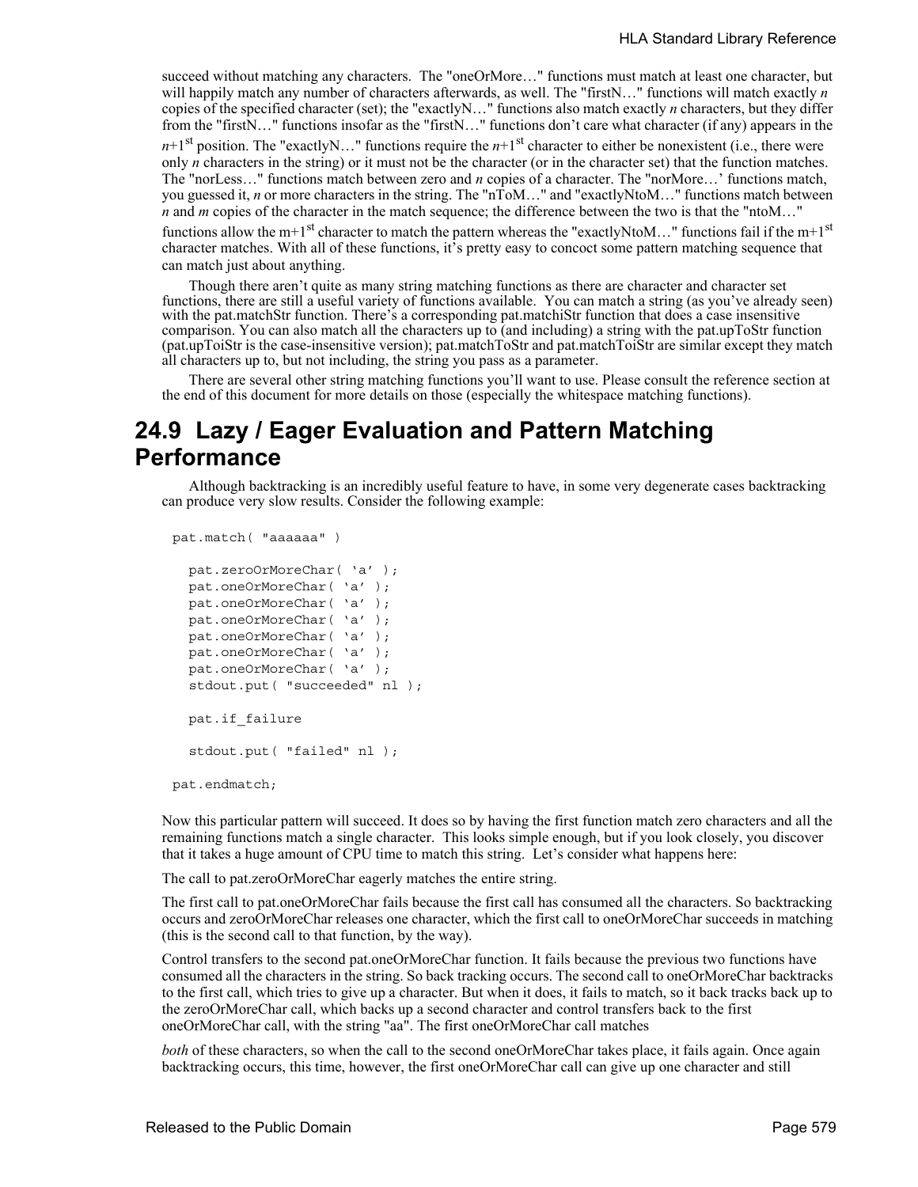succeed without matching any characters. The "oneOrMore…" functions must match at least one character, but will happily match any number of characters afterwards, as well. The "firstN…" functions will match exactly *n* copies of the specified character (set); the "exactlyN…" functions also match exactly *n* characters, but they differ from the "firstN…" functions insofar as the "firstN…" functions don't care what character (if any) appears in the *n*+1st position. The "exactlyN…" functions require the *n*+1st character to either be nonexistent (i.e., there were only *n* characters in the string) or it must not be the character (or in the character set) that the function matches. The "norLess…" functions match between zero and *n* copies of a character. The "norMore…' functions match, you guessed it, *n* or more characters in the string. The "nToM…" and "exactlyNtoM…" functions match between *n* and *m* copies of the character in the match sequence; the difference between the two is that the "ntoM…" functions allow the m+1st character to match the pattern whereas the "exactlyNtoM…" functions fail if the m+1st character matches. With all of these functions, it's pretty easy to concoct some pattern matching sequence that can match just about anything.

Though there aren't quite as many string matching functions as there are character and character set functions, there are still a useful variety of functions available. You can match a string (as you've already seen) with the pat.matchStr function. There's a corresponding pat.matchiStr function that does a case insensitive comparison. You can also match all the characters up to (and including) a string with the pat.upToStr function (pat.upToiStr is the case-insensitive version); pat.matchToStr and pat.matchToiStr are similar except they match all characters up to, but not including, the string you pass as a parameter.

There are several other string matching functions you'll want to use. Please consult the reference section at the end of this document for more details on those (especially the whitespace matching functions).

## 24.9 Lazy / Eager Evaluation and Pattern Matching Performance

Although backtracking is an incredibly useful feature to have, in some very degenerate cases backtracking can produce very slow results. Consider the following example:

```
pat.match( "aaaaaa" )

   pat.zeroOrMoreChar( 'a' );
   pat.oneOrMoreChar( 'a' );
   pat.oneOrMoreChar( 'a' );
   pat.oneOrMoreChar( 'a' );
   pat.oneOrMoreChar( 'a' );
   pat.oneOrMoreChar( 'a' );
   pat.oneOrMoreChar( 'a' );
   stdout.put( "succeeded" nl );

   pat.if_failure

   stdout.put( "failed" nl );

pat.endmatch;
```

Now this particular pattern will succeed. It does so by having the first function match zero characters and all the remaining functions match a single character. This looks simple enough, but if you look closely, you discover that it takes a huge amount of CPU time to match this string. Let's consider what happens here:

The call to pat.zeroOrMoreChar eagerly matches the entire string.

The first call to pat.oneOrMoreChar fails because the first call has consumed all the characters. So backtracking occurs and zeroOrMoreChar releases one character, which the first call to oneOrMoreChar succeeds in matching (this is the second call to that function, by the way).

Control transfers to the second pat.oneOrMoreChar function. It fails because the previous two functions have consumed all the characters in the string. So back tracking occurs. The second call to oneOrMoreChar backtracks to the first call, which tries to give up a character. But when it does, it fails to match, so it back tracks back up to the zeroOrMoreChar call, which backs up a second character and control transfers back to the first oneOrMoreChar call, with the string "aa". The first oneOrMoreChar call matches

*both* of these characters, so when the call to the second oneOrMoreChar takes place, it fails again. Once again backtracking occurs, this time, however, the first oneOrMoreChar call can give up one character and still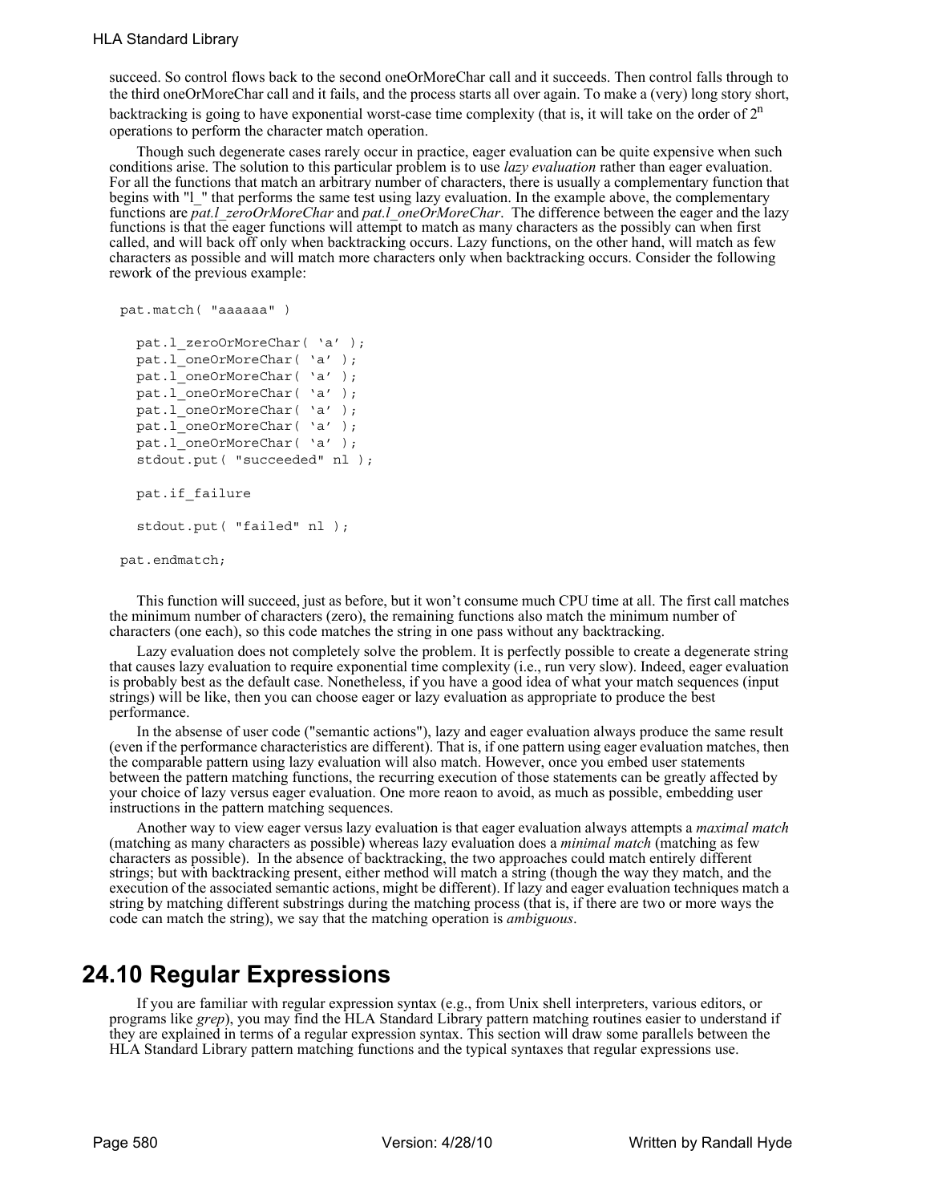succeed. So control flows back to the second oneOrMoreChar call and it succeeds. Then control falls through to the third oneOrMoreChar call and it fails, and the process starts all over again. To make a (very) long story short, backtracking is going to have exponential worst-case time complexity (that is, it will take on the order of $2^n$ operations to perform the character match operation.

Though such degenerate cases rarely occur in practice, eager evaluation can be quite expensive when such conditions arise. The solution to this particular problem is to use *lazy evaluation* rather than eager evaluation. For all the functions that match an arbitrary number of characters, there is usually a complementary function that begins with "l_" that performs the same test using lazy evaluation. In the example above, the complementary functions are *pat.l_zeroOrMoreChar* and *pat.l_oneOrMoreChar*. The difference between the eager and the lazy functions is that the eager functions will attempt to match as many characters as the possibly can when first called, and will back off only when backtracking occurs. Lazy functions, on the other hand, will match as few characters as possible and will match more characters only when backtracking occurs. Consider the following rework of the previous example:

```
pat.match( "aaaaaa" )

   pat.l_zeroOrMoreChar( 'a' );
   pat.l_oneOrMoreChar( 'a' );
   pat.l_oneOrMoreChar( 'a' );
   pat.l_oneOrMoreChar( 'a' );
   pat.l_oneOrMoreChar( 'a' );
   pat.l_oneOrMoreChar( 'a' );
   pat.l_oneOrMoreChar( 'a' );
   stdout.put( "succeeded" nl );

   pat.if_failure

   stdout.put( "failed" nl );

pat.endmatch;
```

This function will succeed, just as before, but it won't consume much CPU time at all. The first call matches the minimum number of characters (zero), the remaining functions also match the minimum number of characters (one each), so this code matches the string in one pass without any backtracking.

Lazy evaluation does not completely solve the problem. It is perfectly possible to create a degenerate string that causes lazy evaluation to require exponential time complexity (i.e., run very slow). Indeed, eager evaluation is probably best as the default case. Nonetheless, if you have a good idea of what your match sequences (input strings) will be like, then you can choose eager or lazy evaluation as appropriate to produce the best performance.

In the absense of user code ("semantic actions"), lazy and eager evaluation always produce the same result (even if the performance characteristics are different). That is, if one pattern using eager evaluation matches, then the comparable pattern using lazy evaluation will also match. However, once you embed user statements between the pattern matching functions, the recurring execution of those statements can be greatly affected by your choice of lazy versus eager evaluation. One more reaon to avoid, as much as possible, embedding user instructions in the pattern matching sequences.

Another way to view eager versus lazy evaluation is that eager evaluation always attempts a *maximal match* (matching as many characters as possible) whereas lazy evaluation does a *minimal match* (matching as few characters as possible). In the absence of backtracking, the two approaches could match entirely different strings; but with backtracking present, either method will match a string (though the way they match, and the execution of the associated semantic actions, might be different). If lazy and eager evaluation techniques match a string by matching different substrings during the matching process (that is, if there are two or more ways the code can match the string), we say that the matching operation is *ambiguous*.

# 24.10 Regular Expressions

If you are familiar with regular expression syntax (e.g., from Unix shell interpreters, various editors, or programs like *grep*), you may find the HLA Standard Library pattern matching routines easier to understand if they are explained in terms of a regular expression syntax. This section will draw some parallels between the HLA Standard Library pattern matching functions and the typical syntaxes that regular expressions use.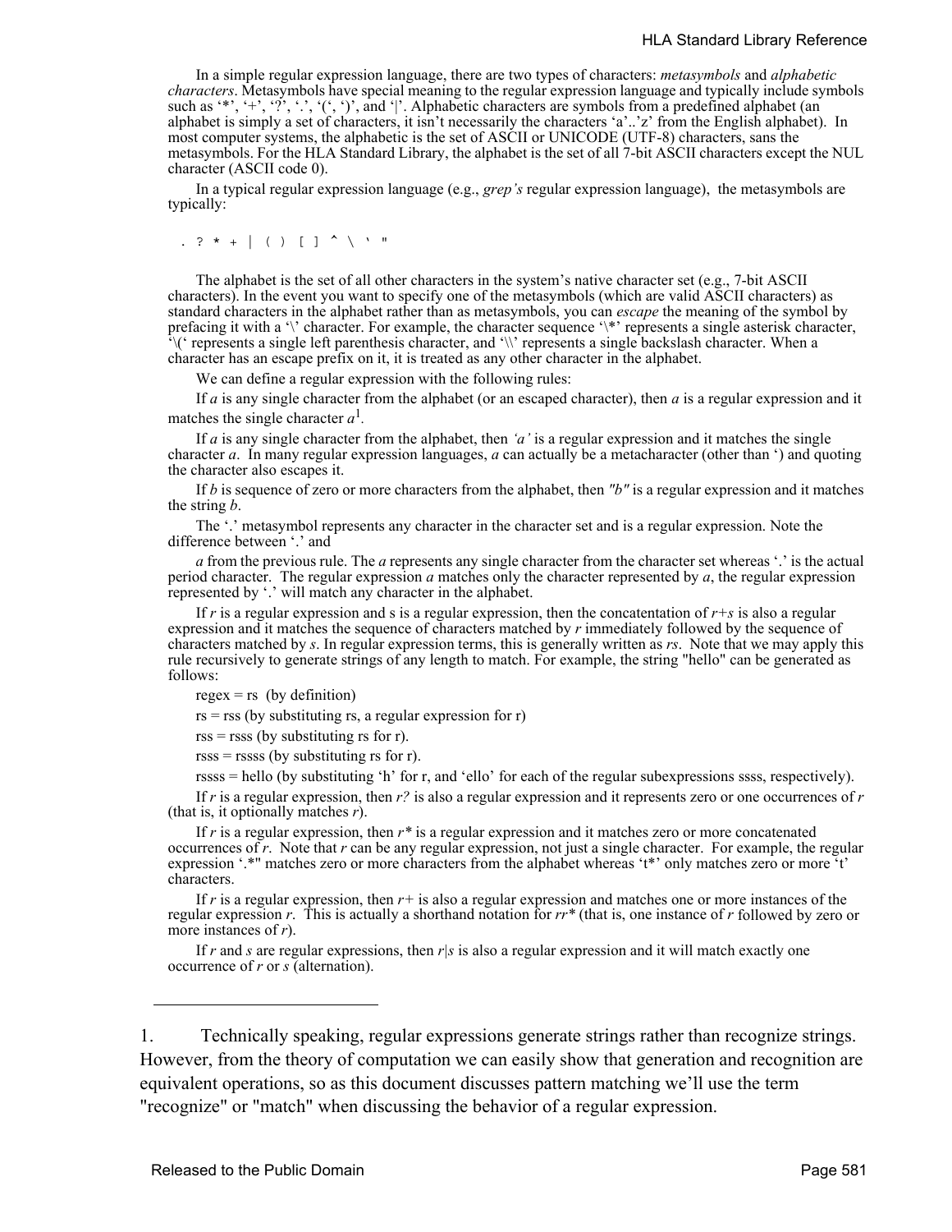In a simple regular expression language, there are two types of characters: *metasymbols* and *alphabetic characters*. Metasymbols have special meaning to the regular expression language and typically include symbols such as '*', '+', '?', '.', '(', ')', and '|'. Alphabetic characters are symbols from a predefined alphabet (an alphabet is simply a set of characters, it isn't necessarily the characters 'a'..'z' from the English alphabet). In most computer systems, the alphabetic is the set of ASCII or UNICODE (UTF-8) characters, sans the metasymbols. For the HLA Standard Library, the alphabet is the set of all 7-bit ASCII characters except the NUL character (ASCII code 0).

In a typical regular expression language (e.g., *grep's* regular expression language), the metasymbols are typically:

```
. ? * + | ( ) [ ] ^ \ ' "
```

The alphabet is the set of all other characters in the system's native character set (e.g., 7-bit ASCII characters). In the event you want to specify one of the metasymbols (which are valid ASCII characters) as standard characters in the alphabet rather than as metasymbols, you can *escape* the meaning of the symbol by prefacing it with a '\' character. For example, the character sequence '\*' represents a single asterisk character, '\(' represents a single left parenthesis character, and '\\' represents a single backslash character. When a character has an escape prefix on it, it is treated as any other character in the alphabet.

We can define a regular expression with the following rules:

If *a* is any single character from the alphabet (or an escaped character), then *a* is a regular expression and it matches the single character *a*[1].

If *a* is any single character from the alphabet, then *'a'* is a regular expression and it matches the single character *a*. In many regular expression languages, *a* can actually be a metacharacter (other than ') and quoting the character also escapes it.

If *b* is sequence of zero or more characters from the alphabet, then *"b"* is a regular expression and it matches the string *b*.

The '.' metasymbol represents any character in the character set and is a regular expression. Note the difference between '.' and

*a* from the previous rule. The *a* represents any single character from the character set whereas '.' is the actual period character. The regular expression *a* matches only the character represented by *a*, the regular expression represented by '.' will match any character in the alphabet.

If *r* is a regular expression and s is a regular expression, then the concatentation of *r+s* is also a regular expression and it matches the sequence of characters matched by *r* immediately followed by the sequence of characters matched by *s*. In regular expression terms, this is generally written as *rs*. Note that we may apply this rule recursively to generate strings of any length to match. For example, the string "hello" can be generated as follows:

regex = rs (by definition)

rs = rss (by substituting rs, a regular expression for r)

rss = rsss (by substituting rs for r).

rsss = rssss (by substituting rs for r).

rssss = hello (by substituting 'h' for r, and 'ello' for each of the regular subexpressions ssss, respectively).

If *r* is a regular expression, then *r?* is also a regular expression and it represents zero or one occurrences of *r* (that is, it optionally matches *r*).

If *r* is a regular expression, then *r** is a regular expression and it matches zero or more concatenated occurrences of *r*. Note that *r* can be any regular expression, not just a single character. For example, the regular expression '.*" matches zero or more characters from the alphabet whereas 't*' only matches zero or more 't' characters.

If *r* is a regular expression, then *r+* is also a regular expression and matches one or more instances of the regular expression *r*. This is actually a shorthand notation for *rr** (that is, one instance of *r* followed by zero or more instances of *r*).

If *r* and *s* are regular expressions, then *r|s* is also a regular expression and it will match exactly one occurrence of *r* or *s* (alternation).

---

1. Technically speaking, regular expressions generate strings rather than recognize strings. However, from the theory of computation we can easily show that generation and recognition are equivalent operations, so as this document discusses pattern matching we'll use the term "recognize" or "match" when discussing the behavior of a regular expression.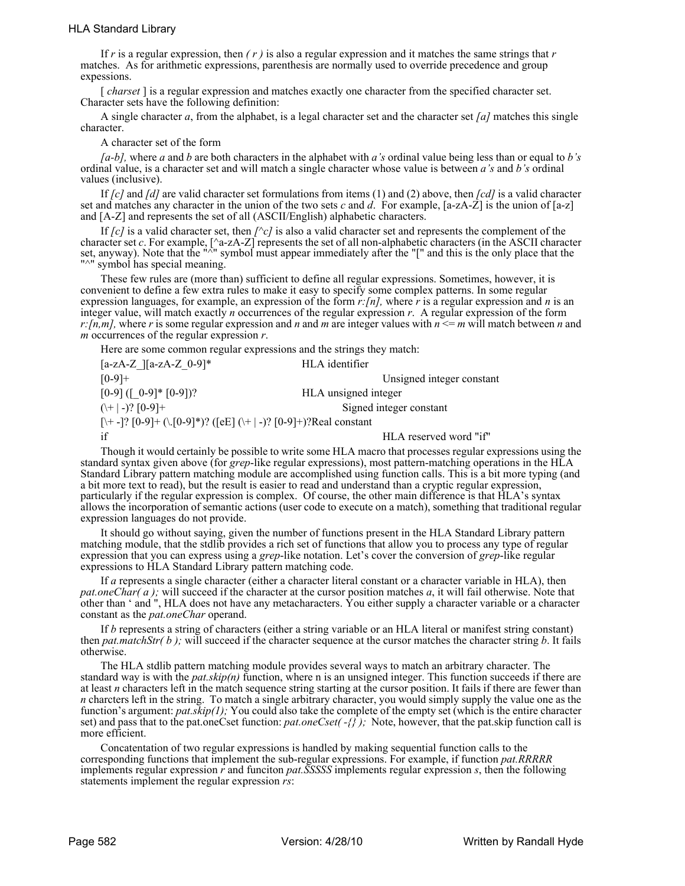If *r* is a regular expression, then *( r )* is also a regular expression and it matches the same strings that *r* matches. As for arithmetic expressions, parenthesis are normally used to override precedence and group expressions.

[ *charset* ] is a regular expression and matches exactly one character from the specified character set. Character sets have the following definition:

A single character *a*, from the alphabet, is a legal character set and the character set *[a]* matches this single character.

A character set of the form

*[a-b],* where *a* and *b* are both characters in the alphabet with *a's* ordinal value being less than or equal to *b's* ordinal value, is a character set and will match a single character whose value is between *a's* and *b's* ordinal values (inclusive).

If *[c]* and *[d]* are valid character set formulations from items (1) and (2) above, then *[cd]* is a valid character set and matches any character in the union of the two sets *c* and *d*. For example, [a-zA-Z] is the union of [a-z] and [A-Z] and represents the set of all (ASCII/English) alphabetic characters.

If *[c]* is a valid character set, then *[^c]* is also a valid character set and represents the complement of the character set *c*. For example, [^a-zA-Z] represents the set of all non-alphabetic characters (in the ASCII character set, anyway). Note that the "^" symbol must appear immediately after the "[" and this is the only place that the "^" symbol has special meaning.

These few rules are (more than) sufficient to define all regular expressions. Sometimes, however, it is convenient to define a few extra rules to make it easy to specify some complex patterns. In some regular expression languages, for example, an expression of the form *r:[n],* where *r* is a regular expression and *n* is an integer value, will match exactly *n* occurrences of the regular expression *r*. A regular expression of the form *r:[n,m],* where *r* is some regular expression and *n* and *m* are integer values with *n* <= *m* will match between *n* and *m* occurrences of the regular expression *r*.

Here are some common regular expressions and the strings they match:

| | |
|---|---|
| [a-zA-Z_][a-zA-Z_0-9]* | HLA identifier |
| [0-9]+ | Unsigned integer constant |
| [0-9] ([_0-9]* [0-9])? | HLA unsigned integer |
| (\+ \| -)? [0-9]+ | Signed integer constant |
| [\+ -]? [0-9]+ (\.[0-9]*)? ([eE] (\+ \| -)? [0-9]+)? | Real constant |
| if | HLA reserved word "if" |

Though it would certainly be possible to write some HLA macro that processes regular expressions using the standard syntax given above (for *grep*-like regular expressions), most pattern-matching operations in the HLA Standard Library pattern matching module are accomplished using function calls. This is a bit more typing (and a bit more text to read), but the result is easier to read and understand than a cryptic regular expression, particularly if the regular expression is complex. Of course, the other main difference is that HLA's syntax allows the incorporation of semantic actions (user code to execute on a match), something that traditional regular expression languages do not provide.

It should go without saying, given the number of functions present in the HLA Standard Library pattern matching module, that the stdlib provides a rich set of functions that allow you to process any type of regular expression that you can express using a *grep*-like notation. Let's cover the conversion of *grep*-like regular expressions to HLA Standard Library pattern matching code.

If *a* represents a single character (either a character literal constant or a character variable in HLA), then *pat.oneChar( a );* will succeed if the character at the cursor position matches *a*, it will fail otherwise. Note that other than ' and ", HLA does not have any metacharacters. You either supply a character variable or a character constant as the *pat.oneChar* operand.

If *b* represents a string of characters (either a string variable or an HLA literal or manifest string constant) then *pat.matchStr( b );* will succeed if the character sequence at the cursor matches the character string *b*. It fails otherwise.

The HLA stdlib pattern matching module provides several ways to match an arbitrary character. The standard way is with the *pat.skip(n)* function, where n is an unsigned integer. This function succeeds if there are at least *n* characters left in the match sequence string starting at the cursor position. It fails if there are fewer than *n* charcters left in the string. To match a single arbitrary character, you would simply supply the value one as the function's argument: *pat.skip(1);* You could also take the complete of the empty set (which is the entire character set) and pass that to the pat.oneCset function: *pat.oneCset( -{} );* Note, however, that the pat.skip function call is more efficient.

Concatentation of two regular expressions is handled by making sequential function calls to the corresponding functions that implement the sub-regular expressions. For example, if function *pat.RRRRR* implements regular expression *r* and funciton *pat.SSSSS* implements regular expression *s*, then the following statements implement the regular expression *rs*: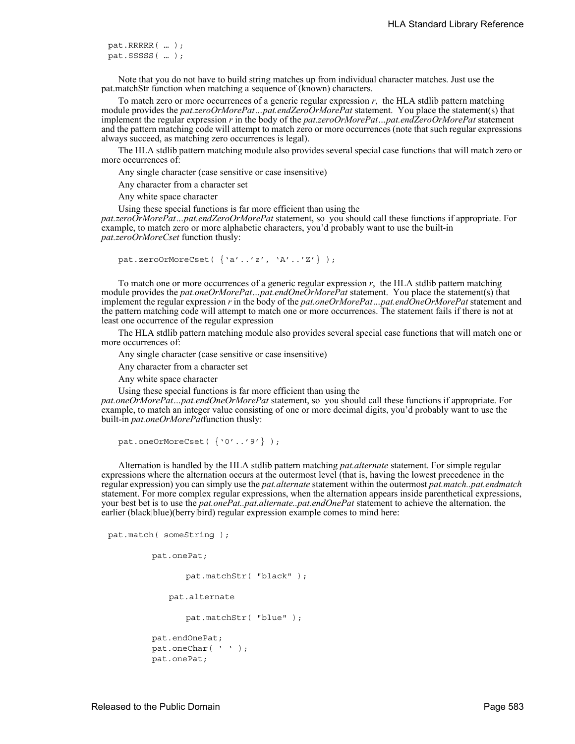```
pat.RRRRR( … );
pat.SSSSS( … );
```

Note that you do not have to build string matches up from individual character matches. Just use the pat.matchStr function when matching a sequence of (known) characters.

To match zero or more occurrences of a generic regular expression *r*, the HLA stdlib pattern matching module provides the *pat.zeroOrMorePat…pat.endZeroOrMorePat* statement. You place the statement(s) that implement the regular expression *r* in the body of the *pat.zeroOrMorePat…pat.endZeroOrMorePat* statement and the pattern matching code will attempt to match zero or more occurrences (note that such regular expressions always succeed, as matching zero occurrences is legal).

The HLA stdlib pattern matching module also provides several special case functions that will match zero or more occurrences of:

Any single character (case sensitive or case insensitive)

Any character from a character set

Any white space character

Using these special functions is far more efficient than using the *pat.zeroOrMorePat…pat.endZeroOrMorePat* statement, so you should call these functions if appropriate. For example, to match zero or more alphabetic characters, you'd probably want to use the built-in *pat.zeroOrMoreCset* function thusly:

```
pat.zeroOrMoreCset( {'a'..'z', 'A'..'Z'} );
```

To match one or more occurrences of a generic regular expression *r*, the HLA stdlib pattern matching module provides the *pat.oneOrMorePat…pat.endOneOrMorePat* statement. You place the statement(s) that implement the regular expression *r* in the body of the *pat.oneOrMorePat…pat.endOneOrMorePat* statement and the pattern matching code will attempt to match one or more occurrences. The statement fails if there is not at least one occurrence of the regular expression

The HLA stdlib pattern matching module also provides several special case functions that will match one or more occurrences of:

Any single character (case sensitive or case insensitive)

Any character from a character set

Any white space character

Using these special functions is far more efficient than using the *pat.oneOrMorePat…pat.endOneOrMorePat* statement, so you should call these functions if appropriate. For example, to match an integer value consisting of one or more decimal digits, you'd probably want to use the built-in *pat.oneOrMorePat*function thusly:

```
pat.oneOrMoreCset( {'0'..'9'} );
```

Alternation is handled by the HLA stdlib pattern matching *pat.alternate* statement. For simple regular expressions where the alternation occurs at the outermost level (that is, having the lowest precedence in the regular expression) you can simply use the *pat.alternate* statement within the outermost *pat.match..pat.endmatch* statement. For more complex regular expressions, when the alternation appears inside parenthetical expressions, your best bet is to use the *pat.onePat..pat.alternate..pat.endOnePat* statement to achieve the alternation. the earlier (black|blue)(berry|bird) regular expression example comes to mind here:

```
pat.match( someString );

        pat.onePat;

              pat.matchStr( "black" );

           pat.alternate

              pat.matchStr( "blue" );

        pat.endOnePat;
        pat.oneChar( ' ' );
        pat.onePat;
```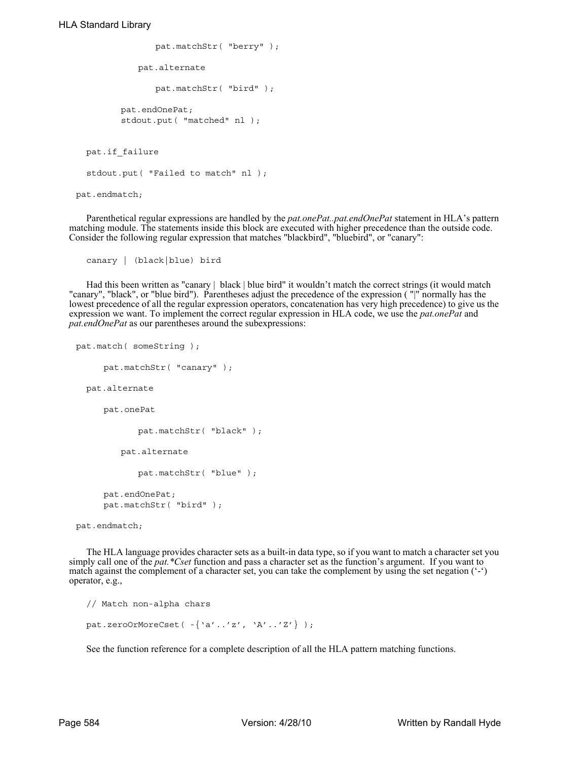```
                pat.matchStr( "berry" );

            pat.alternate

                pat.matchStr( "bird" );

        pat.endOnePat;
        stdout.put( "matched" nl );


    pat.if_failure

    stdout.put( "Failed to match" nl );

 pat.endmatch;
```

Parenthetical regular expressions are handled by the *pat.onePat..pat.endOnePat* statement in HLA's pattern matching module. The statements inside this block are executed with higher precedence than the outside code. Consider the following regular expression that matches "blackbird", "bluebird", or "canary":

```
canary | (black|blue) bird
```

Had this been written as "canary | black | blue bird" it wouldn't match the correct strings (it would match "canary", "black", or "blue bird"). Parentheses adjust the precedence of the expression ( "|" normally has the lowest precedence of all the regular expression operators, concatenation has very high precedence) to give us the expression we want. To implement the correct regular expression in HLA code, we use the *pat.onePat* and *pat.endOnePat* as our parentheses around the subexpressions:

```
 pat.match( someString );

      pat.matchStr( "canary" );

   pat.alternate

      pat.onePat

            pat.matchStr( "black" );

         pat.alternate

            pat.matchStr( "blue" );

      pat.endOnePat;
      pat.matchStr( "bird" );

 pat.endmatch;
```

The HLA language provides character sets as a built-in data type, so if you want to match a character set you simply call one of the *pat.*Cset* function and pass a character set as the function's argument. If you want to match against the complement of a character set, you can take the complement by using the set negation ('-') operator, e.g.,

```
   // Match non-alpha chars

   pat.zeroOrMoreCset( -{'a'..'z', 'A'..'Z'} );
```

See the function reference for a complete description of all the HLA pattern matching functions.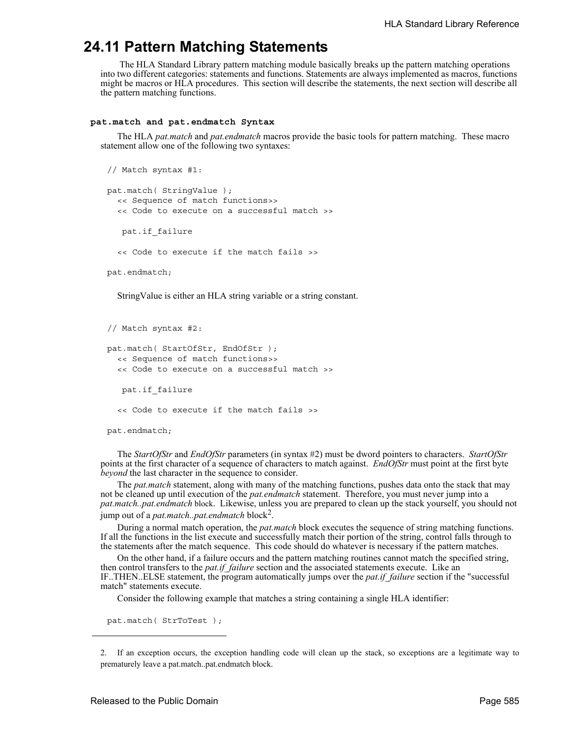## 24.11 Pattern Matching Statements

The HLA Standard Library pattern matching module basically breaks up the pattern matching operations into two different categories: statements and functions. Statements are always implemented as macros, functions might be macros or HLA procedures. This section will describe the statements, the next section will describe all the pattern matching functions.

### pat.match and pat.endmatch Syntax

The HLA *pat.match* and *pat.endmatch* macros provide the basic tools for pattern matching. These macro statement allow one of the following two syntaxes:

```
// Match syntax #1:

pat.match( StringValue );
  << Sequence of match functions>>
  << Code to execute on a successful match >>

   pat.if_failure

  << Code to execute if the match fails >>

pat.endmatch;
```

StringValue is either an HLA string variable or a string constant.

```
// Match syntax #2:

pat.match( StartOfStr, EndOfStr );
  << Sequence of match functions>>
  << Code to execute on a successful match >>

   pat.if_failure

  << Code to execute if the match fails >>

pat.endmatch;
```

The *StartOfStr* and *EndOfStr* parameters (in syntax #2) must be dword pointers to characters. *StartOfStr* points at the first character of a sequence of characters to match against. *EndOfStr* must point at the first byte *beyond* the last character in the sequence to consider.

The *pat.match* statement, along with many of the matching functions, pushes data onto the stack that may not be cleaned up until execution of the *pat.endmatch* statement. Therefore, you must never jump into a *pat.match..pat.endmatch* block. Likewise, unless you are prepared to clean up the stack yourself, you should not jump out of a *pat.match..pat.endmatch* block[2].

During a normal match operation, the *pat.match* block executes the sequence of string matching functions. If all the functions in the list execute and successfully match their portion of the string, control falls through to the statements after the match sequence. This code should do whatever is necessary if the pattern matches.

On the other hand, if a failure occurs and the pattern matching routines cannot match the specified string, then control transfers to the *pat.if_failure* section and the associated statements execute. Like an IF..THEN..ELSE statement, the program automatically jumps over the *pat.if_failure* section if the "successful match" statements execute.

Consider the following example that matches a string containing a single HLA identifier:

```
pat.match( StrToTest );
```

2. If an exception occurs, the exception handling code will clean up the stack, so exceptions are a legitimate way to prematurely leave a pat.match..pat.endmatch block.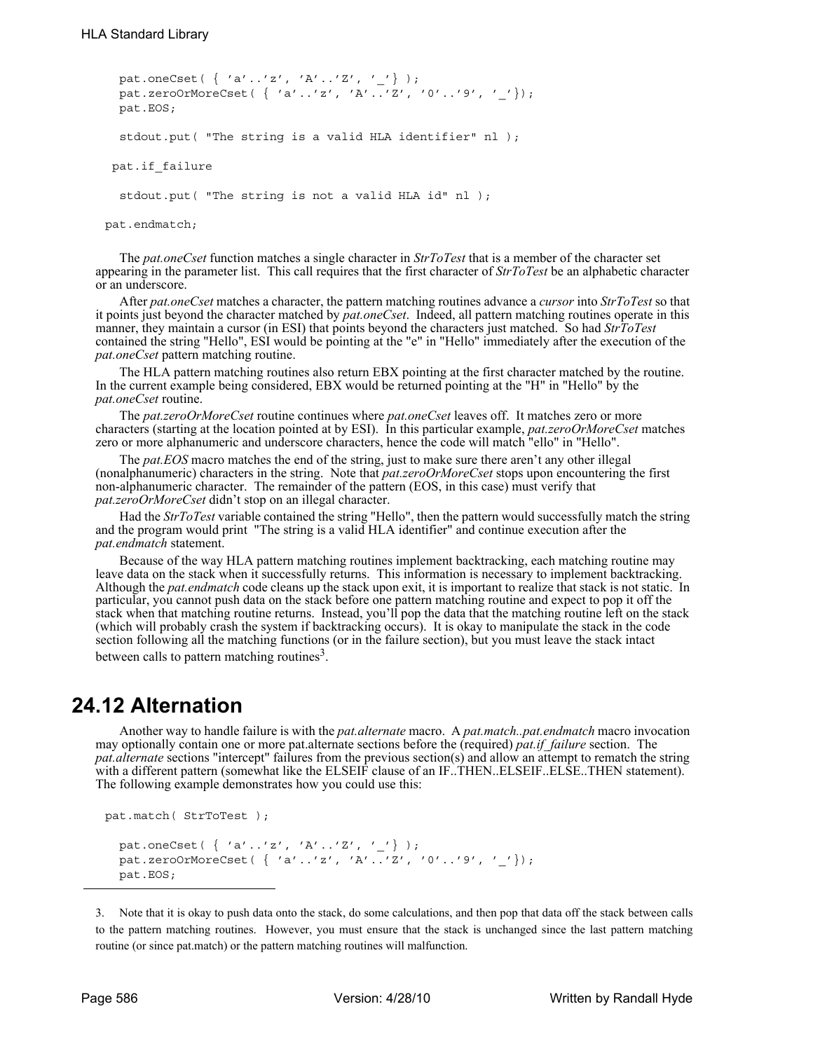```
    pat.oneCset( { 'a'..'z', 'A'..'Z', '_'} );
    pat.zeroOrMoreCset( { 'a'..'z', 'A'..'Z', '0'..'9', '_'});
    pat.EOS;

    stdout.put( "The string is a valid HLA identifier" nl );

  pat.if_failure

    stdout.put( "The string is not a valid HLA id" nl );

pat.endmatch;
```

The *pat.oneCset* function matches a single character in *StrToTest* that is a member of the character set appearing in the parameter list. This call requires that the first character of *StrToTest* be an alphabetic character or an underscore.

After *pat.oneCset* matches a character, the pattern matching routines advance a *cursor* into *StrToTest* so that it points just beyond the character matched by *pat.oneCset*. Indeed, all pattern matching routines operate in this manner, they maintain a cursor (in ESI) that points beyond the characters just matched. So had *StrToTest* contained the string "Hello", ESI would be pointing at the "e" in "Hello" immediately after the execution of the *pat.oneCset* pattern matching routine.

The HLA pattern matching routines also return EBX pointing at the first character matched by the routine. In the current example being considered, EBX would be returned pointing at the "H" in "Hello" by the *pat.oneCset* routine.

The *pat.zeroOrMoreCset* routine continues where *pat.oneCset* leaves off. It matches zero or more characters (starting at the location pointed at by ESI). In this particular example, *pat.zeroOrMoreCset* matches zero or more alphanumeric and underscore characters, hence the code will match "ello" in "Hello".

The *pat.EOS* macro matches the end of the string, just to make sure there aren't any other illegal (nonalphanumeric) characters in the string. Note that *pat.zeroOrMoreCset* stops upon encountering the first non-alphanumeric character. The remainder of the pattern (EOS, in this case) must verify that *pat.zeroOrMoreCset* didn't stop on an illegal character.

Had the *StrToTest* variable contained the string "Hello", then the pattern would successfully match the string and the program would print "The string is a valid HLA identifier" and continue execution after the *pat.endmatch* statement.

Because of the way HLA pattern matching routines implement backtracking, each matching routine may leave data on the stack when it successfully returns. This information is necessary to implement backtracking. Although the *pat.endmatch* code cleans up the stack upon exit, it is important to realize that stack is not static. In particular, you cannot push data on the stack before one pattern matching routine and expect to pop it off the stack when that matching routine returns. Instead, you'll pop the data that the matching routine left on the stack (which will probably crash the system if backtracking occurs). It is okay to manipulate the stack in the code section following all the matching functions (or in the failure section), but you must leave the stack intact between calls to pattern matching routines[3].

## 24.12 Alternation

Another way to handle failure is with the *pat.alternate* macro. A *pat.match..pat.endmatch* macro invocation may optionally contain one or more pat.alternate sections before the (required) *pat.if_failure* section. The *pat.alternate* sections "intercept" failures from the previous section(s) and allow an attempt to rematch the string with a different pattern (somewhat like the ELSEIF clause of an IF..THEN..ELSEIF..ELSE..THEN statement). The following example demonstrates how you could use this:

```
pat.match( StrToTest );

    pat.oneCset( { 'a'..'z', 'A'..'Z', '_'} );
    pat.zeroOrMoreCset( { 'a'..'z', 'A'..'Z', '0'..'9', '_'});
    pat.EOS;
```

3. Note that it is okay to push data onto the stack, do some calculations, and then pop that data off the stack between calls to the pattern matching routines. However, you must ensure that the stack is unchanged since the last pattern matching routine (or since pat.match) or the pattern matching routines will malfunction.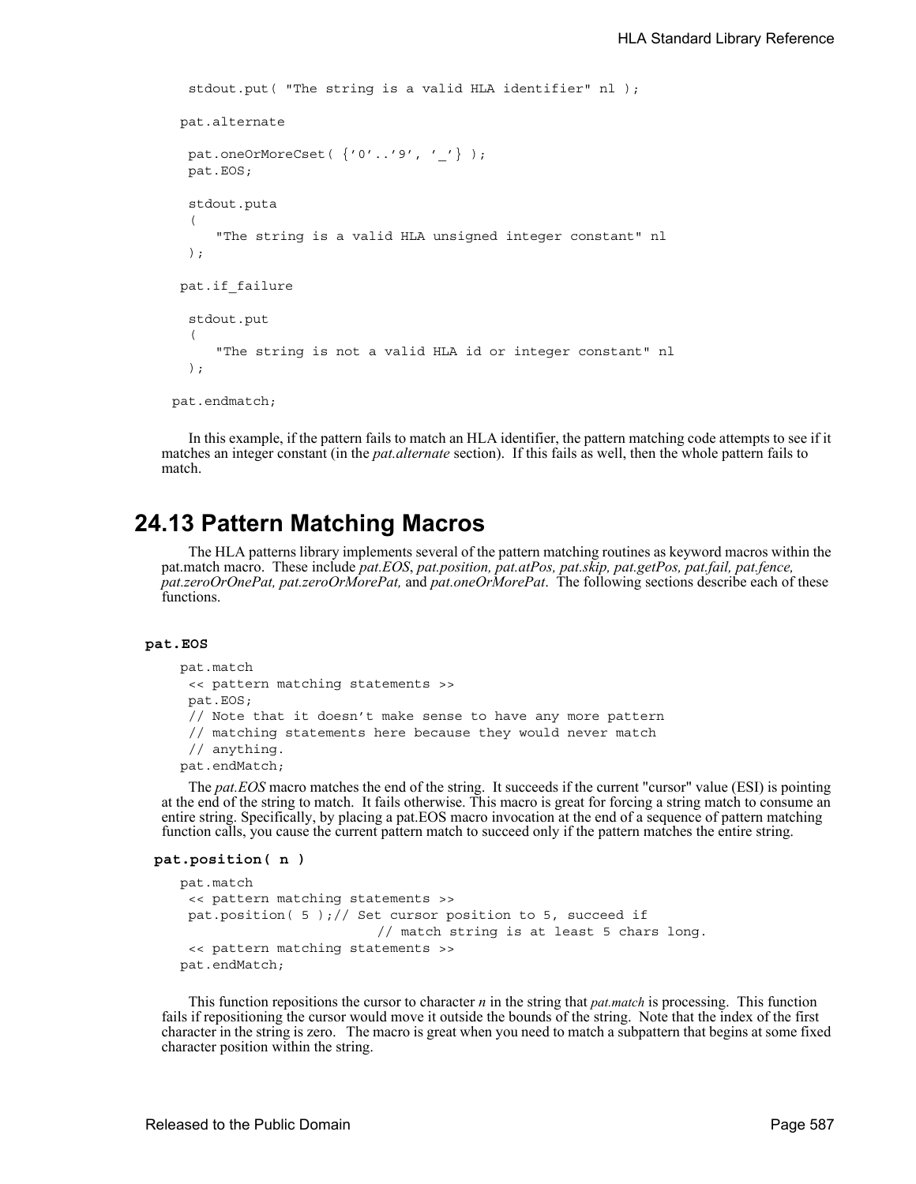```
  stdout.put( "The string is a valid HLA identifier" nl );

 pat.alternate

  pat.oneOrMoreCset( {'0'..'9', '_'} );
  pat.EOS;

  stdout.puta
  (
     "The string is a valid HLA unsigned integer constant" nl
  );

 pat.if_failure

  stdout.put
  (
     "The string is not a valid HLA id or integer constant" nl
  );

pat.endmatch;
```

In this example, if the pattern fails to match an HLA identifier, the pattern matching code attempts to see if it matches an integer constant (in the *pat.alternate* section). If this fails as well, then the whole pattern fails to match.

## 24.13 Pattern Matching Macros

The HLA patterns library implements several of the pattern matching routines as keyword macros within the pat.match macro. These include *pat.EOS*, *pat.position, pat.atPos, pat.skip, pat.getPos, pat.fail, pat.fence, pat.zeroOrOnePat, pat.zeroOrMorePat,* and *pat.oneOrMorePat*. The following sections describe each of these functions.

**pat.EOS**

```
pat.match
 << pattern matching statements >>
 pat.EOS;
 // Note that it doesn't make sense to have any more pattern
 // matching statements here because they would never match
 // anything.
pat.endMatch;
```

The *pat.EOS* macro matches the end of the string. It succeeds if the current "cursor" value (ESI) is pointing at the end of the string to match. It fails otherwise. This macro is great for forcing a string match to consume an entire string. Specifically, by placing a pat.EOS macro invocation at the end of a sequence of pattern matching function calls, you cause the current pattern match to succeed only if the pattern matches the entire string.

**pat.position( n )**

```
pat.match
 << pattern matching statements >>
 pat.position( 5 );// Set cursor position to 5, succeed if
                         // match string is at least 5 chars long.
 << pattern matching statements >>
pat.endMatch;
```

This function repositions the cursor to character *n* in the string that *pat.match* is processing. This function fails if repositioning the cursor would move it outside the bounds of the string. Note that the index of the first character in the string is zero. The macro is great when you need to match a subpattern that begins at some fixed character position within the string.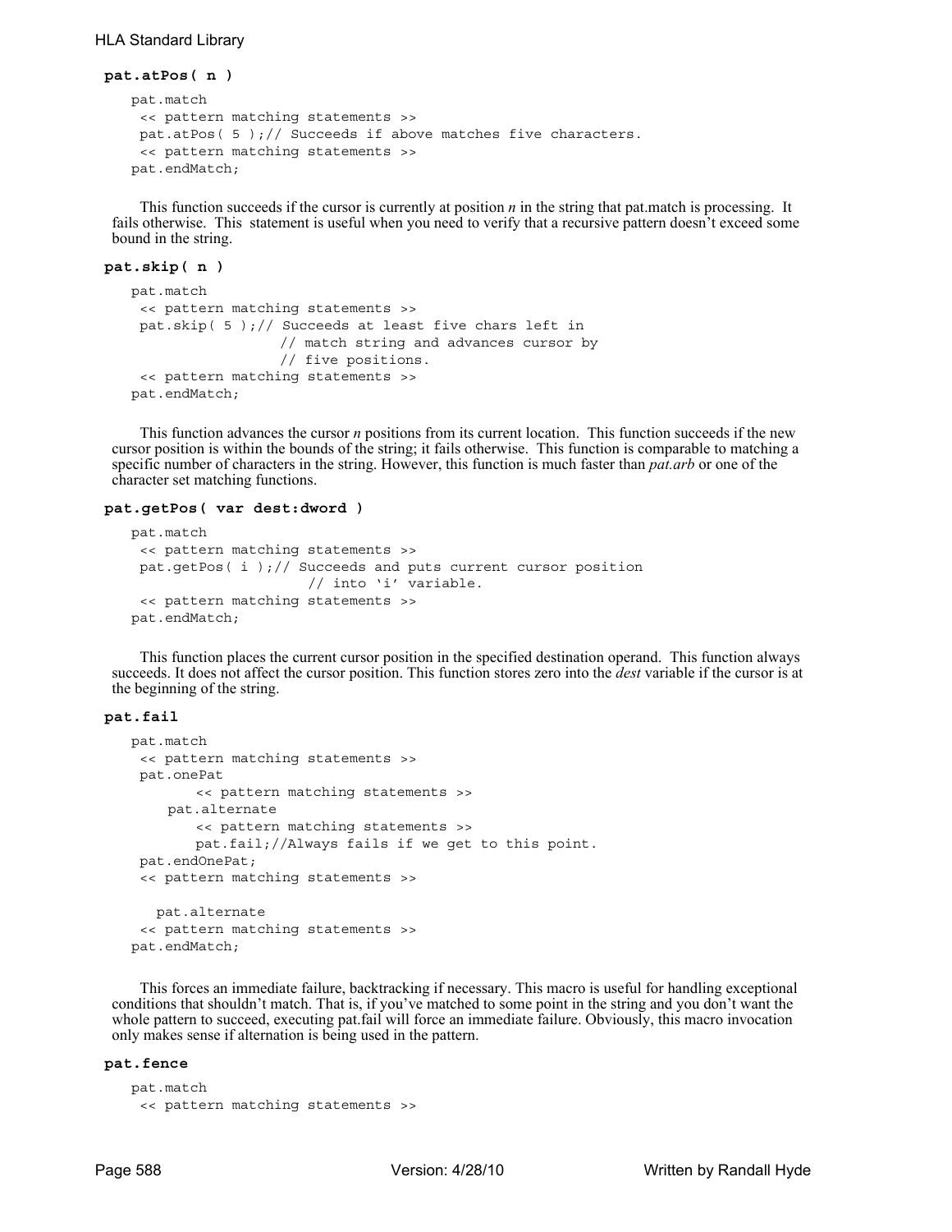**pat.atPos( n )**

```
pat.match
 << pattern matching statements >>
 pat.atPos( 5 );// Succeeds if above matches five characters.
 << pattern matching statements >>
pat.endMatch;
```

This function succeeds if the cursor is currently at position *n* in the string that pat.match is processing. It fails otherwise. This statement is useful when you need to verify that a recursive pattern doesn't exceed some bound in the string.

**pat.skip( n )**

```
pat.match
 << pattern matching statements >>
 pat.skip( 5 );// Succeeds at least five chars left in
                // match string and advances cursor by
                // five positions.
 << pattern matching statements >>
pat.endMatch;
```

This function advances the cursor *n* positions from its current location. This function succeeds if the new cursor position is within the bounds of the string; it fails otherwise. This function is comparable to matching a specific number of characters in the string. However, this function is much faster than *pat.arb* or one of the character set matching functions.

**pat.getPos( var dest:dword )**

```
pat.match
 << pattern matching statements >>
 pat.getPos( i );// Succeeds and puts current cursor position
                   // into 'i' variable.
 << pattern matching statements >>
pat.endMatch;
```

This function places the current cursor position in the specified destination operand. This function always succeeds. It does not affect the cursor position. This function stores zero into the *dest* variable if the cursor is at the beginning of the string.

**pat.fail**

```
pat.match
 << pattern matching statements >>
 pat.onePat
       << pattern matching statements >>
    pat.alternate
       << pattern matching statements >>
       pat.fail;//Always fails if we get to this point.
 pat.endOnePat;
 << pattern matching statements >>

   pat.alternate
 << pattern matching statements >>
pat.endMatch;
```

This forces an immediate failure, backtracking if necessary. This macro is useful for handling exceptional conditions that shouldn't match. That is, if you've matched to some point in the string and you don't want the whole pattern to succeed, executing pat.fail will force an immediate failure. Obviously, this macro invocation only makes sense if alternation is being used in the pattern.

**pat.fence**

```
pat.match
 << pattern matching statements >>
```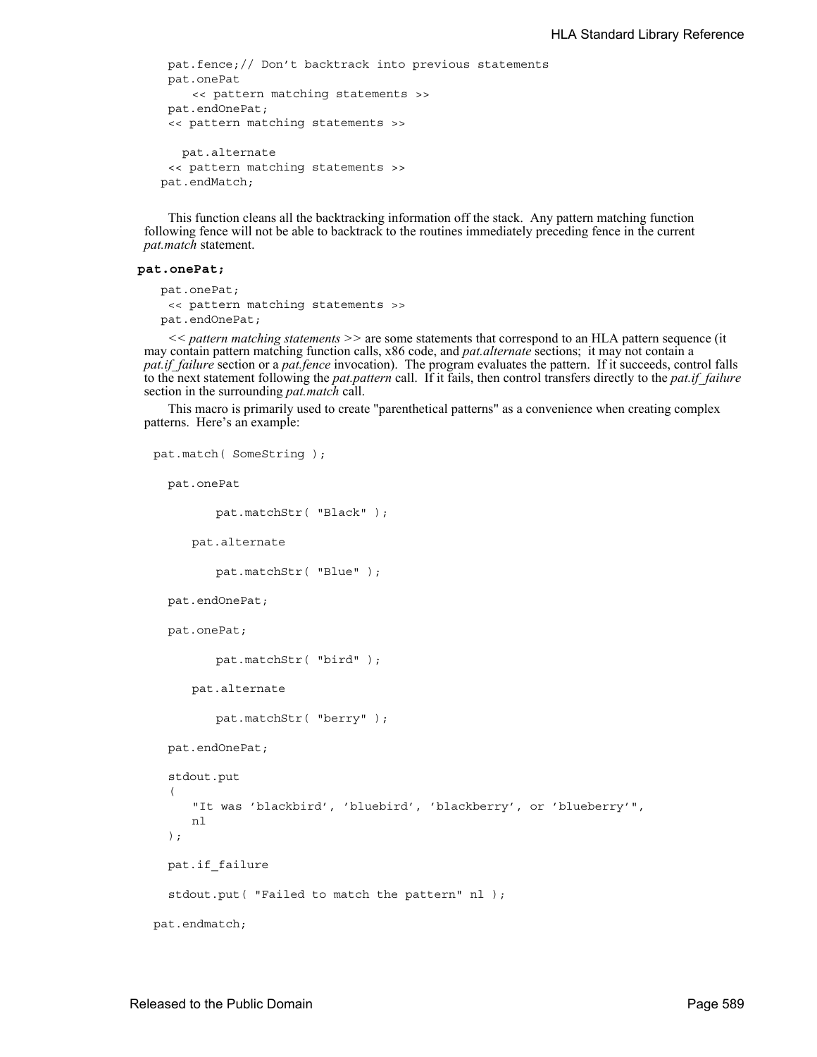```
pat.fence;// Don't backtrack into previous statements
pat.onePat
    << pattern matching statements >>
pat.endOnePat;
<< pattern matching statements >>

  pat.alternate
<< pattern matching statements >>
pat.endMatch;
```

This function cleans all the backtracking information off the stack. Any pattern matching function following fence will not be able to backtrack to the routines immediately preceding fence in the current *pat.match* statement.

**pat.onePat;**

```
pat.onePat;
 << pattern matching statements >>
pat.endOnePat;
```

<< *pattern matching statements* >> are some statements that correspond to an HLA pattern sequence (it may contain pattern matching function calls, x86 code, and *pat.alternate* sections; it may not contain a *pat.if_failure* section or a *pat.fence* invocation). The program evaluates the pattern. If it succeeds, control falls to the next statement following the *pat.pattern* call. If it fails, then control transfers directly to the *pat.if_failure* section in the surrounding *pat.match* call.

This macro is primarily used to create "parenthetical patterns" as a convenience when creating complex patterns. Here's an example:

```
pat.match( SomeString );

  pat.onePat

        pat.matchStr( "Black" );

     pat.alternate

        pat.matchStr( "Blue" );

  pat.endOnePat;

  pat.onePat;

        pat.matchStr( "bird" );

     pat.alternate

        pat.matchStr( "berry" );

  pat.endOnePat;

  stdout.put
  (
     "It was 'blackbird', 'bluebird', 'blackberry', or 'blueberry'",
     nl
  );

  pat.if_failure

  stdout.put( "Failed to match the pattern" nl );

pat.endmatch;
```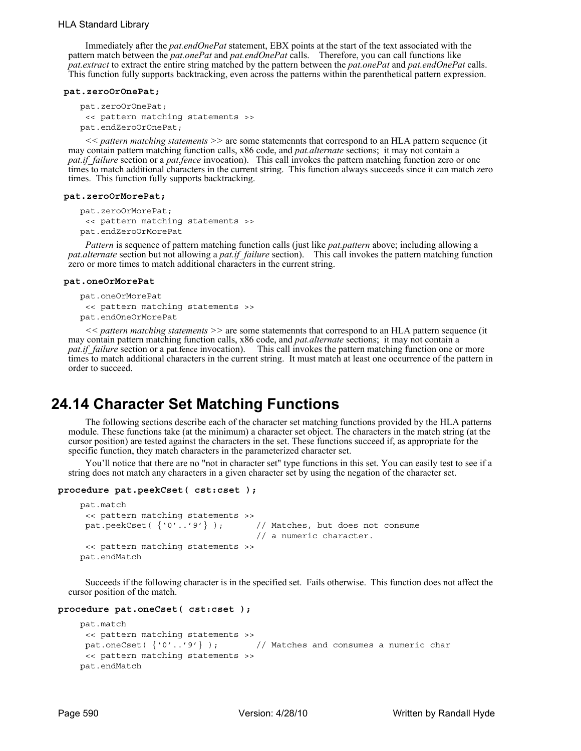Immediately after the *pat.endOnePat* statement, EBX points at the start of the text associated with the pattern match between the *pat.onePat* and *pat.endOnePat* calls. Therefore, you can call functions like *pat.extract* to extract the entire string matched by the pattern between the *pat.onePat* and *pat.endOnePat* calls. This function fully supports backtracking, even across the patterns within the parenthetical pattern expression.

**pat.zeroOrOnePat;**

```
pat.zeroOrOnePat;
 << pattern matching statements >>
pat.endZeroOrOnePat;
```

<< *pattern matching statements* >> are some statemennts that correspond to an HLA pattern sequence (it may contain pattern matching function calls, x86 code, and *pat.alternate* sections; it may not contain a *pat.if_failure* section or a *pat.fence* invocation). This call invokes the pattern matching function zero or one times to match additional characters in the current string. This function always succeeds since it can match zero times. This function fully supports backtracking.

**pat.zeroOrMorePat;**

```
pat.zeroOrMorePat;
 << pattern matching statements >>
pat.endZeroOrMorePat
```

*Pattern* is sequence of pattern matching function calls (just like *pat.pattern* above; including allowing a *pat.alternate* section but not allowing a *pat.if_failure* section). This call invokes the pattern matching function zero or more times to match additional characters in the current string.

**pat.oneOrMorePat**

```
pat.oneOrMorePat
 << pattern matching statements >>
pat.endOneOrMorePat
```

<< *pattern matching statements* >> are some statemennts that correspond to an HLA pattern sequence (it may contain pattern matching function calls, x86 code, and *pat.alternate* sections; it may not contain a *pat.if_failure* section or a pat.fence invocation). This call invokes the pattern matching function one or more times to match additional characters in the current string. It must match at least one occurrence of the pattern in order to succeed.

## 24.14 Character Set Matching Functions

The following sections describe each of the character set matching functions provided by the HLA patterns module. These functions take (at the minimum) a character set object. The characters in the match string (at the cursor position) are tested against the characters in the set. These functions succeed if, as appropriate for the specific function, they match characters in the parameterized character set.

You'll notice that there are no "not in character set" type functions in this set. You can easily test to see if a string does not match any characters in a given character set by using the negation of the character set.

**procedure pat.peekCset( cst:cset );**

```
pat.match
 << pattern matching statements >>
 pat.peekCset( {'0'..'9'} );      // Matches, but does not consume
                                  // a numeric character.
 << pattern matching statements >>
pat.endMatch
```

Succeeds if the following character is in the specified set. Fails otherwise. This function does not affect the cursor position of the match.

**procedure pat.oneCset( cst:cset );**

```
pat.match
 << pattern matching statements >>
 pat.oneCset( {'0'..'9'} );       // Matches and consumes a numeric char
 << pattern matching statements >>
pat.endMatch
```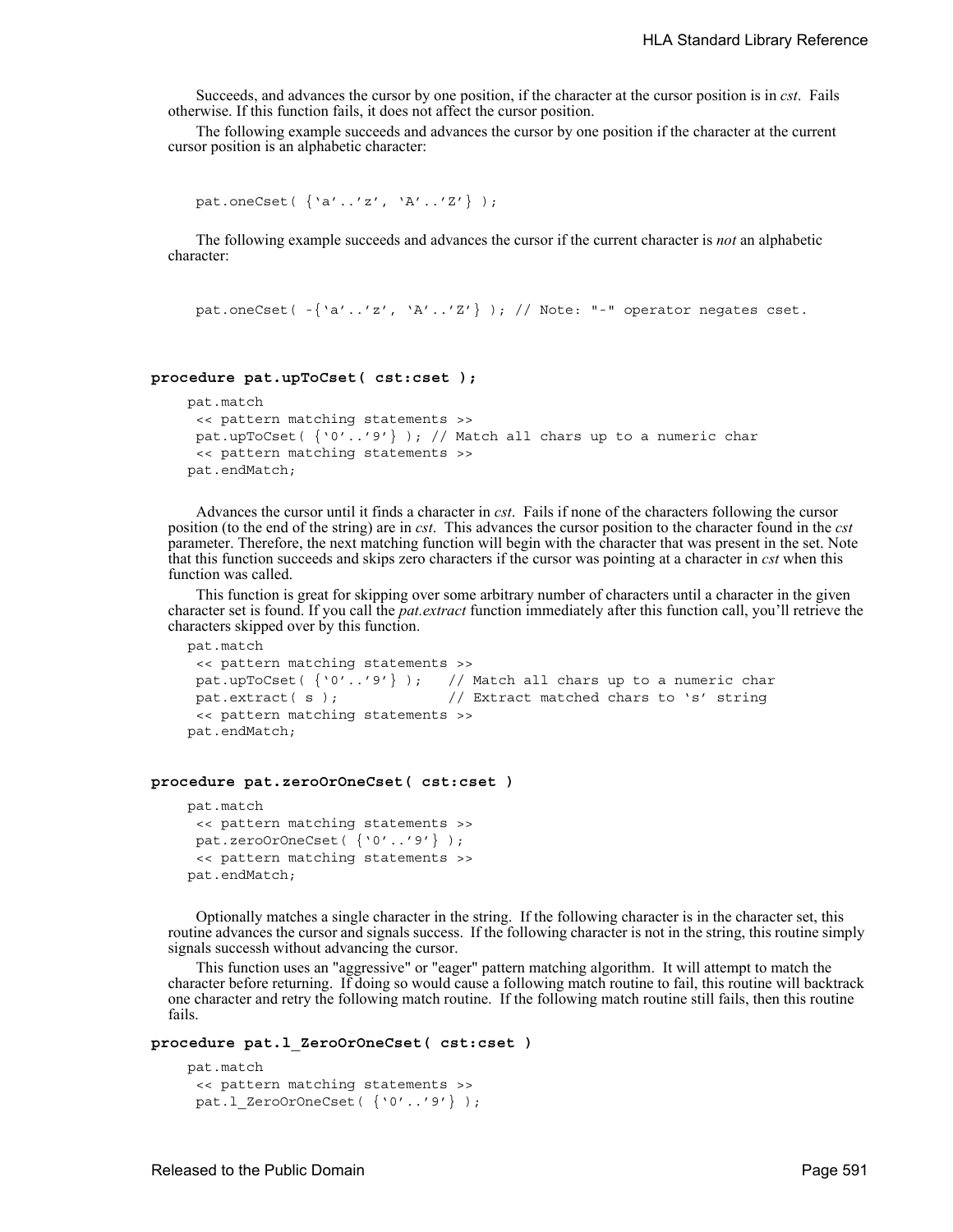Succeeds, and advances the cursor by one position, if the character at the cursor position is in *cst*. Fails otherwise. If this function fails, it does not affect the cursor position.

The following example succeeds and advances the cursor by one position if the character at the current cursor position is an alphabetic character:

```
pat.oneCset( {'a'..'z', 'A'..'Z'} );
```

The following example succeeds and advances the cursor if the current character is *not* an alphabetic character:

```
pat.oneCset( -{'a'..'z', 'A'..'Z'} ); // Note: "-" operator negates cset.
```

**procedure pat.upToCset( cst:cset );**

```
pat.match
 << pattern matching statements >>
 pat.upToCset( {'0'..'9'} ); // Match all chars up to a numeric char
 << pattern matching statements >>
pat.endMatch;
```

Advances the cursor until it finds a character in *cst*. Fails if none of the characters following the cursor position (to the end of the string) are in *cst*. This advances the cursor position to the character found in the *cst* parameter. Therefore, the next matching function will begin with the character that was present in the set. Note that this function succeeds and skips zero characters if the cursor was pointing at a character in *cst* when this function was called.

This function is great for skipping over some arbitrary number of characters until a character in the given character set is found. If you call the *pat.extract* function immediately after this function call, you'll retrieve the characters skipped over by this function.

```
pat.match
 << pattern matching statements >>
 pat.upToCset( {'0'..'9'} );   // Match all chars up to a numeric char
 pat.extract( s );             // Extract matched chars to 's' string
 << pattern matching statements >>
pat.endMatch;
```

**procedure pat.zeroOrOneCset( cst:cset )**

```
pat.match
 << pattern matching statements >>
 pat.zeroOrOneCset( {'0'..'9'} );
 << pattern matching statements >>
pat.endMatch;
```

Optionally matches a single character in the string. If the following character is in the character set, this routine advances the cursor and signals success. If the following character is not in the string, this routine simply signals successh without advancing the cursor.

This function uses an "aggressive" or "eager" pattern matching algorithm. It will attempt to match the character before returning. If doing so would cause a following match routine to fail, this routine will backtrack one character and retry the following match routine. If the following match routine still fails, then this routine fails.

**procedure pat.l_ZeroOrOneCset( cst:cset )**

```
pat.match
 << pattern matching statements >>
 pat.l_ZeroOrOneCset( {'0'..'9'} );
```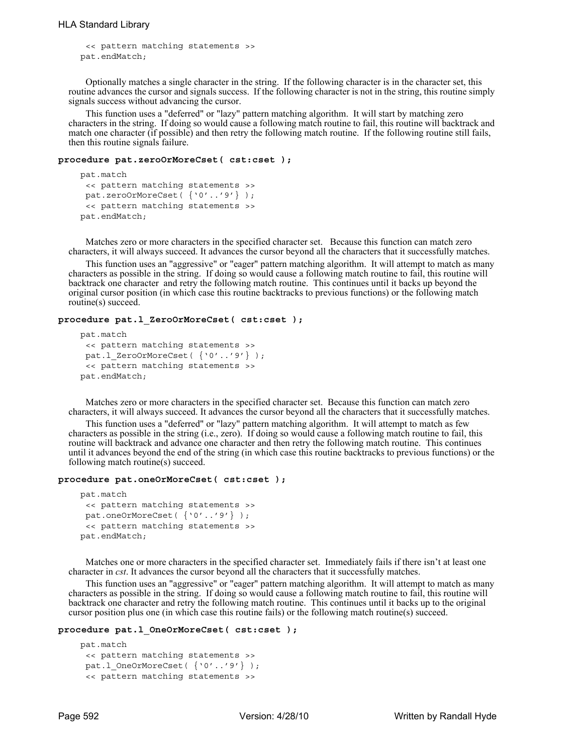```
    << pattern matching statements >>
pat.endMatch;
```

Optionally matches a single character in the string. If the following character is in the character set, this routine advances the cursor and signals success. If the following character is not in the string, this routine simply signals success without advancing the cursor.

This function uses a "deferred" or "lazy" pattern matching algorithm. It will start by matching zero characters in the string. If doing so would cause a following match routine to fail, this routine will backtrack and match one character (if possible) and then retry the following match routine. If the following routine still fails, then this routine signals failure.

**procedure pat.zeroOrMoreCset( cst:cset );**

```
pat.match
    << pattern matching statements >>
    pat.zeroOrMoreCset( {'0'..'9'} );
    << pattern matching statements >>
pat.endMatch;
```

Matches zero or more characters in the specified character set. Because this function can match zero characters, it will always succeed. It advances the cursor beyond all the characters that it successfully matches.

This function uses an "aggressive" or "eager" pattern matching algorithm. It will attempt to match as many characters as possible in the string. If doing so would cause a following match routine to fail, this routine will backtrack one character and retry the following match routine. This continues until it backs up beyond the original cursor position (in which case this routine backtracks to previous functions) or the following match routine(s) succeed.

**procedure pat.l_ZeroOrMoreCset( cst:cset );**

```
pat.match
    << pattern matching statements >>
    pat.l_ZeroOrMoreCset( {'0'..'9'} );
    << pattern matching statements >>
pat.endMatch;
```

Matches zero or more characters in the specified character set. Because this function can match zero characters, it will always succeed. It advances the cursor beyond all the characters that it successfully matches.

This function uses a "deferred" or "lazy" pattern matching algorithm. It will attempt to match as few characters as possible in the string (i.e., zero). If doing so would cause a following match routine to fail, this routine will backtrack and advance one character and then retry the following match routine. This continues until it advances beyond the end of the string (in which case this routine backtracks to previous functions) or the following match routine(s) succeed.

**procedure pat.oneOrMoreCset( cst:cset );**

```
pat.match
    << pattern matching statements >>
    pat.oneOrMoreCset( {'0'..'9'} );
    << pattern matching statements >>
pat.endMatch;
```

Matches one or more characters in the specified character set. Immediately fails if there isn't at least one character in *cst*. It advances the cursor beyond all the characters that it successfully matches.

This function uses an "aggressive" or "eager" pattern matching algorithm. It will attempt to match as many characters as possible in the string. If doing so would cause a following match routine to fail, this routine will backtrack one character and retry the following match routine. This continues until it backs up to the original cursor position plus one (in which case this routine fails) or the following match routine(s) succeed.

**procedure pat.l_OneOrMoreCset( cst:cset );**

```
pat.match
    << pattern matching statements >>
    pat.l_OneOrMoreCset( {'0'..'9'} );
    << pattern matching statements >>
```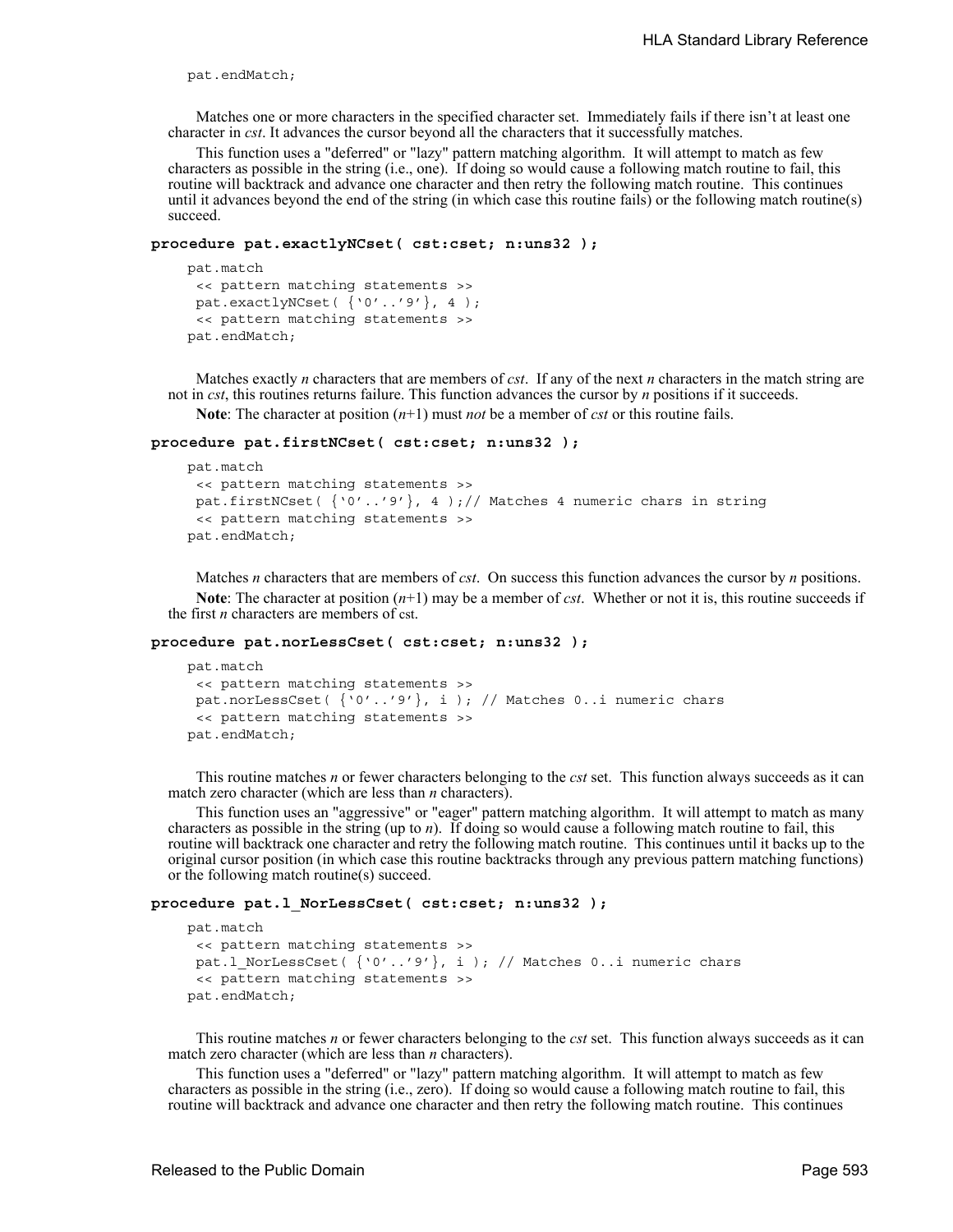```
pat.endMatch;
```

Matches one or more characters in the specified character set. Immediately fails if there isn't at least one character in *cst*. It advances the cursor beyond all the characters that it successfully matches.

This function uses a "deferred" or "lazy" pattern matching algorithm. It will attempt to match as few characters as possible in the string (i.e., one). If doing so would cause a following match routine to fail, this routine will backtrack and advance one character and then retry the following match routine. This continues until it advances beyond the end of the string (in which case this routine fails) or the following match routine(s) succeed.

### procedure pat.exactlyNCset( cst:cset; n:uns32 );

```
pat.match
 << pattern matching statements >>
 pat.exactlyNCset( {'0'..'9'}, 4 );
 << pattern matching statements >>
pat.endMatch;
```

Matches exactly *n* characters that are members of *cst*. If any of the next *n* characters in the match string are not in *cst*, this routines returns failure. This function advances the cursor by *n* positions if it succeeds.

**Note**: The character at position (*n*+1) must *not* be a member of *cst* or this routine fails.

### procedure pat.firstNCset( cst:cset; n:uns32 );

```
pat.match
 << pattern matching statements >>
 pat.firstNCset( {'0'..'9'}, 4 );// Matches 4 numeric chars in string
 << pattern matching statements >>
pat.endMatch;
```

Matches *n* characters that are members of *cst*. On success this function advances the cursor by *n* positions.

**Note**: The character at position (*n*+1) may be a member of *cst*. Whether or not it is, this routine succeeds if the first *n* characters are members of cst.

### procedure pat.norLessCset( cst:cset; n:uns32 );

```
pat.match
 << pattern matching statements >>
 pat.norLessCset( {'0'..'9'}, i ); // Matches 0..i numeric chars
 << pattern matching statements >>
pat.endMatch;
```

This routine matches *n* or fewer characters belonging to the *cst* set. This function always succeeds as it can match zero character (which are less than *n* characters).

This function uses an "aggressive" or "eager" pattern matching algorithm. It will attempt to match as many characters as possible in the string (up to *n*). If doing so would cause a following match routine to fail, this routine will backtrack one character and retry the following match routine. This continues until it backs up to the original cursor position (in which case this routine backtracks through any previous pattern matching functions) or the following match routine(s) succeed.

### procedure pat.l_NorLessCset( cst:cset; n:uns32 );

```
pat.match
 << pattern matching statements >>
 pat.l_NorLessCset( {'0'..'9'}, i ); // Matches 0..i numeric chars
 << pattern matching statements >>
pat.endMatch;
```

This routine matches *n* or fewer characters belonging to the *cst* set. This function always succeeds as it can match zero character (which are less than *n* characters).

This function uses a "deferred" or "lazy" pattern matching algorithm. It will attempt to match as few characters as possible in the string (i.e., zero). If doing so would cause a following match routine to fail, this routine will backtrack and advance one character and then retry the following match routine. This continues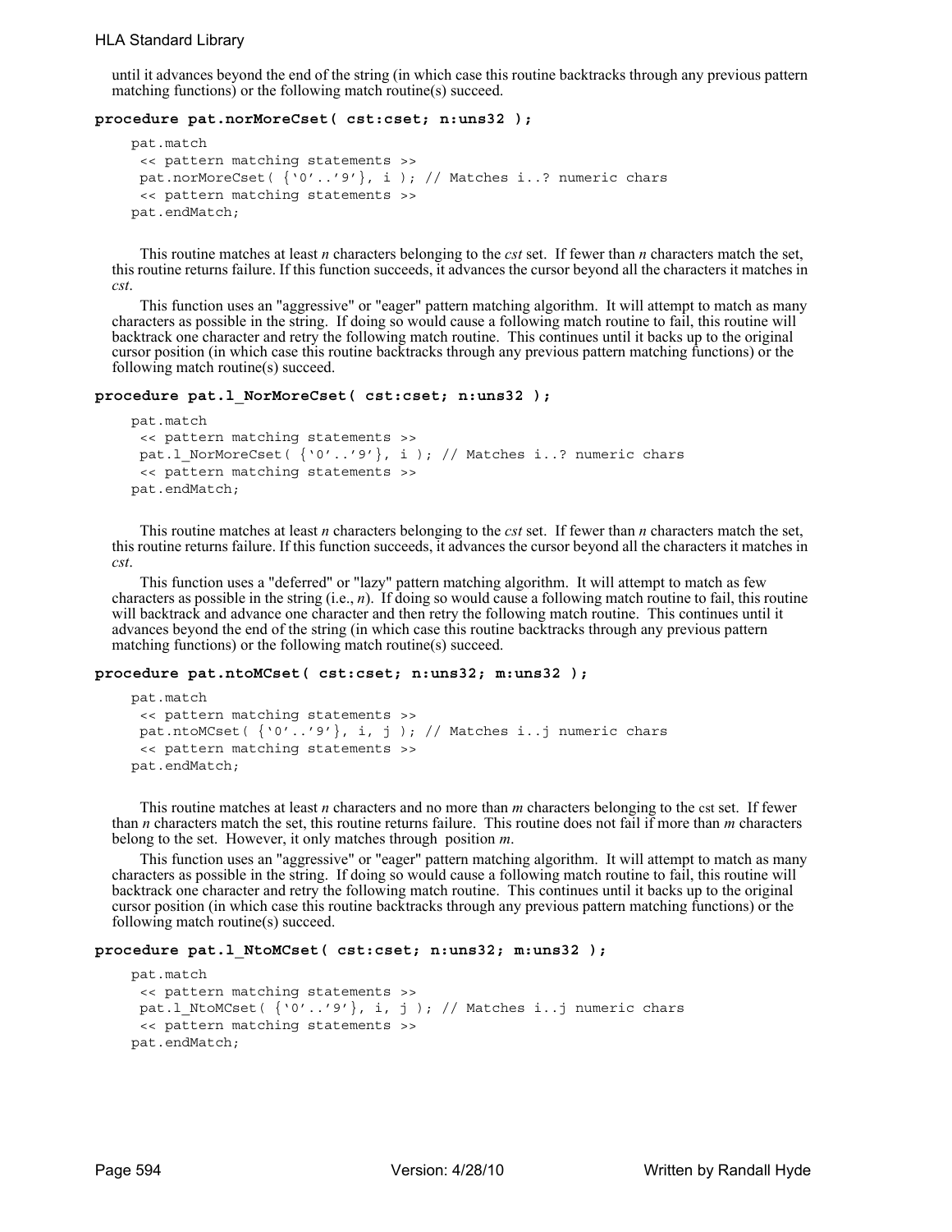until it advances beyond the end of the string (in which case this routine backtracks through any previous pattern matching functions) or the following match routine(s) succeed.

**procedure pat.norMoreCset( cst:cset; n:uns32 );**

```
pat.match
 << pattern matching statements >>
 pat.norMoreCset( {'0'..'9'}, i ); // Matches i..? numeric chars
 << pattern matching statements >>
pat.endMatch;
```

This routine matches at least *n* characters belonging to the *cst* set. If fewer than *n* characters match the set, this routine returns failure. If this function succeeds, it advances the cursor beyond all the characters it matches in *cst*.

This function uses an "aggressive" or "eager" pattern matching algorithm. It will attempt to match as many characters as possible in the string. If doing so would cause a following match routine to fail, this routine will backtrack one character and retry the following match routine. This continues until it backs up to the original cursor position (in which case this routine backtracks through any previous pattern matching functions) or the following match routine(s) succeed.

**procedure pat.l_NorMoreCset( cst:cset; n:uns32 );**

```
pat.match
 << pattern matching statements >>
 pat.l_NorMoreCset( {'0'..'9'}, i ); // Matches i..? numeric chars
 << pattern matching statements >>
pat.endMatch;
```

This routine matches at least *n* characters belonging to the *cst* set. If fewer than *n* characters match the set, this routine returns failure. If this function succeeds, it advances the cursor beyond all the characters it matches in *cst*.

This function uses a "deferred" or "lazy" pattern matching algorithm. It will attempt to match as few characters as possible in the string (i.e., *n*). If doing so would cause a following match routine to fail, this routine will backtrack and advance one character and then retry the following match routine. This continues until it advances beyond the end of the string (in which case this routine backtracks through any previous pattern matching functions) or the following match routine(s) succeed.

**procedure pat.ntoMCset( cst:cset; n:uns32; m:uns32 );**

```
pat.match
 << pattern matching statements >>
 pat.ntoMCset( {'0'..'9'}, i, j ); // Matches i..j numeric chars
 << pattern matching statements >>
pat.endMatch;
```

This routine matches at least *n* characters and no more than *m* characters belonging to the cst set. If fewer than *n* characters match the set, this routine returns failure. This routine does not fail if more than *m* characters belong to the set. However, it only matches through position *m*.

This function uses an "aggressive" or "eager" pattern matching algorithm. It will attempt to match as many characters as possible in the string. If doing so would cause a following match routine to fail, this routine will backtrack one character and retry the following match routine. This continues until it backs up to the original cursor position (in which case this routine backtracks through any previous pattern matching functions) or the following match routine(s) succeed.

**procedure pat.l_NtoMCset( cst:cset; n:uns32; m:uns32 );**

```
pat.match
 << pattern matching statements >>
 pat.l_NtoMCset( {'0'..'9'}, i, j ); // Matches i..j numeric chars
 << pattern matching statements >>
pat.endMatch;
```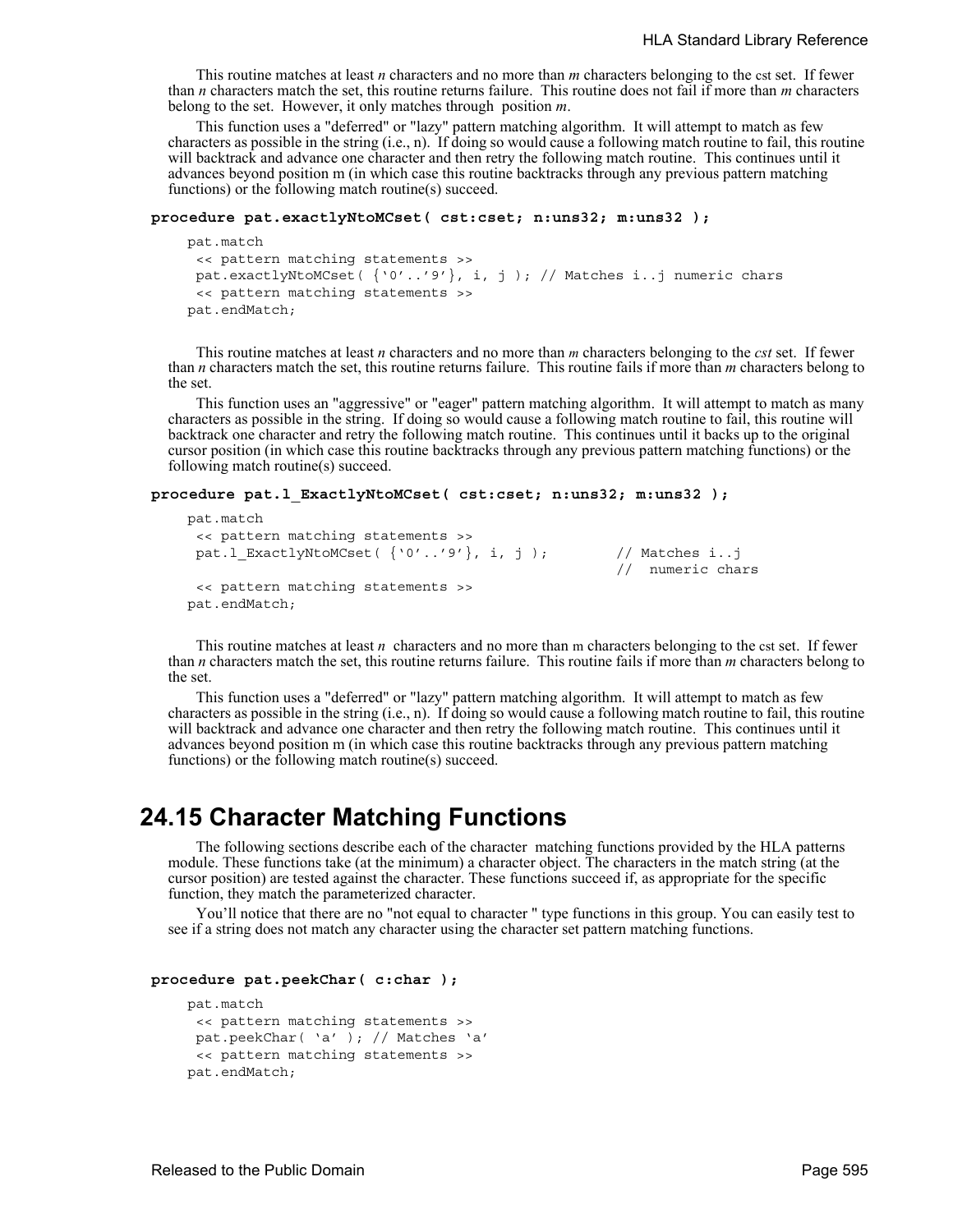This routine matches at least *n* characters and no more than *m* characters belonging to the cst set. If fewer than *n* characters match the set, this routine returns failure. This routine does not fail if more than *m* characters belong to the set. However, it only matches through position *m*.

This function uses a "deferred" or "lazy" pattern matching algorithm. It will attempt to match as few characters as possible in the string (i.e., n). If doing so would cause a following match routine to fail, this routine will backtrack and advance one character and then retry the following match routine. This continues until it advances beyond position m (in which case this routine backtracks through any previous pattern matching functions) or the following match routine(s) succeed.

**procedure pat.exactlyNtoMCset( cst:cset; n:uns32; m:uns32 );**

```
pat.match
 << pattern matching statements >>
 pat.exactlyNtoMCset( {'0'..'9'}, i, j ); // Matches i..j numeric chars
 << pattern matching statements >>
pat.endMatch;
```

This routine matches at least *n* characters and no more than *m* characters belonging to the *cst* set. If fewer than *n* characters match the set, this routine returns failure. This routine fails if more than *m* characters belong to the set.

This function uses an "aggressive" or "eager" pattern matching algorithm. It will attempt to match as many characters as possible in the string. If doing so would cause a following match routine to fail, this routine will backtrack one character and retry the following match routine. This continues until it backs up to the original cursor position (in which case this routine backtracks through any previous pattern matching functions) or the following match routine(s) succeed.

**procedure pat.l_ExactlyNtoMCset( cst:cset; n:uns32; m:uns32 );**

```
pat.match
 << pattern matching statements >>
 pat.l_ExactlyNtoMCset( {'0'..'9'}, i, j );         // Matches i..j
                                                     //  numeric chars
 << pattern matching statements >>
pat.endMatch;
```

This routine matches at least *n* characters and no more than m characters belonging to the cst set. If fewer than *n* characters match the set, this routine returns failure. This routine fails if more than *m* characters belong to the set.

This function uses a "deferred" or "lazy" pattern matching algorithm. It will attempt to match as few characters as possible in the string (i.e., n). If doing so would cause a following match routine to fail, this routine will backtrack and advance one character and then retry the following match routine. This continues until it advances beyond position m (in which case this routine backtracks through any previous pattern matching functions) or the following match routine(s) succeed.

## 24.15 Character Matching Functions

The following sections describe each of the character matching functions provided by the HLA patterns module. These functions take (at the minimum) a character object. The characters in the match string (at the cursor position) are tested against the character. These functions succeed if, as appropriate for the specific function, they match the parameterized character.

You'll notice that there are no "not equal to character " type functions in this group. You can easily test to see if a string does not match any character using the character set pattern matching functions.

**procedure pat.peekChar( c:char );**

```
pat.match
 << pattern matching statements >>
 pat.peekChar( 'a' ); // Matches 'a'
 << pattern matching statements >>
pat.endMatch;
```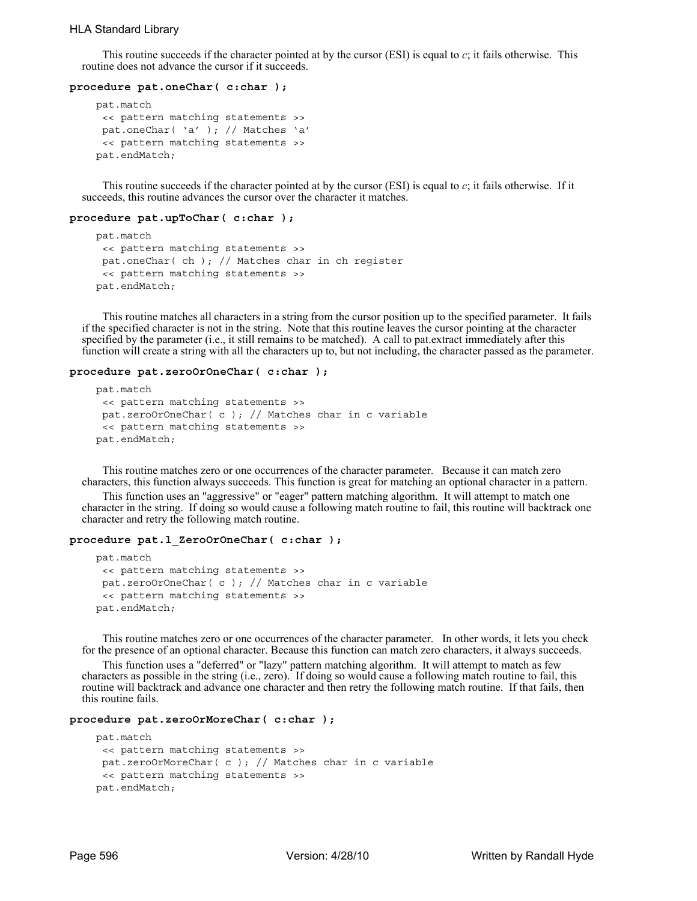This routine succeeds if the character pointed at by the cursor (ESI) is equal to *c*; it fails otherwise. This routine does not advance the cursor if it succeeds.

**procedure pat.oneChar( c:char );**

```
pat.match
 << pattern matching statements >>
 pat.oneChar( 'a' ); // Matches 'a'
 << pattern matching statements >>
pat.endMatch;
```

This routine succeeds if the character pointed at by the cursor (ESI) is equal to *c*; it fails otherwise. If it succeeds, this routine advances the cursor over the character it matches.

**procedure pat.upToChar( c:char );**

```
pat.match
 << pattern matching statements >>
 pat.oneChar( ch ); // Matches char in ch register
 << pattern matching statements >>
pat.endMatch;
```

This routine matches all characters in a string from the cursor position up to the specified parameter. It fails if the specified character is not in the string. Note that this routine leaves the cursor pointing at the character specified by the parameter (i.e., it still remains to be matched). A call to pat.extract immediately after this function will create a string with all the characters up to, but not including, the character passed as the parameter.

**procedure pat.zeroOrOneChar( c:char );**

```
pat.match
 << pattern matching statements >>
 pat.zeroOrOneChar( c ); // Matches char in c variable
 << pattern matching statements >>
pat.endMatch;
```

This routine matches zero or one occurrences of the character parameter. Because it can match zero characters, this function always succeeds. This function is great for matching an optional character in a pattern.

This function uses an "aggressive" or "eager" pattern matching algorithm. It will attempt to match one character in the string. If doing so would cause a following match routine to fail, this routine will backtrack one character and retry the following match routine.

**procedure pat.l_ZeroOrOneChar( c:char );**

```
pat.match
 << pattern matching statements >>
 pat.zeroOrOneChar( c ); // Matches char in c variable
 << pattern matching statements >>
pat.endMatch;
```

This routine matches zero or one occurrences of the character parameter. In other words, it lets you check for the presence of an optional character. Because this function can match zero characters, it always succeeds.

This function uses a "deferred" or "lazy" pattern matching algorithm. It will attempt to match as few characters as possible in the string (i.e., zero). If doing so would cause a following match routine to fail, this routine will backtrack and advance one character and then retry the following match routine. If that fails, then this routine fails.

**procedure pat.zeroOrMoreChar( c:char );**

```
pat.match
 << pattern matching statements >>
 pat.zeroOrMoreChar( c ); // Matches char in c variable
 << pattern matching statements >>
pat.endMatch;
```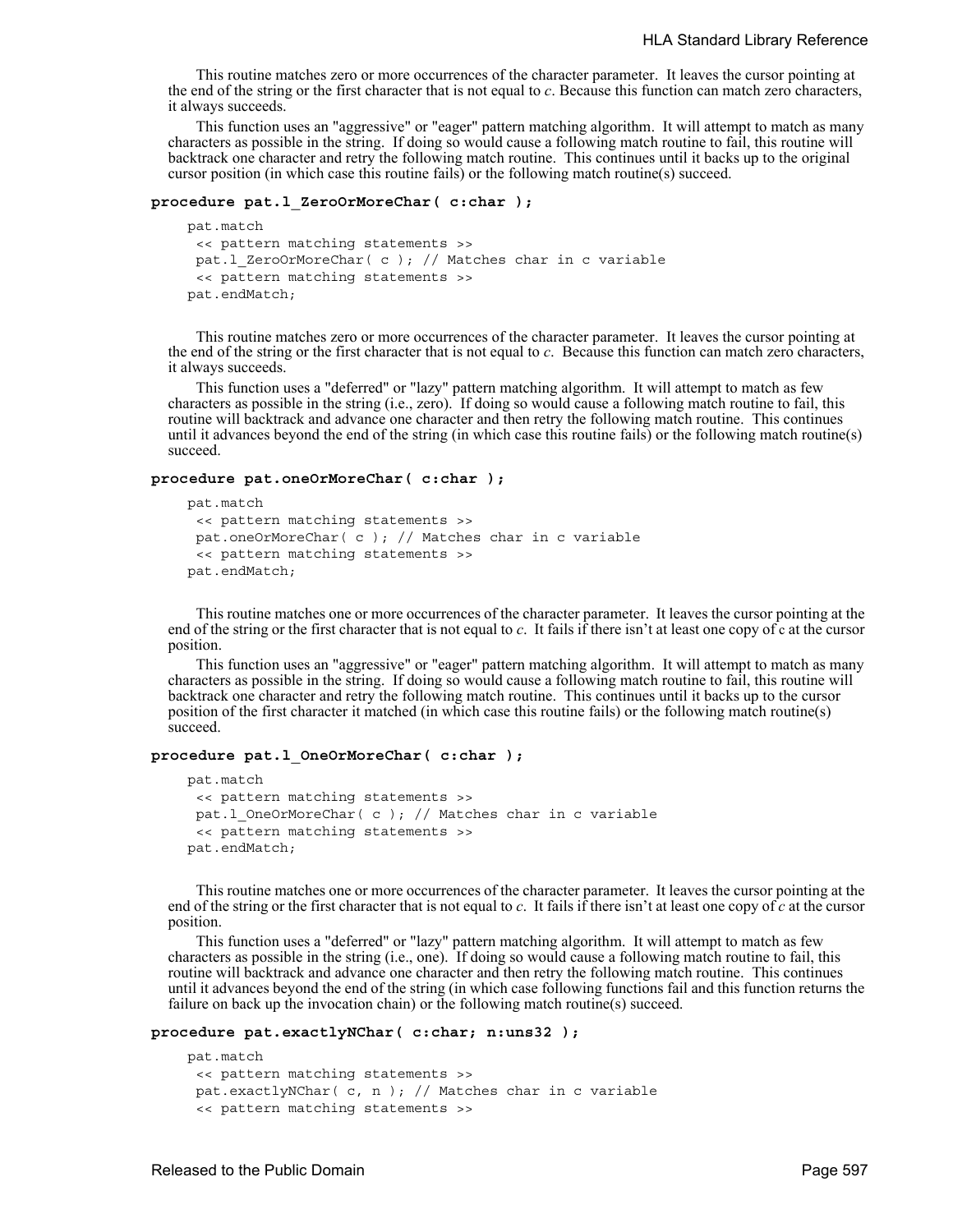This routine matches zero or more occurrences of the character parameter. It leaves the cursor pointing at the end of the string or the first character that is not equal to *c*. Because this function can match zero characters, it always succeeds.

This function uses an "aggressive" or "eager" pattern matching algorithm. It will attempt to match as many characters as possible in the string. If doing so would cause a following match routine to fail, this routine will backtrack one character and retry the following match routine. This continues until it backs up to the original cursor position (in which case this routine fails) or the following match routine(s) succeed.

**procedure pat.l_ZeroOrMoreChar( c:char );**

```
pat.match
 << pattern matching statements >>
 pat.l_ZeroOrMoreChar( c ); // Matches char in c variable
 << pattern matching statements >>
pat.endMatch;
```

This routine matches zero or more occurrences of the character parameter. It leaves the cursor pointing at the end of the string or the first character that is not equal to *c*. Because this function can match zero characters, it always succeeds.

This function uses a "deferred" or "lazy" pattern matching algorithm. It will attempt to match as few characters as possible in the string (i.e., zero). If doing so would cause a following match routine to fail, this routine will backtrack and advance one character and then retry the following match routine. This continues until it advances beyond the end of the string (in which case this routine fails) or the following match routine(s) succeed.

**procedure pat.oneOrMoreChar( c:char );**

```
pat.match
 << pattern matching statements >>
 pat.oneOrMoreChar( c ); // Matches char in c variable
 << pattern matching statements >>
pat.endMatch;
```

This routine matches one or more occurrences of the character parameter. It leaves the cursor pointing at the end of the string or the first character that is not equal to *c*. It fails if there isn't at least one copy of c at the cursor position.

This function uses an "aggressive" or "eager" pattern matching algorithm. It will attempt to match as many characters as possible in the string. If doing so would cause a following match routine to fail, this routine will backtrack one character and retry the following match routine. This continues until it backs up to the cursor position of the first character it matched (in which case this routine fails) or the following match routine(s) succeed.

**procedure pat.l_OneOrMoreChar( c:char );**

```
pat.match
 << pattern matching statements >>
 pat.l_OneOrMoreChar( c ); // Matches char in c variable
 << pattern matching statements >>
pat.endMatch;
```

This routine matches one or more occurrences of the character parameter. It leaves the cursor pointing at the end of the string or the first character that is not equal to *c*. It fails if there isn't at least one copy of *c* at the cursor position.

This function uses a "deferred" or "lazy" pattern matching algorithm. It will attempt to match as few characters as possible in the string (i.e., one). If doing so would cause a following match routine to fail, this routine will backtrack and advance one character and then retry the following match routine. This continues until it advances beyond the end of the string (in which case following functions fail and this function returns the failure on back up the invocation chain) or the following match routine(s) succeed.

**procedure pat.exactlyNChar( c:char; n:uns32 );**

```
pat.match
 << pattern matching statements >>
 pat.exactlyNChar( c, n ); // Matches char in c variable
 << pattern matching statements >>
```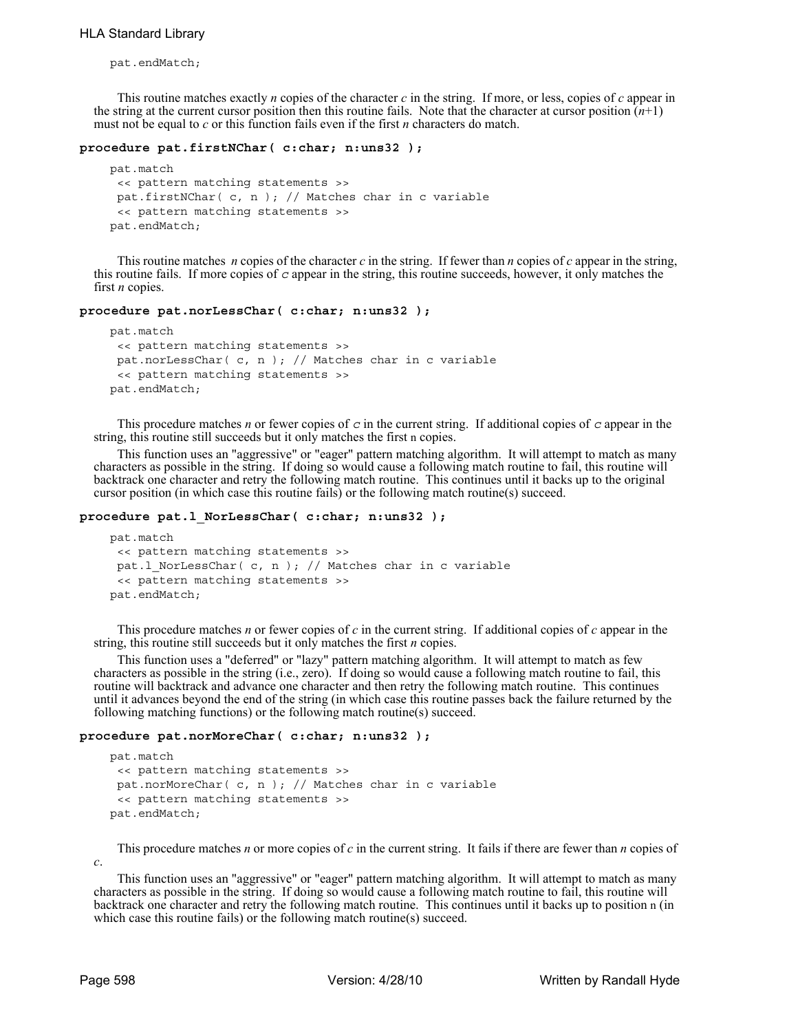```
pat.endMatch;
```

This routine matches exactly *n* copies of the character *c* in the string. If more, or less, copies of *c* appear in the string at the current cursor position then this routine fails. Note that the character at cursor position (*n*+1) must not be equal to *c* or this function fails even if the first *n* characters do match.

**procedure pat.firstNChar( c:char; n:uns32 );**

```
pat.match
 << pattern matching statements >>
 pat.firstNChar( c, n ); // Matches char in c variable
 << pattern matching statements >>
pat.endMatch;
```

This routine matches *n* copies of the character *c* in the string. If fewer than *n* copies of *c* appear in the string, this routine fails. If more copies of `c` appear in the string, this routine succeeds, however, it only matches the first *n* copies.

**procedure pat.norLessChar( c:char; n:uns32 );**

```
pat.match
 << pattern matching statements >>
 pat.norLessChar( c, n ); // Matches char in c variable
 << pattern matching statements >>
pat.endMatch;
```

This procedure matches *n* or fewer copies of `c` in the current string. If additional copies of `c` appear in the string, this routine still succeeds but it only matches the first `n` copies.

This function uses an "aggressive" or "eager" pattern matching algorithm. It will attempt to match as many characters as possible in the string. If doing so would cause a following match routine to fail, this routine will backtrack one character and retry the following match routine. This continues until it backs up to the original cursor position (in which case this routine fails) or the following match routine(s) succeed.

**procedure pat.l_NorLessChar( c:char; n:uns32 );**

```
pat.match
 << pattern matching statements >>
 pat.l_NorLessChar( c, n ); // Matches char in c variable
 << pattern matching statements >>
pat.endMatch;
```

This procedure matches *n* or fewer copies of *c* in the current string. If additional copies of *c* appear in the string, this routine still succeeds but it only matches the first *n* copies.

This function uses a "deferred" or "lazy" pattern matching algorithm. It will attempt to match as few characters as possible in the string (i.e., zero). If doing so would cause a following match routine to fail, this routine will backtrack and advance one character and then retry the following match routine. This continues until it advances beyond the end of the string (in which case this routine passes back the failure returned by the following matching functions) or the following match routine(s) succeed.

**procedure pat.norMoreChar( c:char; n:uns32 );**

```
pat.match
 << pattern matching statements >>
 pat.norMoreChar( c, n ); // Matches char in c variable
 << pattern matching statements >>
pat.endMatch;
```

This procedure matches *n* or more copies of *c* in the current string. It fails if there are fewer than *n* copies of *c*.

This function uses an "aggressive" or "eager" pattern matching algorithm. It will attempt to match as many characters as possible in the string. If doing so would cause a following match routine to fail, this routine will backtrack one character and retry the following match routine. This continues until it backs up to position `n` (in which case this routine fails) or the following match routine(s) succeed.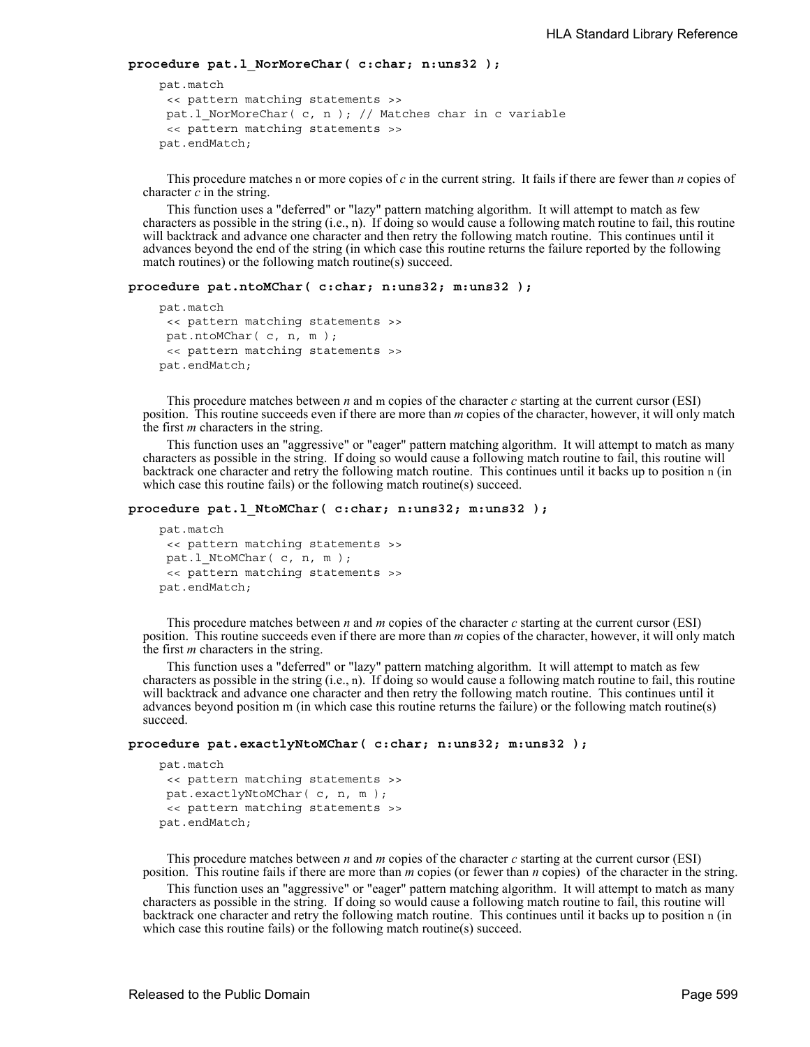**procedure pat.l_NorMoreChar( c:char; n:uns32 );**

```
pat.match
 << pattern matching statements >>
 pat.l_NorMoreChar( c, n ); // Matches char in c variable
 << pattern matching statements >>
pat.endMatch;
```

This procedure matches n or more copies of *c* in the current string. It fails if there are fewer than *n* copies of character *c* in the string.

This function uses a "deferred" or "lazy" pattern matching algorithm. It will attempt to match as few characters as possible in the string (i.e., n). If doing so would cause a following match routine to fail, this routine will backtrack and advance one character and then retry the following match routine. This continues until it advances beyond the end of the string (in which case this routine returns the failure reported by the following match routines) or the following match routine(s) succeed.

**procedure pat.ntoMChar( c:char; n:uns32; m:uns32 );**

```
pat.match
 << pattern matching statements >>
 pat.ntoMChar( c, n, m );
 << pattern matching statements >>
pat.endMatch;
```

This procedure matches between *n* and m copies of the character *c* starting at the current cursor (ESI) position. This routine succeeds even if there are more than *m* copies of the character, however, it will only match the first *m* characters in the string.

This function uses an "aggressive" or "eager" pattern matching algorithm. It will attempt to match as many characters as possible in the string. If doing so would cause a following match routine to fail, this routine will backtrack one character and retry the following match routine. This continues until it backs up to position n (in which case this routine fails) or the following match routine(s) succeed.

**procedure pat.l_NtoMChar( c:char; n:uns32; m:uns32 );**

```
pat.match
 << pattern matching statements >>
 pat.l_NtoMChar( c, n, m );
 << pattern matching statements >>
pat.endMatch;
```

This procedure matches between *n* and *m* copies of the character *c* starting at the current cursor (ESI) position. This routine succeeds even if there are more than *m* copies of the character, however, it will only match the first *m* characters in the string.

This function uses a "deferred" or "lazy" pattern matching algorithm. It will attempt to match as few characters as possible in the string (i.e., n). If doing so would cause a following match routine to fail, this routine will backtrack and advance one character and then retry the following match routine. This continues until it advances beyond position m (in which case this routine returns the failure) or the following match routine(s) succeed.

**procedure pat.exactlyNtoMChar( c:char; n:uns32; m:uns32 );**

```
pat.match
 << pattern matching statements >>
 pat.exactlyNtoMChar( c, n, m );
 << pattern matching statements >>
pat.endMatch;
```

This procedure matches between *n* and *m* copies of the character *c* starting at the current cursor (ESI) position. This routine fails if there are more than *m* copies (or fewer than *n* copies) of the character in the string.

This function uses an "aggressive" or "eager" pattern matching algorithm. It will attempt to match as many characters as possible in the string. If doing so would cause a following match routine to fail, this routine will backtrack one character and retry the following match routine. This continues until it backs up to position n (in which case this routine fails) or the following match routine(s) succeed.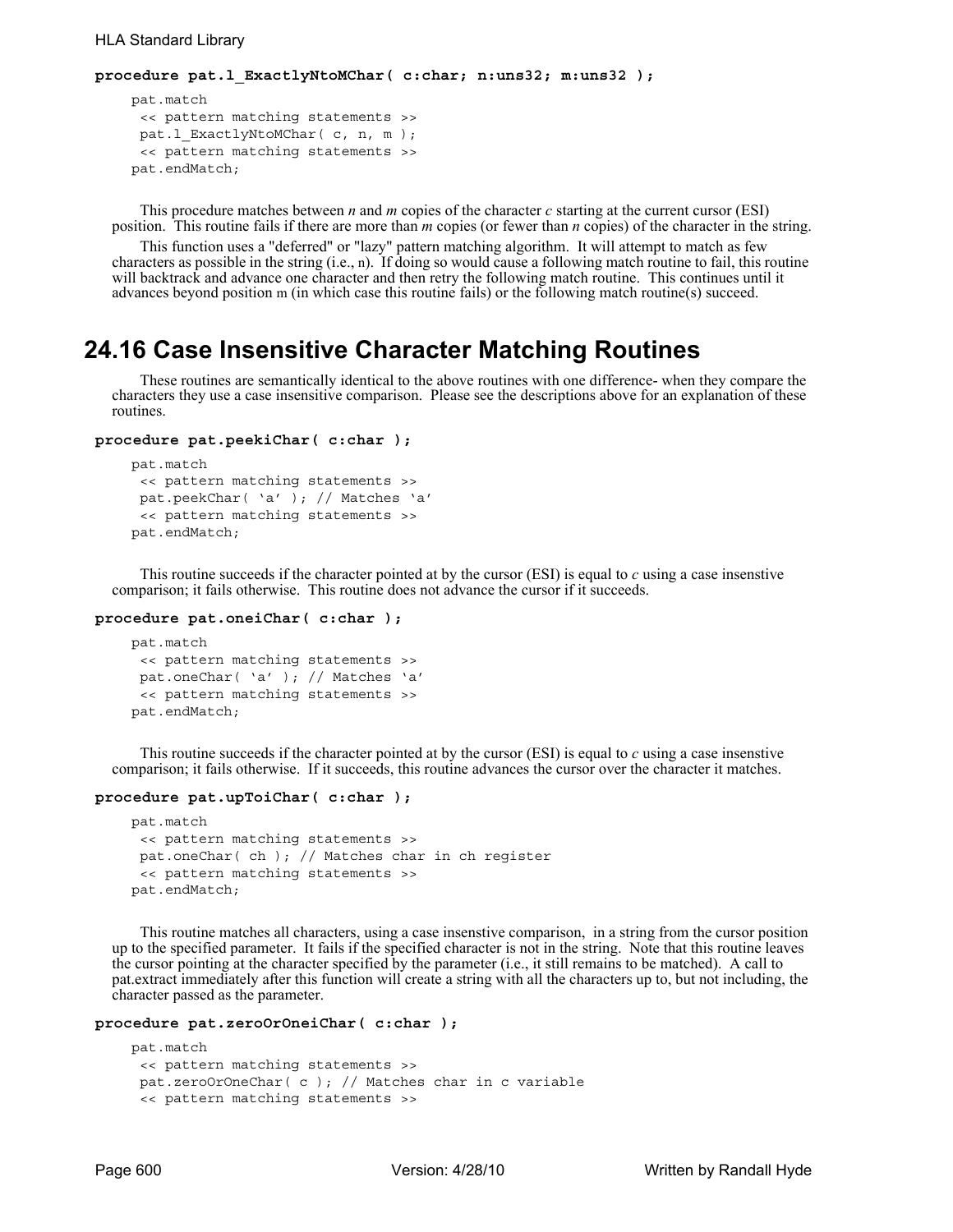**procedure pat.l_ExactlyNtoMChar( c:char; n:uns32; m:uns32 );**

```
pat.match
 << pattern matching statements >>
 pat.l_ExactlyNtoMChar( c, n, m );
 << pattern matching statements >>
pat.endMatch;
```

This procedure matches between *n* and *m* copies of the character *c* starting at the current cursor (ESI) position. This routine fails if there are more than *m* copies (or fewer than *n* copies) of the character in the string.

This function uses a "deferred" or "lazy" pattern matching algorithm. It will attempt to match as few characters as possible in the string (i.e., n). If doing so would cause a following match routine to fail, this routine will backtrack and advance one character and then retry the following match routine. This continues until it advances beyond position m (in which case this routine fails) or the following match routine(s) succeed.

# 24.16 Case Insensitive Character Matching Routines

These routines are semantically identical to the above routines with one difference- when they compare the characters they use a case insensitive comparison. Please see the descriptions above for an explanation of these routines.

**procedure pat.peekiChar( c:char );**

```
pat.match
 << pattern matching statements >>
 pat.peekChar( 'a' ); // Matches 'a'
 << pattern matching statements >>
pat.endMatch;
```

This routine succeeds if the character pointed at by the cursor (ESI) is equal to *c* using a case insenstive comparison; it fails otherwise. This routine does not advance the cursor if it succeeds.

**procedure pat.oneiChar( c:char );**

```
pat.match
 << pattern matching statements >>
 pat.oneChar( 'a' ); // Matches 'a'
 << pattern matching statements >>
pat.endMatch;
```

This routine succeeds if the character pointed at by the cursor (ESI) is equal to *c* using a case insenstive comparison; it fails otherwise. If it succeeds, this routine advances the cursor over the character it matches.

**procedure pat.upToiChar( c:char );**

```
pat.match
 << pattern matching statements >>
 pat.oneChar( ch ); // Matches char in ch register
 << pattern matching statements >>
pat.endMatch;
```

This routine matches all characters, using a case insenstive comparison, in a string from the cursor position up to the specified parameter. It fails if the specified character is not in the string. Note that this routine leaves the cursor pointing at the character specified by the parameter (i.e., it still remains to be matched). A call to pat.extract immediately after this function will create a string with all the characters up to, but not including, the character passed as the parameter.

**procedure pat.zeroOrOneiChar( c:char );**

```
pat.match
 << pattern matching statements >>
 pat.zeroOrOneChar( c ); // Matches char in c variable
 << pattern matching statements >>
```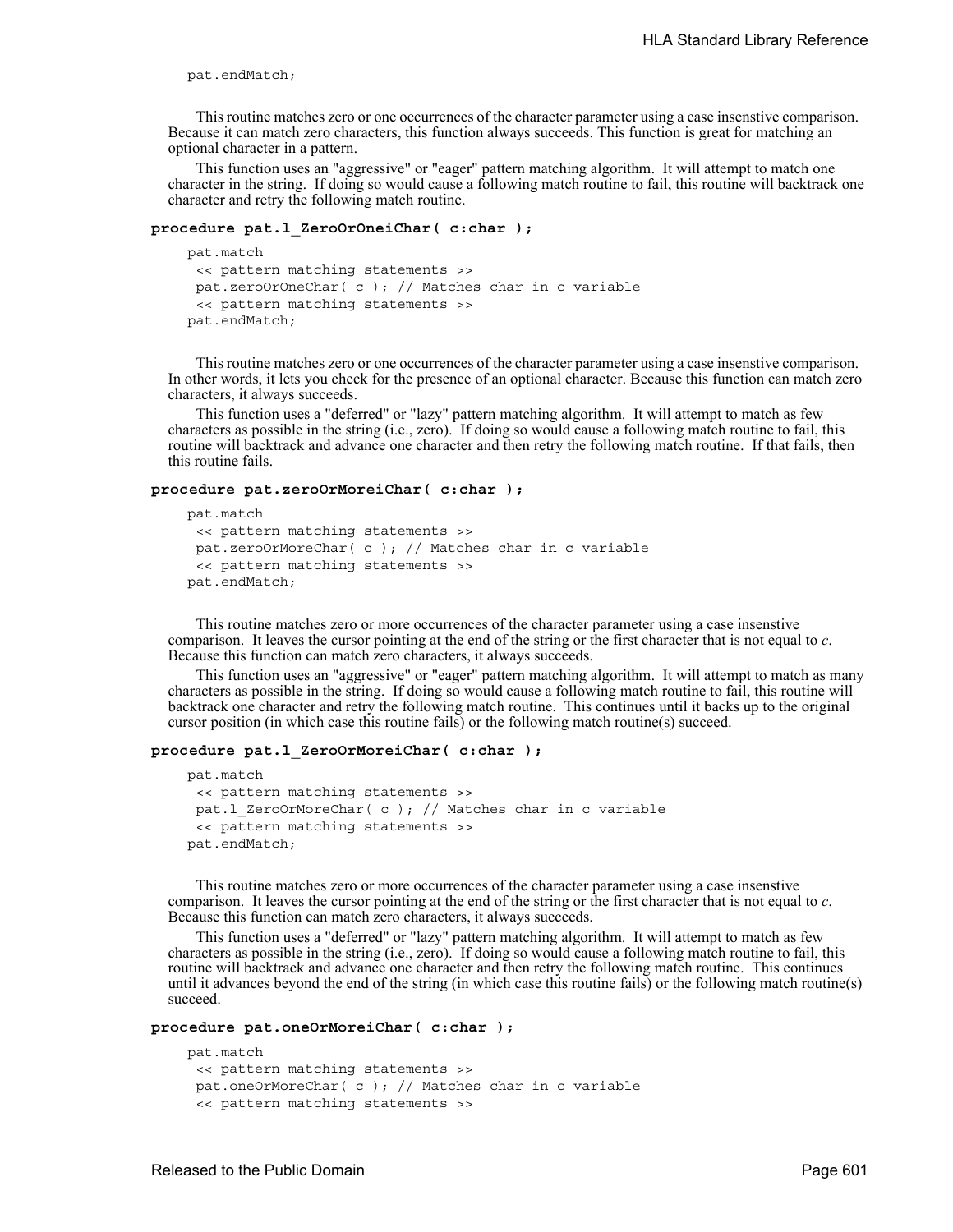```
pat.endMatch;
```

This routine matches zero or one occurrences of the character parameter using a case insenstive comparison. Because it can match zero characters, this function always succeeds. This function is great for matching an optional character in a pattern.

This function uses an "aggressive" or "eager" pattern matching algorithm. It will attempt to match one character in the string. If doing so would cause a following match routine to fail, this routine will backtrack one character and retry the following match routine.

### procedure pat.l_ZeroOrOneiChar( c:char );

```
pat.match
 << pattern matching statements >>
 pat.zeroOrOneChar( c ); // Matches char in c variable
 << pattern matching statements >>
pat.endMatch;
```

This routine matches zero or one occurrences of the character parameter using a case insenstive comparison. In other words, it lets you check for the presence of an optional character. Because this function can match zero characters, it always succeeds.

This function uses a "deferred" or "lazy" pattern matching algorithm. It will attempt to match as few characters as possible in the string (i.e., zero). If doing so would cause a following match routine to fail, this routine will backtrack and advance one character and then retry the following match routine. If that fails, then this routine fails.

### procedure pat.zeroOrMoreiChar( c:char );

```
pat.match
 << pattern matching statements >>
 pat.zeroOrMoreChar( c ); // Matches char in c variable
 << pattern matching statements >>
pat.endMatch;
```

This routine matches zero or more occurrences of the character parameter using a case insenstive comparison. It leaves the cursor pointing at the end of the string or the first character that is not equal to *c*. Because this function can match zero characters, it always succeeds.

This function uses an "aggressive" or "eager" pattern matching algorithm. It will attempt to match as many characters as possible in the string. If doing so would cause a following match routine to fail, this routine will backtrack one character and retry the following match routine. This continues until it backs up to the original cursor position (in which case this routine fails) or the following match routine(s) succeed.

### procedure pat.l_ZeroOrMoreiChar( c:char );

```
pat.match
 << pattern matching statements >>
 pat.l_ZeroOrMoreChar( c ); // Matches char in c variable
 << pattern matching statements >>
pat.endMatch;
```

This routine matches zero or more occurrences of the character parameter using a case insenstive comparison. It leaves the cursor pointing at the end of the string or the first character that is not equal to *c*. Because this function can match zero characters, it always succeeds.

This function uses a "deferred" or "lazy" pattern matching algorithm. It will attempt to match as few characters as possible in the string (i.e., zero). If doing so would cause a following match routine to fail, this routine will backtrack and advance one character and then retry the following match routine. This continues until it advances beyond the end of the string (in which case this routine fails) or the following match routine(s) succeed.

### procedure pat.oneOrMoreiChar( c:char );

```
pat.match
 << pattern matching statements >>
 pat.oneOrMoreChar( c ); // Matches char in c variable
 << pattern matching statements >>
```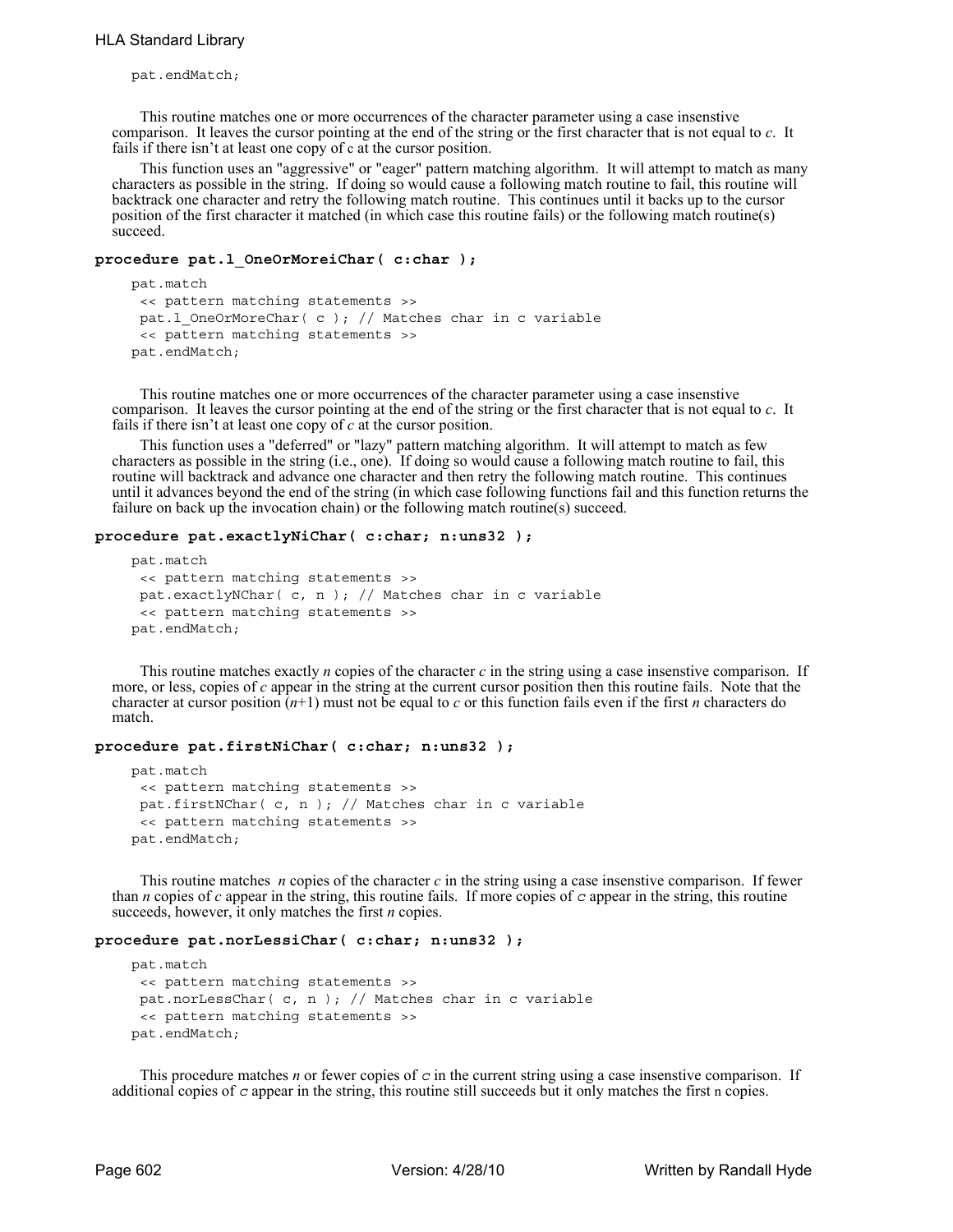```
pat.endMatch;
```

This routine matches one or more occurrences of the character parameter using a case insenstive comparison. It leaves the cursor pointing at the end of the string or the first character that is not equal to *c*. It fails if there isn't at least one copy of c at the cursor position.

This function uses an "aggressive" or "eager" pattern matching algorithm. It will attempt to match as many characters as possible in the string. If doing so would cause a following match routine to fail, this routine will backtrack one character and retry the following match routine. This continues until it backs up to the cursor position of the first character it matched (in which case this routine fails) or the following match routine(s) succeed.

### procedure pat.l_OneOrMoreiChar( c:char );

```
pat.match
 << pattern matching statements >>
 pat.l_OneOrMoreChar( c ); // Matches char in c variable
 << pattern matching statements >>
pat.endMatch;
```

This routine matches one or more occurrences of the character parameter using a case insenstive comparison. It leaves the cursor pointing at the end of the string or the first character that is not equal to *c*. It fails if there isn't at least one copy of *c* at the cursor position.

This function uses a "deferred" or "lazy" pattern matching algorithm. It will attempt to match as few characters as possible in the string (i.e., one). If doing so would cause a following match routine to fail, this routine will backtrack and advance one character and then retry the following match routine. This continues until it advances beyond the end of the string (in which case following functions fail and this function returns the failure on back up the invocation chain) or the following match routine(s) succeed.

### procedure pat.exactlyNiChar( c:char; n:uns32 );

```
pat.match
 << pattern matching statements >>
 pat.exactlyNChar( c, n ); // Matches char in c variable
 << pattern matching statements >>
pat.endMatch;
```

This routine matches exactly *n* copies of the character *c* in the string using a case insenstive comparison. If more, or less, copies of *c* appear in the string at the current cursor position then this routine fails. Note that the character at cursor position ($n$+1) must not be equal to *c* or this function fails even if the first *n* characters do match.

### procedure pat.firstNiChar( c:char; n:uns32 );

```
pat.match
 << pattern matching statements >>
 pat.firstNChar( c, n ); // Matches char in c variable
 << pattern matching statements >>
pat.endMatch;
```

This routine matches *n* copies of the character *c* in the string using a case insenstive comparison. If fewer than *n* copies of *c* appear in the string, this routine fails. If more copies of *c* appear in the string, this routine succeeds, however, it only matches the first *n* copies.

### procedure pat.norLessiChar( c:char; n:uns32 );

```
pat.match
 << pattern matching statements >>
 pat.norLessChar( c, n ); // Matches char in c variable
 << pattern matching statements >>
pat.endMatch;
```

This procedure matches *n* or fewer copies of *c* in the current string using a case insenstive comparison. If additional copies of *c* appear in the string, this routine still succeeds but it only matches the first n copies.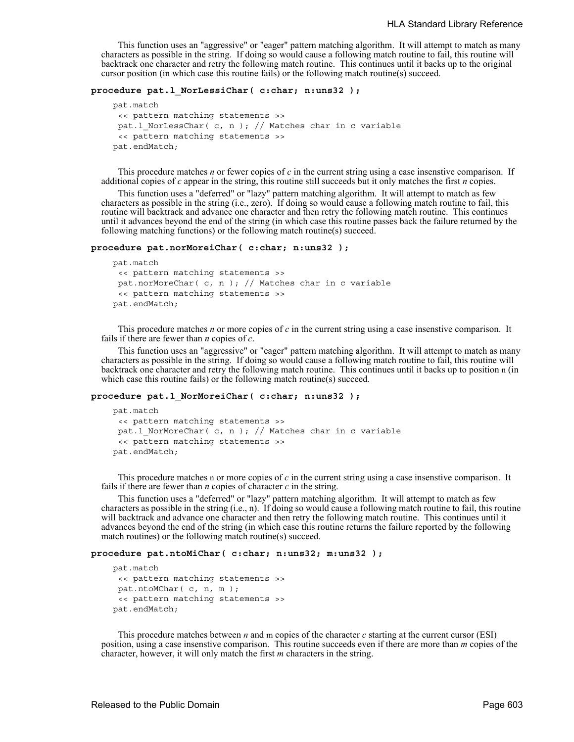This function uses an "aggressive" or "eager" pattern matching algorithm. It will attempt to match as many characters as possible in the string. If doing so would cause a following match routine to fail, this routine will backtrack one character and retry the following match routine. This continues until it backs up to the original cursor position (in which case this routine fails) or the following match routine(s) succeed.

**procedure pat.l_NorLessiChar( c:char; n:uns32 );**

```
pat.match
 << pattern matching statements >>
 pat.l_NorLessChar( c, n ); // Matches char in c variable
 << pattern matching statements >>
pat.endMatch;
```

This procedure matches *n* or fewer copies of *c* in the current string using a case insenstive comparison. If additional copies of *c* appear in the string, this routine still succeeds but it only matches the first *n* copies.

This function uses a "deferred" or "lazy" pattern matching algorithm. It will attempt to match as few characters as possible in the string (i.e., zero). If doing so would cause a following match routine to fail, this routine will backtrack and advance one character and then retry the following match routine. This continues until it advances beyond the end of the string (in which case this routine passes back the failure returned by the following matching functions) or the following match routine(s) succeed.

**procedure pat.norMoreiChar( c:char; n:uns32 );**

```
pat.match
 << pattern matching statements >>
 pat.norMoreChar( c, n ); // Matches char in c variable
 << pattern matching statements >>
pat.endMatch;
```

This procedure matches *n* or more copies of *c* in the current string using a case insenstive comparison. It fails if there are fewer than *n* copies of *c*.

This function uses an "aggressive" or "eager" pattern matching algorithm. It will attempt to match as many characters as possible in the string. If doing so would cause a following match routine to fail, this routine will backtrack one character and retry the following match routine. This continues until it backs up to position n (in which case this routine fails) or the following match routine(s) succeed.

**procedure pat.l_NorMoreiChar( c:char; n:uns32 );**

```
pat.match
 << pattern matching statements >>
 pat.l_NorMoreChar( c, n ); // Matches char in c variable
 << pattern matching statements >>
pat.endMatch;
```

This procedure matches n or more copies of *c* in the current string using a case insenstive comparison. It fails if there are fewer than *n* copies of character *c* in the string.

This function uses a "deferred" or "lazy" pattern matching algorithm. It will attempt to match as few characters as possible in the string (i.e., n). If doing so would cause a following match routine to fail, this routine will backtrack and advance one character and then retry the following match routine. This continues until it advances beyond the end of the string (in which case this routine returns the failure reported by the following match routines) or the following match routine(s) succeed.

**procedure pat.ntoMiChar( c:char; n:uns32; m:uns32 );**

```
pat.match
 << pattern matching statements >>
 pat.ntoMChar( c, n, m );
 << pattern matching statements >>
pat.endMatch;
```

This procedure matches between *n* and m copies of the character *c* starting at the current cursor (ESI) position, using a case insenstive comparison. This routine succeeds even if there are more than *m* copies of the character, however, it will only match the first *m* characters in the string.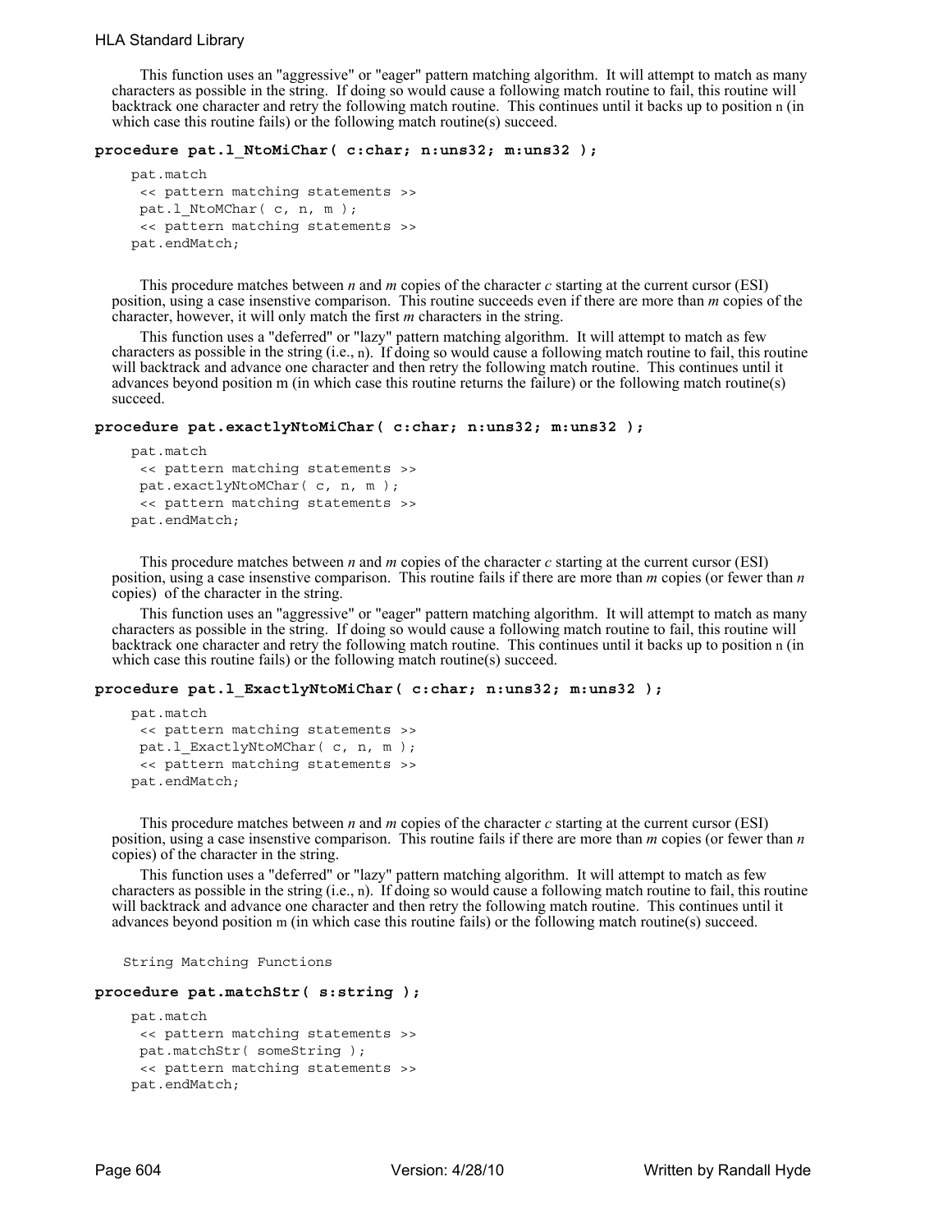This function uses an "aggressive" or "eager" pattern matching algorithm. It will attempt to match as many characters as possible in the string. If doing so would cause a following match routine to fail, this routine will backtrack one character and retry the following match routine. This continues until it backs up to position n (in which case this routine fails) or the following match routine(s) succeed.

**procedure pat.l_NtoMiChar( c:char; n:uns32; m:uns32 );**

```
pat.match
 << pattern matching statements >>
 pat.l_NtoMChar( c, n, m );
 << pattern matching statements >>
pat.endMatch;
```

This procedure matches between *n* and *m* copies of the character *c* starting at the current cursor (ESI) position, using a case insenstive comparison. This routine succeeds even if there are more than *m* copies of the character, however, it will only match the first *m* characters in the string.

This function uses a "deferred" or "lazy" pattern matching algorithm. It will attempt to match as few characters as possible in the string (i.e., n). If doing so would cause a following match routine to fail, this routine will backtrack and advance one character and then retry the following match routine. This continues until it advances beyond position m (in which case this routine returns the failure) or the following match routine(s) succeed.

**procedure pat.exactlyNtoMiChar( c:char; n:uns32; m:uns32 );**

```
pat.match
 << pattern matching statements >>
 pat.exactlyNtoMChar( c, n, m );
 << pattern matching statements >>
pat.endMatch;
```

This procedure matches between *n* and *m* copies of the character *c* starting at the current cursor (ESI) position, using a case insenstive comparison. This routine fails if there are more than *m* copies (or fewer than *n* copies) of the character in the string.

This function uses an "aggressive" or "eager" pattern matching algorithm. It will attempt to match as many characters as possible in the string. If doing so would cause a following match routine to fail, this routine will backtrack one character and retry the following match routine. This continues until it backs up to position n (in which case this routine fails) or the following match routine(s) succeed.

**procedure pat.l_ExactlyNtoMiChar( c:char; n:uns32; m:uns32 );**

```
pat.match
 << pattern matching statements >>
 pat.l_ExactlyNtoMChar( c, n, m );
 << pattern matching statements >>
pat.endMatch;
```

This procedure matches between *n* and *m* copies of the character *c* starting at the current cursor (ESI) position, using a case insenstive comparison. This routine fails if there are more than *m* copies (or fewer than *n* copies) of the character in the string.

This function uses a "deferred" or "lazy" pattern matching algorithm. It will attempt to match as few characters as possible in the string (i.e., n). If doing so would cause a following match routine to fail, this routine will backtrack and advance one character and then retry the following match routine. This continues until it advances beyond position m (in which case this routine fails) or the following match routine(s) succeed.

String Matching Functions

**procedure pat.matchStr( s:string );**

```
pat.match
 << pattern matching statements >>
 pat.matchStr( someString );
 << pattern matching statements >>
pat.endMatch;
```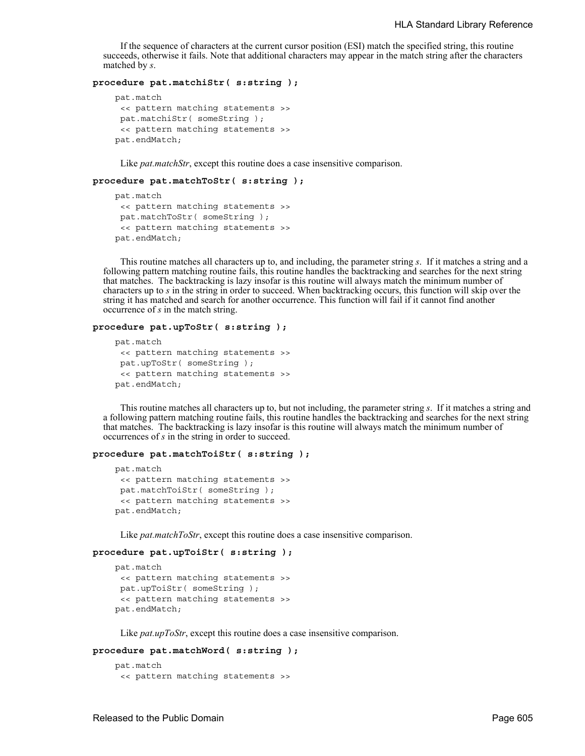If the sequence of characters at the current cursor position (ESI) match the specified string, this routine succeeds, otherwise it fails. Note that additional characters may appear in the match string after the characters matched by *s*.

**procedure pat.matchiStr( s:string );**

```
pat.match
  << pattern matching statements >>
  pat.matchiStr( someString );
  << pattern matching statements >>
pat.endMatch;
```

Like *pat.matchStr*, except this routine does a case insensitive comparison.

**procedure pat.matchToStr( s:string );**

```
pat.match
  << pattern matching statements >>
  pat.matchToStr( someString );
  << pattern matching statements >>
pat.endMatch;
```

This routine matches all characters up to, and including, the parameter string *s*. If it matches a string and a following pattern matching routine fails, this routine handles the backtracking and searches for the next string that matches. The backtracking is lazy insofar is this routine will always match the minimum number of characters up to *s* in the string in order to succeed. When backtracking occurs, this function will skip over the string it has matched and search for another occurrence. This function will fail if it cannot find another occurrence of *s* in the match string.

**procedure pat.upToStr( s:string );**

```
pat.match
  << pattern matching statements >>
  pat.upToStr( someString );
  << pattern matching statements >>
pat.endMatch;
```

This routine matches all characters up to, but not including, the parameter string *s*. If it matches a string and a following pattern matching routine fails, this routine handles the backtracking and searches for the next string that matches. The backtracking is lazy insofar is this routine will always match the minimum number of occurrences of *s* in the string in order to succeed.

**procedure pat.matchToiStr( s:string );**

```
pat.match
  << pattern matching statements >>
  pat.matchToiStr( someString );
  << pattern matching statements >>
pat.endMatch;
```

Like *pat.matchToStr*, except this routine does a case insensitive comparison.

**procedure pat.upToiStr( s:string );**

```
pat.match
  << pattern matching statements >>
  pat.upToiStr( someString );
  << pattern matching statements >>
pat.endMatch;
```

Like *pat.upToStr*, except this routine does a case insensitive comparison.

**procedure pat.matchWord( s:string );**

```
pat.match
  << pattern matching statements >>
```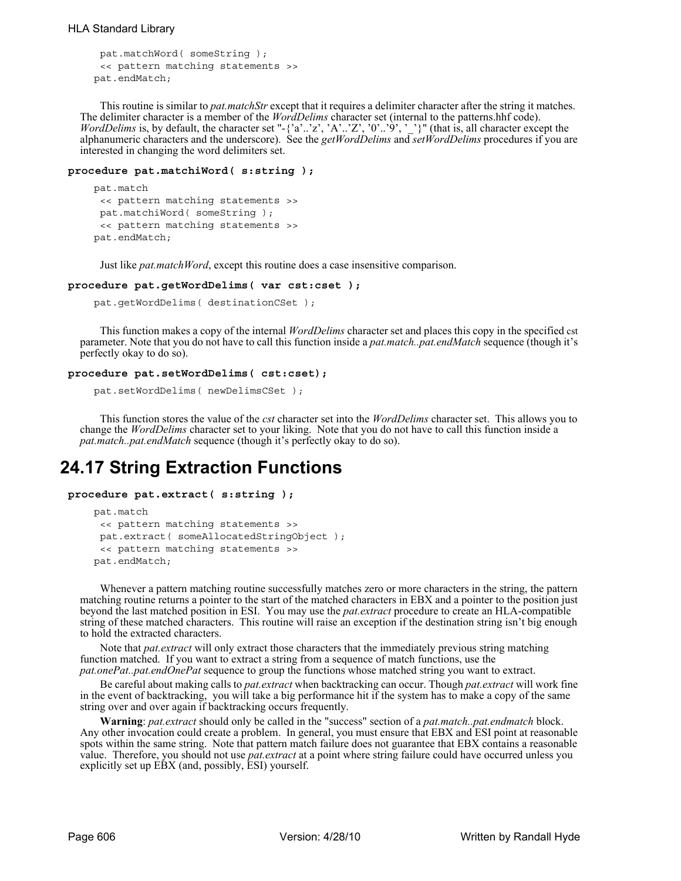```
    pat.matchWord( someString );
    << pattern matching statements >>
pat.endMatch;
```

This routine is similar to *pat.matchStr* except that it requires a delimiter character after the string it matches. The delimiter character is a member of the *WordDelims* character set (internal to the patterns.hhf code). *WordDelims* is, by default, the character set "-{'a'..'z', 'A'..'Z', '0'..'9', '_'}" (that is, all character except the alphanumeric characters and the underscore). See the *getWordDelims* and *setWordDelims* procedures if you are interested in changing the word delimiters set.

**procedure pat.matchiWord( s:string );**

```
pat.match
    << pattern matching statements >>
    pat.matchiWord( someString );
    << pattern matching statements >>
pat.endMatch;
```

Just like *pat.matchWord*, except this routine does a case insensitive comparison.

**procedure pat.getWordDelims( var cst:cset );**

```
pat.getWordDelims( destinationCSet );
```

This function makes a copy of the internal *WordDelims* character set and places this copy in the specified cst parameter. Note that you do not have to call this function inside a *pat.match..pat.endMatch* sequence (though it's perfectly okay to do so).

**procedure pat.setWordDelims( cst:cset);**

```
pat.setWordDelims( newDelimsCSet );
```

This function stores the value of the *cst* character set into the *WordDelims* character set. This allows you to change the *WordDelims* character set to your liking. Note that you do not have to call this function inside a *pat.match..pat.endMatch* sequence (though it's perfectly okay to do so).

# 24.17 String Extraction Functions

**procedure pat.extract( s:string );**

```
pat.match
    << pattern matching statements >>
    pat.extract( someAllocatedStringObject );
    << pattern matching statements >>
pat.endMatch;
```

Whenever a pattern matching routine successfully matches zero or more characters in the string, the pattern matching routine returns a pointer to the start of the matched characters in EBX and a pointer to the position just beyond the last matched position in ESI. You may use the *pat.extract* procedure to create an HLA-compatible string of these matched characters. This routine will raise an exception if the destination string isn't big enough to hold the extracted characters.

Note that *pat.extract* will only extract those characters that the immediately previous string matching function matched. If you want to extract a string from a sequence of match functions, use the *pat.onePat..pat.endOnePat* sequence to group the functions whose matched string you want to extract.

Be careful about making calls to *pat.extract* when backtracking can occur. Though *pat.extract* will work fine in the event of backtracking, you will take a big performance hit if the system has to make a copy of the same string over and over again if backtracking occurs frequently.

**Warning**: *pat.extract* should only be called in the "success" section of a *pat.match..pat.endmatch* block. Any other invocation could create a problem. In general, you must ensure that EBX and ESI point at reasonable spots within the same string. Note that pattern match failure does not guarantee that EBX contains a reasonable value. Therefore, you should not use *pat.extract* at a point where string failure could have occurred unless you explicitly set up EBX (and, possibly, ESI) yourself.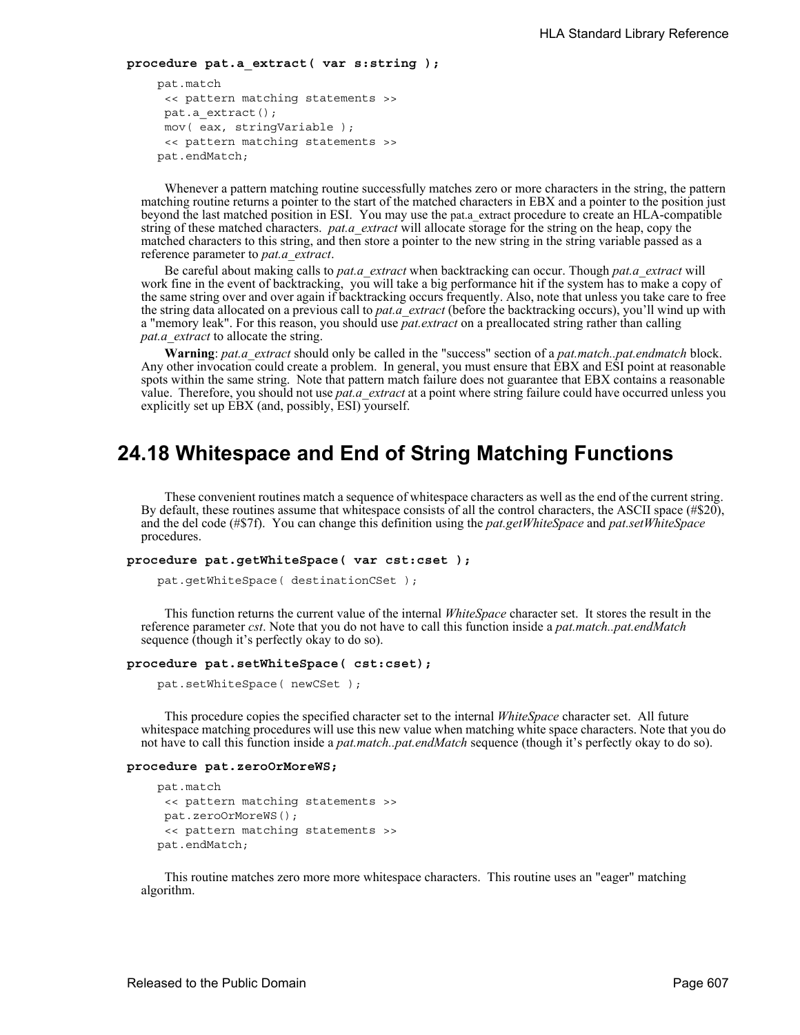**procedure pat.a_extract( var s:string );**

```
pat.match
 << pattern matching statements >>
 pat.a_extract();
 mov( eax, stringVariable );
 << pattern matching statements >>
pat.endMatch;
```

Whenever a pattern matching routine successfully matches zero or more characters in the string, the pattern matching routine returns a pointer to the start of the matched characters in EBX and a pointer to the position just beyond the last matched position in ESI. You may use the pat.a_extract procedure to create an HLA-compatible string of these matched characters. *pat.a_extract* will allocate storage for the string on the heap, copy the matched characters to this string, and then store a pointer to the new string in the string variable passed as a reference parameter to *pat.a_extract*.

Be careful about making calls to *pat.a_extract* when backtracking can occur. Though *pat.a_extract* will work fine in the event of backtracking, you will take a big performance hit if the system has to make a copy of the same string over and over again if backtracking occurs frequently. Also, note that unless you take care to free the string data allocated on a previous call to *pat.a_extract* (before the backtracking occurs), you'll wind up with a "memory leak". For this reason, you should use *pat.extract* on a preallocated string rather than calling *pat.a_extract* to allocate the string.

**Warning**: *pat.a_extract* should only be called in the "success" section of a *pat.match..pat.endmatch* block. Any other invocation could create a problem. In general, you must ensure that EBX and ESI point at reasonable spots within the same string. Note that pattern match failure does not guarantee that EBX contains a reasonable value. Therefore, you should not use *pat.a_extract* at a point where string failure could have occurred unless you explicitly set up EBX (and, possibly, ESI) yourself.

## 24.18 Whitespace and End of String Matching Functions

These convenient routines match a sequence of whitespace characters as well as the end of the current string. By default, these routines assume that whitespace consists of all the control characters, the ASCII space (#$20), and the del code (#$7f). You can change this definition using the *pat.getWhiteSpace* and *pat.setWhiteSpace* procedures.

**procedure pat.getWhiteSpace( var cst:cset );**

```
pat.getWhiteSpace( destinationCSet );
```

This function returns the current value of the internal *WhiteSpace* character set. It stores the result in the reference parameter *cst*. Note that you do not have to call this function inside a *pat.match..pat.endMatch* sequence (though it's perfectly okay to do so).

**procedure pat.setWhiteSpace( cst:cset);**

```
pat.setWhiteSpace( newCSet );
```

This procedure copies the specified character set to the internal *WhiteSpace* character set. All future whitespace matching procedures will use this new value when matching white space characters. Note that you do not have to call this function inside a *pat.match..pat.endMatch* sequence (though it's perfectly okay to do so).

**procedure pat.zeroOrMoreWS;**

```
pat.match
 << pattern matching statements >>
 pat.zeroOrMoreWS();
 << pattern matching statements >>
pat.endMatch;
```

This routine matches zero more more whitespace characters. This routine uses an "eager" matching algorithm.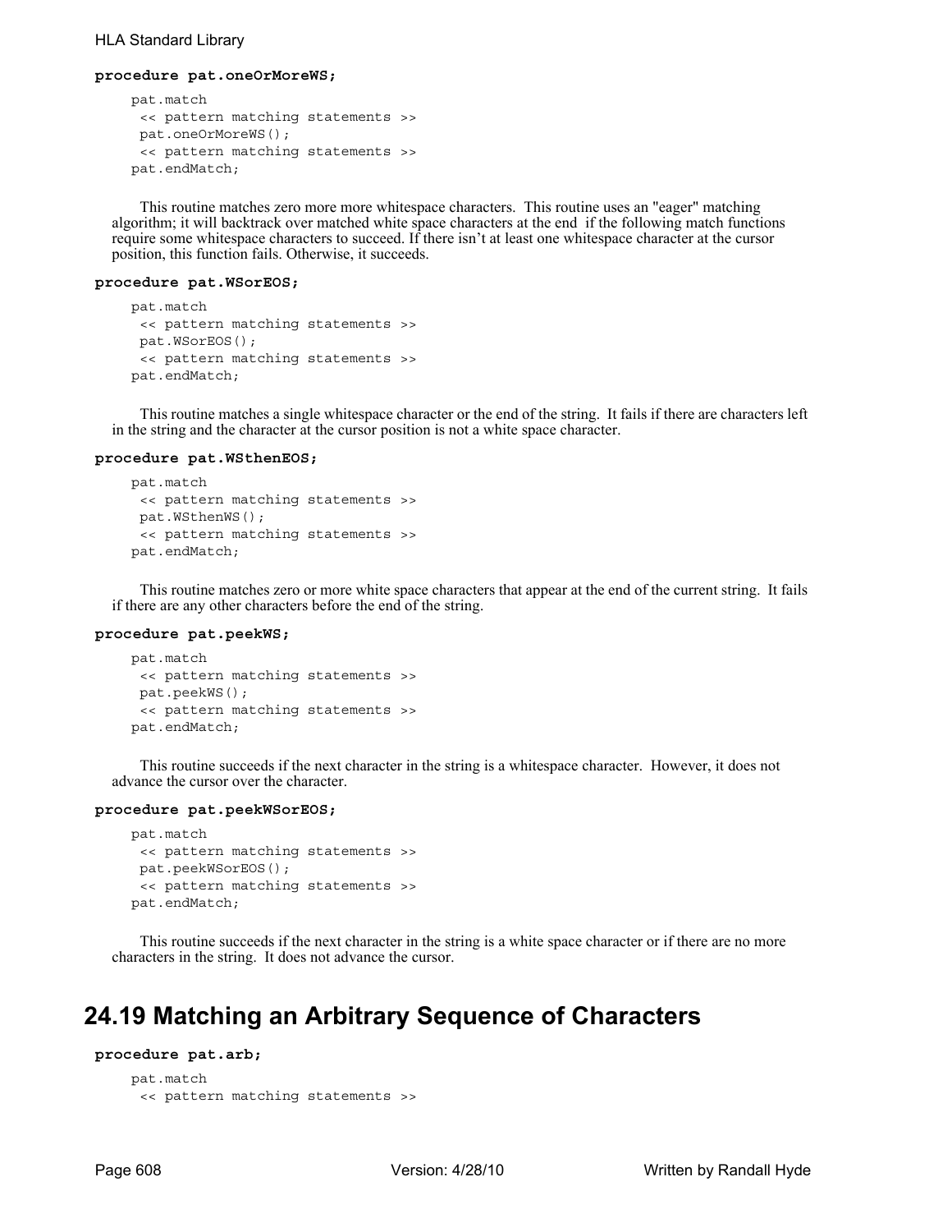**procedure pat.oneOrMoreWS;**

```
pat.match
 << pattern matching statements >>
 pat.oneOrMoreWS();
 << pattern matching statements >>
pat.endMatch;
```

This routine matches zero more more whitespace characters. This routine uses an "eager" matching algorithm; it will backtrack over matched white space characters at the end if the following match functions require some whitespace characters to succeed. If there isn't at least one whitespace character at the cursor position, this function fails. Otherwise, it succeeds.

**procedure pat.WSorEOS;**

```
pat.match
 << pattern matching statements >>
 pat.WSorEOS();
 << pattern matching statements >>
pat.endMatch;
```

This routine matches a single whitespace character or the end of the string. It fails if there are characters left in the string and the character at the cursor position is not a white space character.

**procedure pat.WSthenEOS;**

```
pat.match
 << pattern matching statements >>
 pat.WSthenWS();
 << pattern matching statements >>
pat.endMatch;
```

This routine matches zero or more white space characters that appear at the end of the current string. It fails if there are any other characters before the end of the string.

**procedure pat.peekWS;**

```
pat.match
 << pattern matching statements >>
 pat.peekWS();
 << pattern matching statements >>
pat.endMatch;
```

This routine succeeds if the next character in the string is a whitespace character. However, it does not advance the cursor over the character.

**procedure pat.peekWSorEOS;**

```
pat.match
 << pattern matching statements >>
 pat.peekWSorEOS();
 << pattern matching statements >>
pat.endMatch;
```

This routine succeeds if the next character in the string is a white space character or if there are no more characters in the string. It does not advance the cursor.

## 24.19 Matching an Arbitrary Sequence of Characters

**procedure pat.arb;**

```
pat.match
 << pattern matching statements >>
```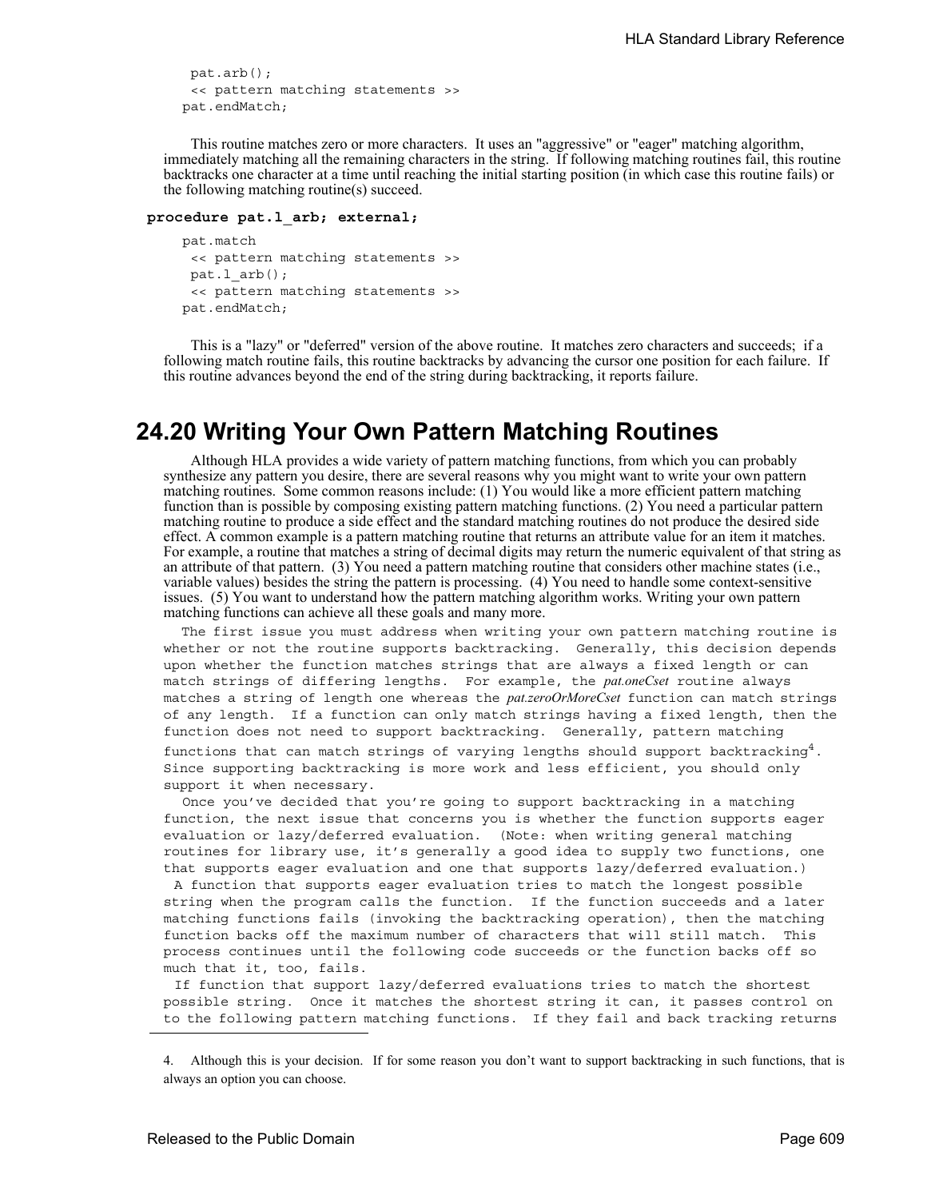```
pat.arb();
 << pattern matching statements >>
pat.endMatch;
```

This routine matches zero or more characters. It uses an "aggressive" or "eager" matching algorithm, immediately matching all the remaining characters in the string. If following matching routines fail, this routine backtracks one character at a time until reaching the initial starting position (in which case this routine fails) or the following matching routine(s) succeed.

**procedure pat.l_arb; external;**

```
pat.match
 << pattern matching statements >>
 pat.l_arb();
 << pattern matching statements >>
pat.endMatch;
```

This is a "lazy" or "deferred" version of the above routine. It matches zero characters and succeeds; if a following match routine fails, this routine backtracks by advancing the cursor one position for each failure. If this routine advances beyond the end of the string during backtracking, it reports failure.

## 24.20 Writing Your Own Pattern Matching Routines

Although HLA provides a wide variety of pattern matching functions, from which you can probably synthesize any pattern you desire, there are several reasons why you might want to write your own pattern matching routines. Some common reasons include: (1) You would like a more efficient pattern matching function than is possible by composing existing pattern matching functions. (2) You need a particular pattern matching routine to produce a side effect and the standard matching routines do not produce the desired side effect. A common example is a pattern matching routine that returns an attribute value for an item it matches. For example, a routine that matches a string of decimal digits may return the numeric equivalent of that string as an attribute of that pattern. (3) You need a pattern matching routine that considers other machine states (i.e., variable values) besides the string the pattern is processing. (4) You need to handle some context-sensitive issues. (5) You want to understand how the pattern matching algorithm works. Writing your own pattern matching functions can achieve all these goals and many more.

The first issue you must address when writing your own pattern matching routine is whether or not the routine supports backtracking. Generally, this decision depends upon whether the function matches strings that are always a fixed length or can match strings of differing lengths. For example, the *pat.oneCset* routine always matches a string of length one whereas the *pat.zeroOrMoreCset* function can match strings of any length. If a function can only match strings having a fixed length, then the function does not need to support backtracking. Generally, pattern matching functions that can match strings of varying lengths should support backtracking[4]. Since supporting backtracking is more work and less efficient, you should only support it when necessary.

Once you've decided that you're going to support backtracking in a matching function, the next issue that concerns you is whether the function supports eager evaluation or lazy/deferred evaluation. (Note: when writing general matching routines for library use, it's generally a good idea to supply two functions, one that supports eager evaluation and one that supports lazy/deferred evaluation.)

A function that supports eager evaluation tries to match the longest possible string when the program calls the function. If the function succeeds and a later matching functions fails (invoking the backtracking operation), then the matching function backs off the maximum number of characters that will still match. This process continues until the following code succeeds or the function backs off so much that it, too, fails.

If function that support lazy/deferred evaluations tries to match the shortest possible string. Once it matches the shortest string it can, it passes control on to the following pattern matching functions. If they fail and back tracking returns

---

4. Although this is your decision. If for some reason you don't want to support backtracking in such functions, that is always an option you can choose.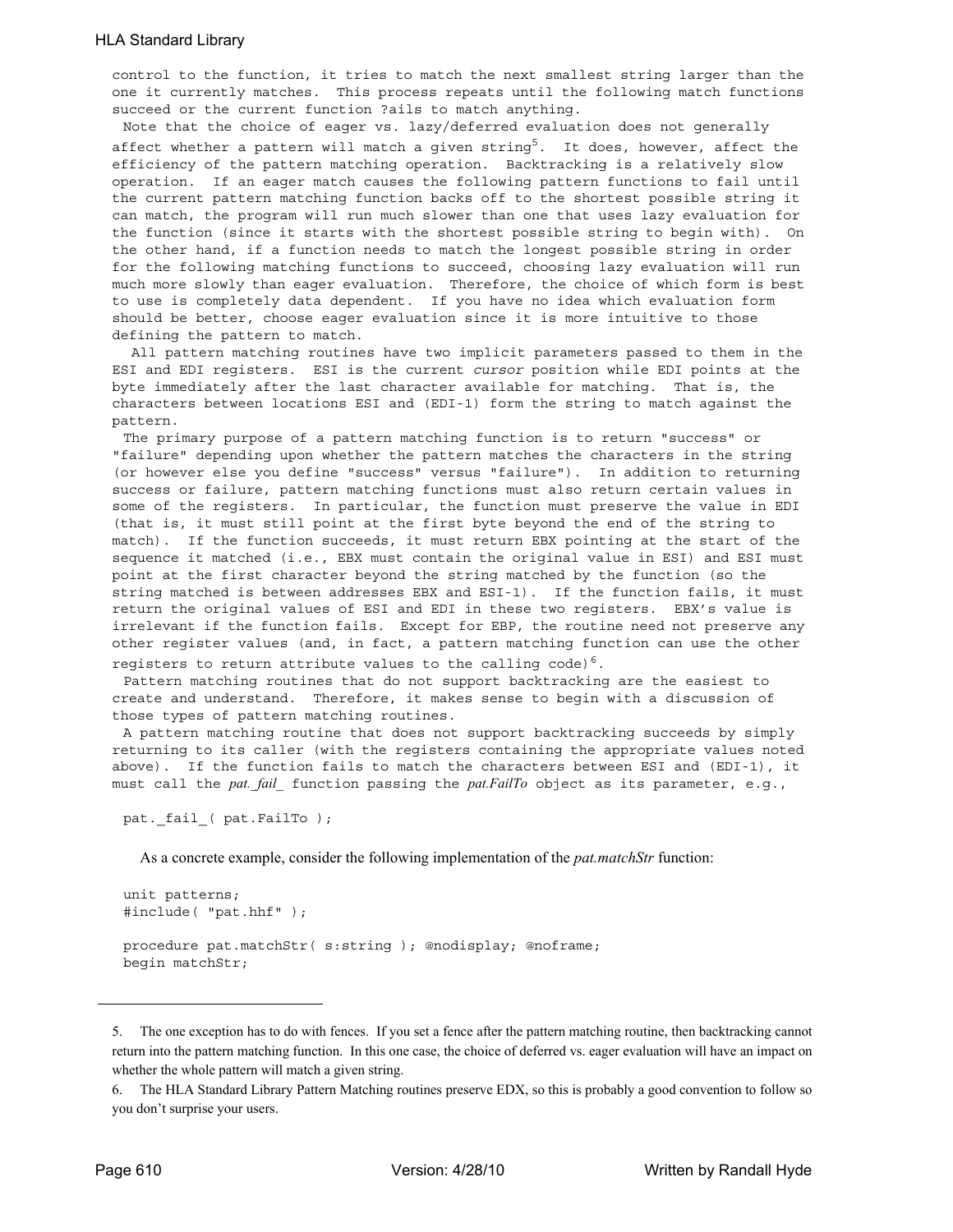control to the function, it tries to match the next smallest string larger than the one it currently matches. This process repeats until the following match functions succeed or the current function ?ails to match anything.

Note that the choice of eager vs. lazy/deferred evaluation does not generally affect whether a pattern will match a given string[5]. It does, however, affect the efficiency of the pattern matching operation. Backtracking is a relatively slow operation. If an eager match causes the following pattern functions to fail until the current pattern matching function backs off to the shortest possible string it can match, the program will run much slower than one that uses lazy evaluation for the function (since it starts with the shortest possible string to begin with). On the other hand, if a function needs to match the longest possible string in order for the following matching functions to succeed, choosing lazy evaluation will run much more slowly than eager evaluation. Therefore, the choice of which form is best to use is completely data dependent. If you have no idea which evaluation form should be better, choose eager evaluation since it is more intuitive to those defining the pattern to match.

All pattern matching routines have two implicit parameters passed to them in the ESI and EDI registers. ESI is the current *cursor* position while EDI points at the byte immediately after the last character available for matching. That is, the characters between locations ESI and (EDI-1) form the string to match against the pattern.

The primary purpose of a pattern matching function is to return "success" or "failure" depending upon whether the pattern matches the characters in the string (or however else you define "success" versus "failure"). In addition to returning success or failure, pattern matching functions must also return certain values in some of the registers. In particular, the function must preserve the value in EDI (that is, it must still point at the first byte beyond the end of the string to match). If the function succeeds, it must return EBX pointing at the start of the sequence it matched (i.e., EBX must contain the original value in ESI) and ESI must point at the first character beyond the string matched by the function (so the string matched is between addresses EBX and ESI-1). If the function fails, it must return the original values of ESI and EDI in these two registers. EBX's value is irrelevant if the function fails. Except for EBP, the routine need not preserve any other register values (and, in fact, a pattern matching function can use the other registers to return attribute values to the calling code)[6].

Pattern matching routines that do not support backtracking are the easiest to create and understand. Therefore, it makes sense to begin with a discussion of those types of pattern matching routines.

A pattern matching routine that does not support backtracking succeeds by simply returning to its caller (with the registers containing the appropriate values noted above). If the function fails to match the characters between ESI and (EDI-1), it must call the *pat._fail_* function passing the *pat.FailTo* object as its parameter, e.g.,

```
pat._fail_( pat.FailTo );
```

As a concrete example, consider the following implementation of the *pat.matchStr* function:

```
unit patterns;
#include( "pat.hhf" );

procedure pat.matchStr( s:string ); @nodisplay; @noframe;
begin matchStr;
```

---

5. The one exception has to do with fences. If you set a fence after the pattern matching routine, then backtracking cannot return into the pattern matching function. In this one case, the choice of deferred vs. eager evaluation will have an impact on whether the whole pattern will match a given string.

6. The HLA Standard Library Pattern Matching routines preserve EDX, so this is probably a good convention to follow so you don't surprise your users.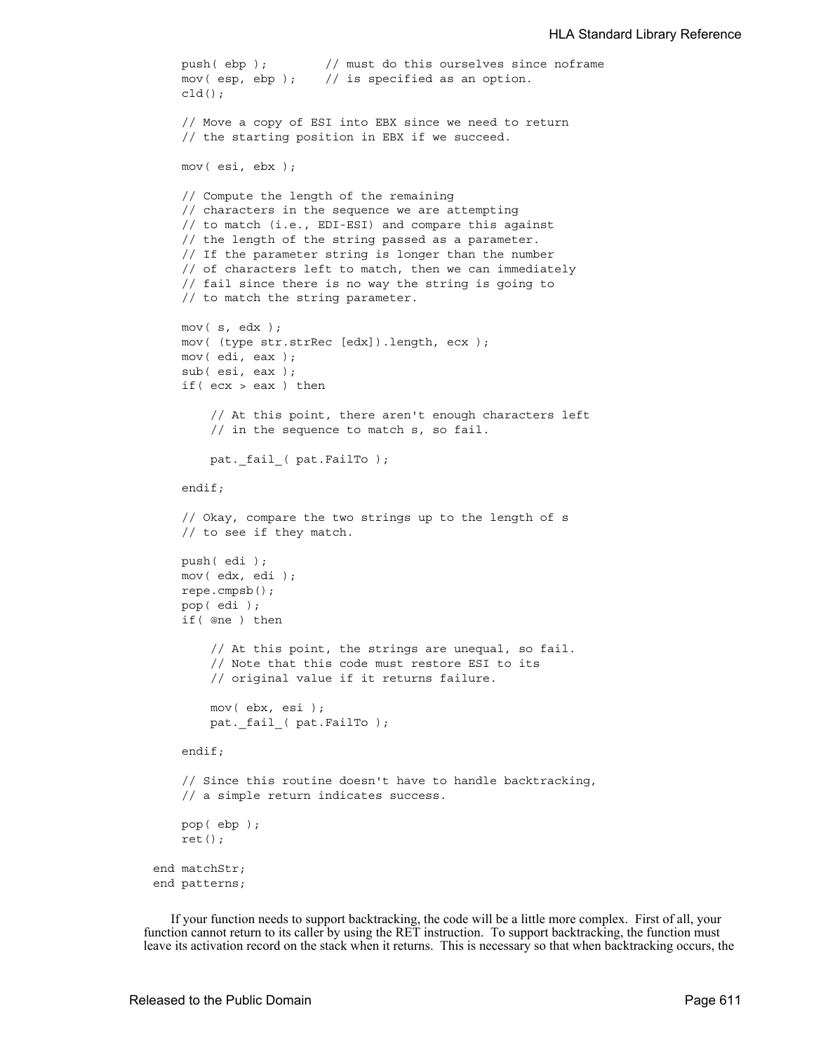```
        push( ebp );        // must do this ourselves since noframe
        mov( esp, ebp );    // is specified as an option.
        cld();

        // Move a copy of ESI into EBX since we need to return
        // the starting position in EBX if we succeed.

        mov( esi, ebx );

        // Compute the length of the remaining
        // characters in the sequence we are attempting
        // to match (i.e., EDI-ESI) and compare this against
        // the length of the string passed as a parameter.
        // If the parameter string is longer than the number
        // of characters left to match, then we can immediately
        // fail since there is no way the string is going to
        // to match the string parameter.

        mov( s, edx );
        mov( (type str.strRec [edx]).length, ecx );
        mov( edi, eax );
        sub( esi, eax );
        if( ecx > eax ) then

            // At this point, there aren't enough characters left
            // in the sequence to match s, so fail.

            pat._fail_( pat.FailTo );

        endif;

        // Okay, compare the two strings up to the length of s
        // to see if they match.

        push( edi );
        mov( edx, edi );
        repe.cmpsb();
        pop( edi );
        if( @ne ) then

            // At this point, the strings are unequal, so fail.
            // Note that this code must restore ESI to its
            // original value if it returns failure.

            mov( ebx, esi );
            pat._fail_( pat.FailTo );

        endif;

        // Since this routine doesn't have to handle backtracking,
        // a simple return indicates success.

        pop( ebp );
        ret();

    end matchStr;
    end patterns;
```

If your function needs to support backtracking, the code will be a little more complex. First of all, your function cannot return to its caller by using the RET instruction. To support backtracking, the function must leave its activation record on the stack when it returns. This is necessary so that when backtracking occurs, the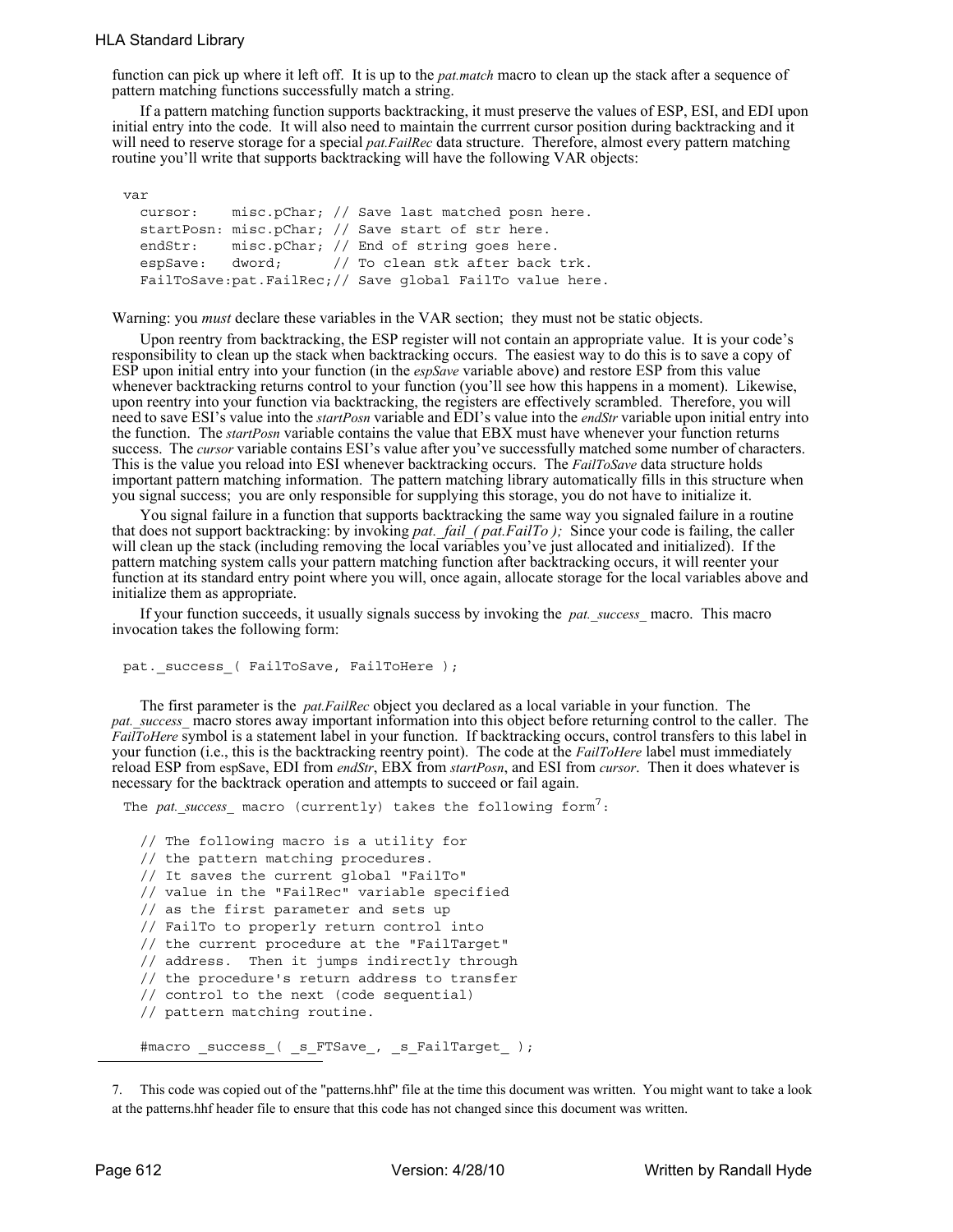function can pick up where it left off. It is up to the *pat.match* macro to clean up the stack after a sequence of pattern matching functions successfully match a string.

If a pattern matching function supports backtracking, it must preserve the values of ESP, ESI, and EDI upon initial entry into the code. It will also need to maintain the currrent cursor position during backtracking and it will need to reserve storage for a special *pat.FailRec* data structure. Therefore, almost every pattern matching routine you'll write that supports backtracking will have the following VAR objects:

```
var
  cursor:    misc.pChar; // Save last matched posn here.
  startPosn: misc.pChar; // Save start of str here.
  endStr:    misc.pChar; // End of string goes here.
  espSave:   dword;      // To clean stk after back trk.
  FailToSave:pat.FailRec;// Save global FailTo value here.
```

Warning: you *must* declare these variables in the VAR section; they must not be static objects.

Upon reentry from backtracking, the ESP register will not contain an appropriate value. It is your code's responsibility to clean up the stack when backtracking occurs. The easiest way to do this is to save a copy of ESP upon initial entry into your function (in the *espSave* variable above) and restore ESP from this value whenever backtracking returns control to your function (you'll see how this happens in a moment). Likewise, upon reentry into your function via backtracking, the registers are effectively scrambled. Therefore, you will need to save ESI's value into the *startPosn* variable and EDI's value into the *endStr* variable upon initial entry into the function. The *startPosn* variable contains the value that EBX must have whenever your function returns success. The *cursor* variable contains ESI's value after you've successfully matched some number of characters. This is the value you reload into ESI whenever backtracking occurs. The *FailToSave* data structure holds important pattern matching information. The pattern matching library automatically fills in this structure when you signal success; you are only responsible for supplying this storage, you do not have to initialize it.

You signal failure in a function that supports backtracking the same way you signaled failure in a routine that does not support backtracking: by invoking *pat._fail_( pat.FailTo );* Since your code is failing, the caller will clean up the stack (including removing the local variables you've just allocated and initialized). If the pattern matching system calls your pattern matching function after backtracking occurs, it will reenter your function at its standard entry point where you will, once again, allocate storage for the local variables above and initialize them as appropriate.

If your function succeeds, it usually signals success by invoking the *pat._success_* macro. This macro invocation takes the following form:

```
pat._success_( FailToSave, FailToHere );
```

The first parameter is the *pat.FailRec* object you declared as a local variable in your function. The *pat._success_* macro stores away important information into this object before returning control to the caller. The *FailToHere* symbol is a statement label in your function. If backtracking occurs, control transfers to this label in your function (i.e., this is the backtracking reentry point). The code at the *FailToHere* label must immediately reload ESP from espSave, EDI from *endStr*, EBX from *startPosn*, and ESI from *cursor*. Then it does whatever is necessary for the backtrack operation and attempts to succeed or fail again.

The *pat._success_* macro (currently) takes the following form[7]:

```
// The following macro is a utility for
// the pattern matching procedures.
// It saves the current global "FailTo"
// value in the "FailRec" variable specified
// as the first parameter and sets up
// FailTo to properly return control into
// the current procedure at the "FailTarget"
// address.  Then it jumps indirectly through
// the procedure's return address to transfer
// control to the next (code sequential)
// pattern matching routine.

#macro _success_( _s_FTSave_, _s_FailTarget_ );
```

7. This code was copied out of the "patterns.hhf" file at the time this document was written. You might want to take a look at the patterns.hhf header file to ensure that this code has not changed since this document was written.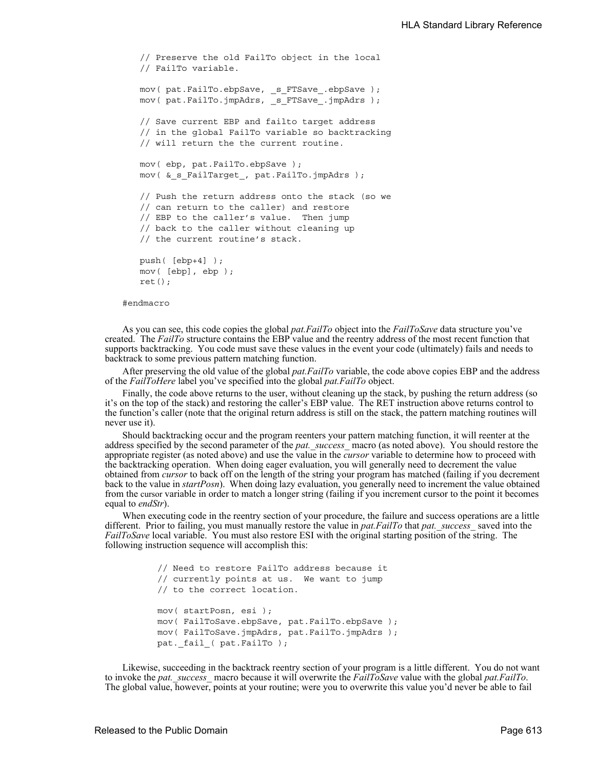```
    // Preserve the old FailTo object in the local
    // FailTo variable.

    mov( pat.FailTo.ebpSave, _s_FTSave_.ebpSave );
    mov( pat.FailTo.jmpAdrs, _s_FTSave_.jmpAdrs );

    // Save current EBP and failto target address
    // in the global FailTo variable so backtracking
    // will return the the current routine.

    mov( ebp, pat.FailTo.ebpSave );
    mov( &_s_FailTarget_, pat.FailTo.jmpAdrs );

    // Push the return address onto the stack (so we
    // can return to the caller) and restore
    // EBP to the caller's value.  Then jump
    // back to the caller without cleaning up
    // the current routine's stack.

    push( [ebp+4] );
    mov( [ebp], ebp );
    ret();

#endmacro
```

As you can see, this code copies the global *pat.FailTo* object into the *FailToSave* data structure you've created. The *FailTo* structure contains the EBP value and the reentry address of the most recent function that supports backtracking. You code must save these values in the event your code (ultimately) fails and needs to backtrack to some previous pattern matching function.

After preserving the old value of the global *pat.FailTo* variable, the code above copies EBP and the address of the *FailToHere* label you've specified into the global *pat.FailTo* object.

Finally, the code above returns to the user, without cleaning up the stack, by pushing the return address (so it's on the top of the stack) and restoring the caller's EBP value. The RET instruction above returns control to the function's caller (note that the original return address is still on the stack, the pattern matching routines will never use it).

Should backtracking occur and the program reenters your pattern matching function, it will reenter at the address specified by the second parameter of the *pat._success_* macro (as noted above). You should restore the appropriate register (as noted above) and use the value in the *cursor* variable to determine how to proceed with the backtracking operation. When doing eager evaluation, you will generally need to decrement the value obtained from *cursor* to back off on the length of the string your program has matched (failing if you decrement back to the value in *startPosn*). When doing lazy evaluation, you generally need to increment the value obtained from the cursor variable in order to match a longer string (failing if you increment cursor to the point it becomes equal to *endStr*).

When executing code in the reentry section of your procedure, the failure and success operations are a little different. Prior to failing, you must manually restore the value in *pat.FailTo* that *pat._success_* saved into the *FailToSave* local variable. You must also restore ESI with the original starting position of the string. The following instruction sequence will accomplish this:

```
        // Need to restore FailTo address because it
        // currently points at us.  We want to jump
        // to the correct location.

        mov( startPosn, esi );
        mov( FailToSave.ebpSave, pat.FailTo.ebpSave );
        mov( FailToSave.jmpAdrs, pat.FailTo.jmpAdrs );
        pat._fail_( pat.FailTo );
```

Likewise, succeeding in the backtrack reentry section of your program is a little different. You do not want to invoke the *pat._success_* macro because it will overwrite the *FailToSave* value with the global *pat.FailTo*. The global value, however, points at your routine; were you to overwrite this value you'd never be able to fail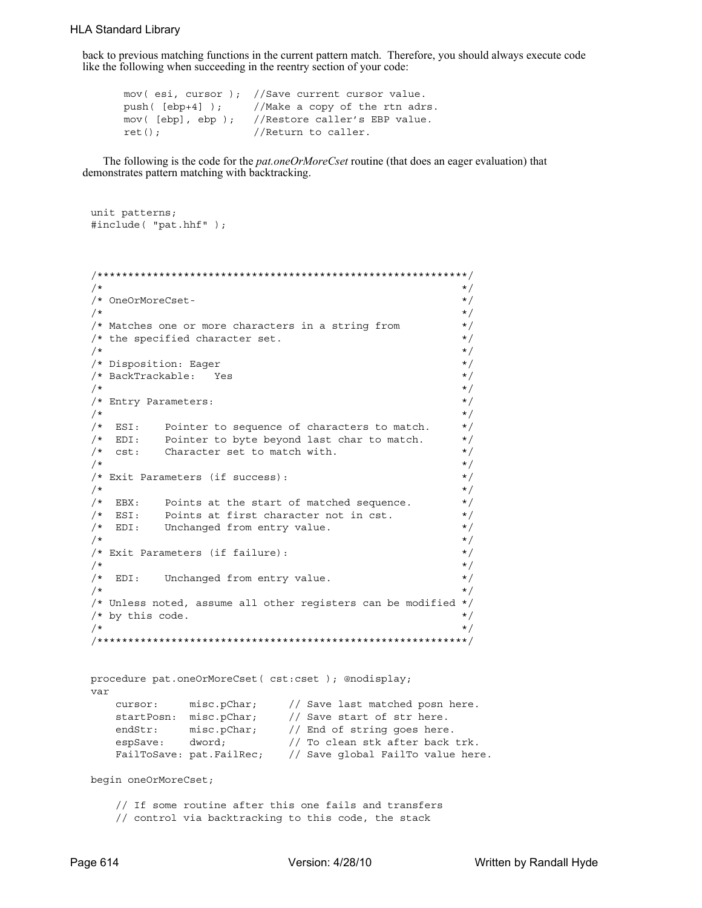back to previous matching functions in the current pattern match. Therefore, you should always execute code like the following when succeeding in the reentry section of your code:

```
mov( esi, cursor );  //Save current cursor value.
push( [ebp+4] );     //Make a copy of the rtn adrs.
mov( [ebp], ebp );   //Restore caller's EBP value.
ret();               //Return to caller.
```

The following is the code for the *pat.oneOrMoreCset* routine (that does an eager evaluation) that demonstrates pattern matching with backtracking.

```
unit patterns;
#include( "pat.hhf" );



/************************************************************/
/*                                                          */
/* OneOrMoreCset-                                           */
/*                                                          */
/* Matches one or more characters in a string from          */
/* the specified character set.                             */
/*                                                          */
/* Disposition: Eager                                       */
/* BackTrackable:   Yes                                     */
/*                                                          */
/* Entry Parameters:                                        */
/*                                                          */
/*  ESI:    Pointer to sequence of characters to match.     */
/*  EDI:    Pointer to byte beyond last char to match.      */
/*  cst:    Character set to match with.                    */
/*                                                          */
/* Exit Parameters (if success):                            */
/*                                                          */
/*  EBX:    Points at the start of matched sequence.        */
/*  ESI:    Points at first character not in cst.           */
/*  EDI:    Unchanged from entry value.                     */
/*                                                          */
/* Exit Parameters (if failure):                            */
/*                                                          */
/*  EDI:    Unchanged from entry value.                     */
/*                                                          */
/* Unless noted, assume all other registers can be modified */
/* by this code.                                            */
/*                                                          */
/************************************************************/


procedure pat.oneOrMoreCset( cst:cset ); @nodisplay;
var
    cursor:     misc.pChar;     // Save last matched posn here.
    startPosn:  misc.pChar;     // Save start of str here.
    endStr:     misc.pChar;     // End of string goes here.
    espSave:    dword;          // To clean stk after back trk.
    FailToSave: pat.FailRec;    // Save global FailTo value here.

begin oneOrMoreCset;

    // If some routine after this one fails and transfers
    // control via backtracking to this code, the stack
```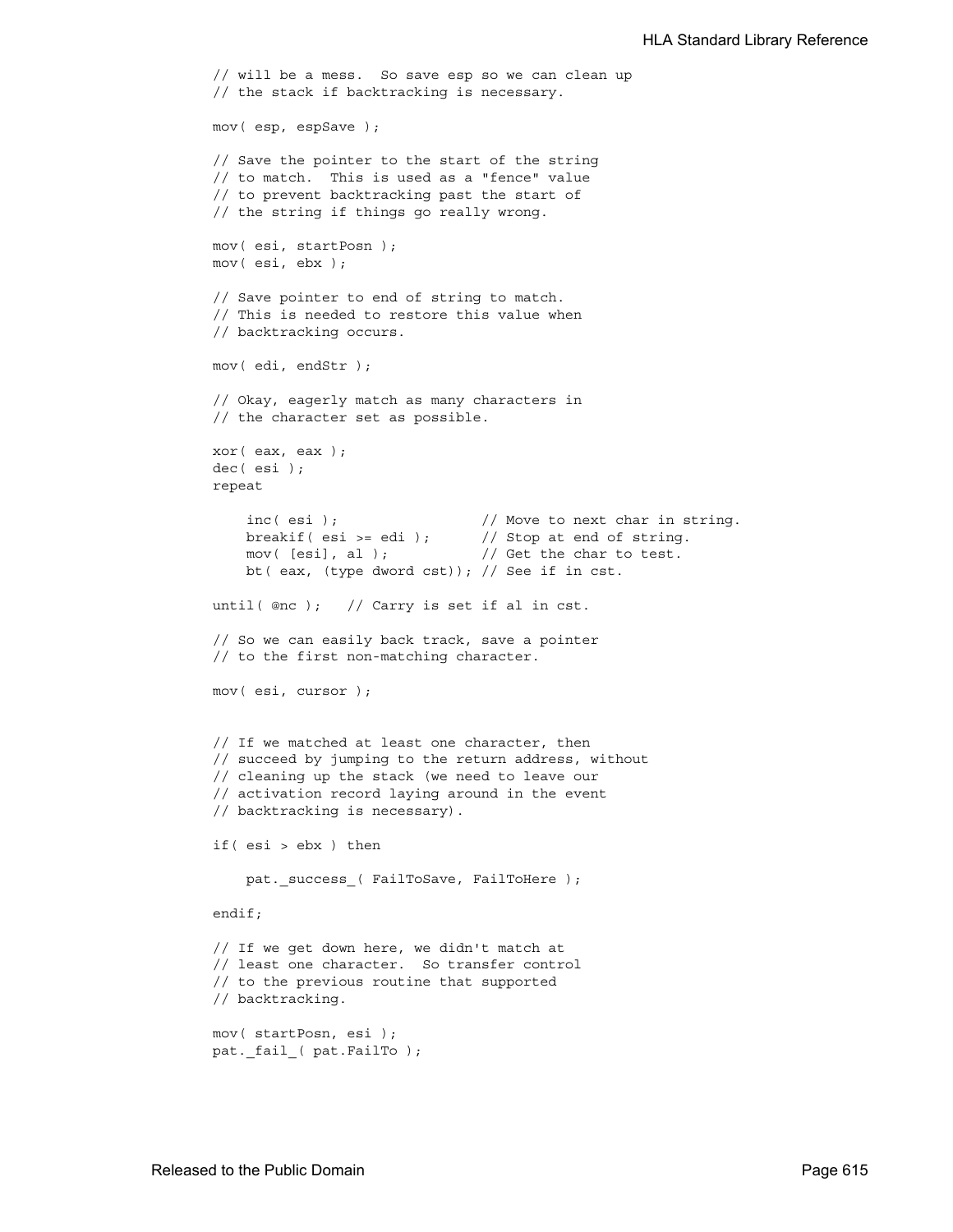```
// will be a mess.  So save esp so we can clean up
// the stack if backtracking is necessary.

mov( esp, espSave );

// Save the pointer to the start of the string
// to match.  This is used as a "fence" value
// to prevent backtracking past the start of
// the string if things go really wrong.

mov( esi, startPosn );
mov( esi, ebx );

// Save pointer to end of string to match.
// This is needed to restore this value when
// backtracking occurs.

mov( edi, endStr );

// Okay, eagerly match as many characters in
// the character set as possible.

xor( eax, eax );
dec( esi );
repeat

    inc( esi );                 // Move to next char in string.
    breakif( esi >= edi );      // Stop at end of string.
    mov( [esi], al );           // Get the char to test.
    bt( eax, (type dword cst)); // See if in cst.

until( @nc );   // Carry is set if al in cst.

// So we can easily back track, save a pointer
// to the first non-matching character.

mov( esi, cursor );


// If we matched at least one character, then
// succeed by jumping to the return address, without
// cleaning up the stack (we need to leave our
// activation record laying around in the event
// backtracking is necessary).

if( esi > ebx ) then

    pat._success_( FailToSave, FailToHere );

endif;

// If we get down here, we didn't match at
// least one character.  So transfer control
// to the previous routine that supported
// backtracking.

mov( startPosn, esi );
pat._fail_( pat.FailTo );
```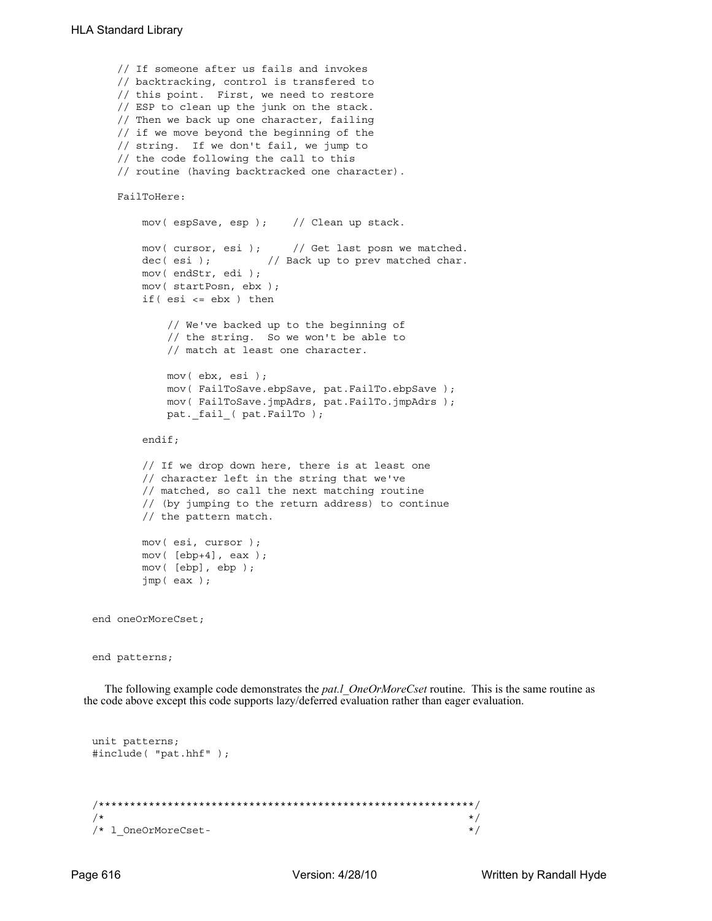```
    // If someone after us fails and invokes
    // backtracking, control is transfered to
    // this point.  First, we need to restore
    // ESP to clean up the junk on the stack.
    // Then we back up one character, failing
    // if we move beyond the beginning of the
    // string.  If we don't fail, we jump to
    // the code following the call to this
    // routine (having backtracked one character).

    FailToHere:

        mov( espSave, esp );    // Clean up stack.

        mov( cursor, esi );     // Get last posn we matched.
        dec( esi );         // Back up to prev matched char.
        mov( endStr, edi );
        mov( startPosn, ebx );
        if( esi <= ebx ) then

            // We've backed up to the beginning of
            // the string.  So we won't be able to
            // match at least one character.

            mov( ebx, esi );
            mov( FailToSave.ebpSave, pat.FailTo.ebpSave );
            mov( FailToSave.jmpAdrs, pat.FailTo.jmpAdrs );
            pat._fail_( pat.FailTo );

        endif;

        // If we drop down here, there is at least one
        // character left in the string that we've
        // matched, so call the next matching routine
        // (by jumping to the return address) to continue
        // the pattern match.

        mov( esi, cursor );
        mov( [ebp+4], eax );
        mov( [ebp], ebp );
        jmp( eax );


end oneOrMoreCset;


end patterns;
```

The following example code demonstrates the *pat.l_OneOrMoreCset* routine. This is the same routine as the code above except this code supports lazy/deferred evaluation rather than eager evaluation.

```
unit patterns;
#include( "pat.hhf" );



/************************************************************/
/*                                                          */
/* l_OneOrMoreCset-                                         */
```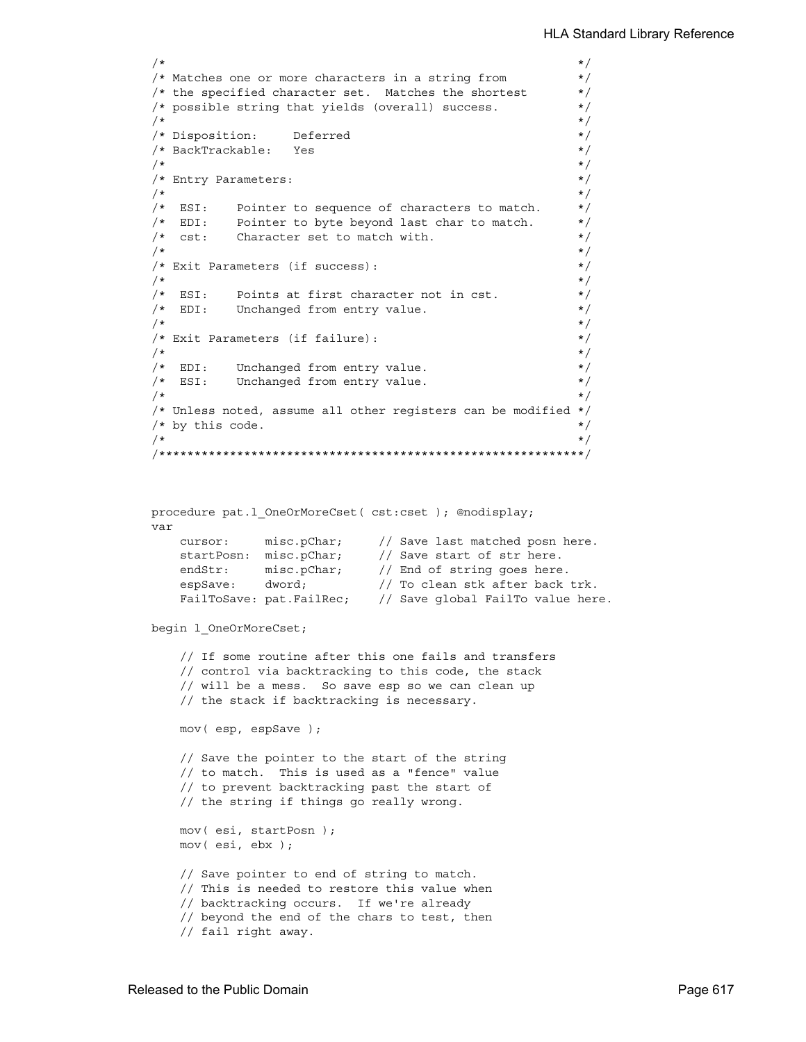```
/*                                                          */
/* Matches one or more characters in a string from         */
/* the specified character set.  Matches the shortest      */
/* possible string that yields (overall) success.          */
/*                                                          */
/* Disposition:     Deferred                                */
/* BackTrackable:   Yes                                     */
/*                                                          */
/* Entry Parameters:                                        */
/*                                                          */
/*  ESI:    Pointer to sequence of characters to match.     */
/*  EDI:    Pointer to byte beyond last char to match.      */
/*  cst:    Character set to match with.                    */
/*                                                          */
/* Exit Parameters (if success):                            */
/*                                                          */
/*  ESI:    Points at first character not in cst.           */
/*  EDI:    Unchanged from entry value.                     */
/*                                                          */
/* Exit Parameters (if failure):                            */
/*                                                          */
/*  EDI:    Unchanged from entry value.                     */
/*  ESI:    Unchanged from entry value.                     */
/*                                                          */
/* Unless noted, assume all other registers can be modified */
/* by this code.                                            */
/*                                                          */
/************************************************************/


procedure pat.l_OneOrMoreCset( cst:cset ); @nodisplay;
var
    cursor:     misc.pChar;     // Save last matched posn here.
    startPosn:  misc.pChar;     // Save start of str here.
    endStr:     misc.pChar;     // End of string goes here.
    espSave:    dword;          // To clean stk after back trk.
    FailToSave: pat.FailRec;    // Save global FailTo value here.

begin l_OneOrMoreCset;

    // If some routine after this one fails and transfers
    // control via backtracking to this code, the stack
    // will be a mess.  So save esp so we can clean up
    // the stack if backtracking is necessary.

    mov( esp, espSave );

    // Save the pointer to the start of the string
    // to match.  This is used as a "fence" value
    // to prevent backtracking past the start of
    // the string if things go really wrong.

    mov( esi, startPosn );
    mov( esi, ebx );

    // Save pointer to end of string to match.
    // This is needed to restore this value when
    // backtracking occurs.  If we're already
    // beyond the end of the chars to test, then
    // fail right away.
```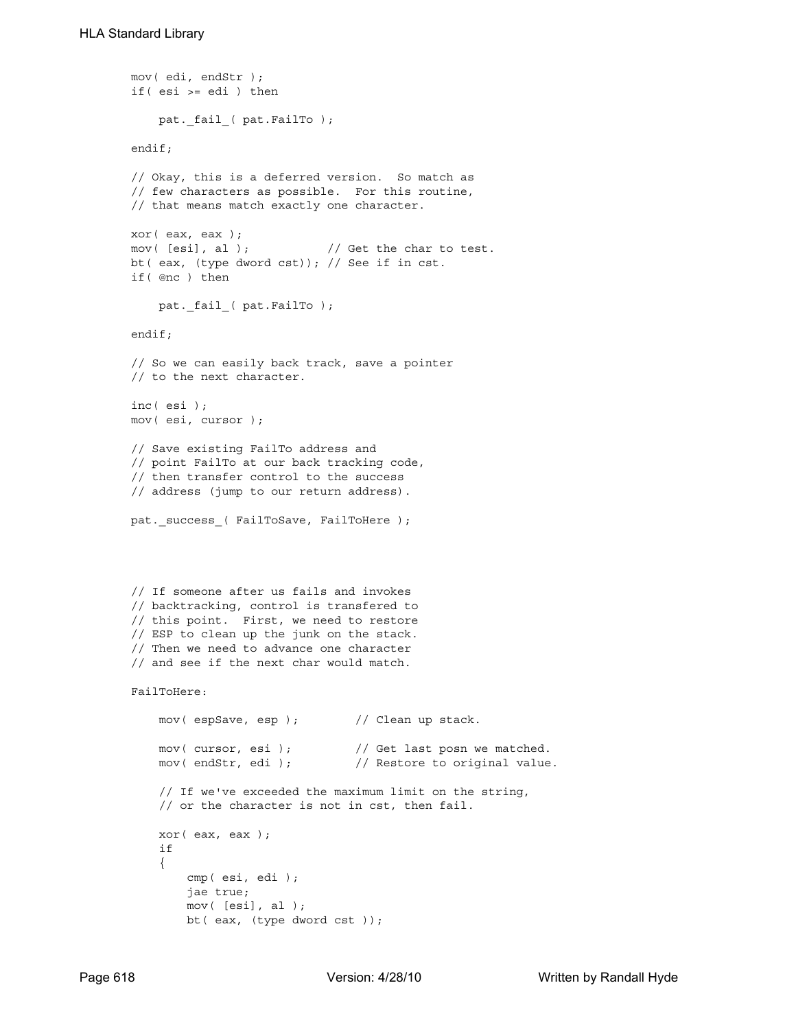```
mov( edi, endStr );
if( esi >= edi ) then

    pat._fail_( pat.FailTo );

endif;

// Okay, this is a deferred version.  So match as
// few characters as possible.  For this routine,
// that means match exactly one character.

xor( eax, eax );
mov( [esi], al );           // Get the char to test.
bt( eax, (type dword cst)); // See if in cst.
if( @nc ) then

    pat._fail_( pat.FailTo );

endif;

// So we can easily back track, save a pointer
// to the next character.

inc( esi );
mov( esi, cursor );

// Save existing FailTo address and
// point FailTo at our back tracking code,
// then transfer control to the success
// address (jump to our return address).

pat._success_( FailToSave, FailToHere );




// If someone after us fails and invokes
// backtracking, control is transfered to
// this point.  First, we need to restore
// ESP to clean up the junk on the stack.
// Then we need to advance one character
// and see if the next char would match.

FailToHere:

    mov( espSave, esp );        // Clean up stack.

    mov( cursor, esi );         // Get last posn we matched.
    mov( endStr, edi );         // Restore to original value.

    // If we've exceeded the maximum limit on the string,
    // or the character is not in cst, then fail.

    xor( eax, eax );
    if
    {
        cmp( esi, edi );
        jae true;
        mov( [esi], al );
        bt( eax, (type dword cst ));
```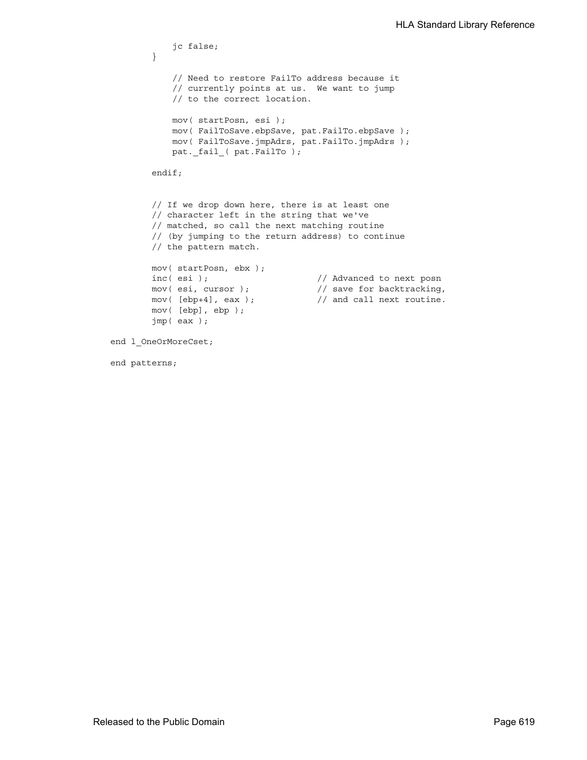```
            jc false;
        }

            // Need to restore FailTo address because it
            // currently points at us.  We want to jump
            // to the correct location.

            mov( startPosn, esi );
            mov( FailToSave.ebpSave, pat.FailTo.ebpSave );
            mov( FailToSave.jmpAdrs, pat.FailTo.jmpAdrs );
            pat._fail_( pat.FailTo );

        endif;


        // If we drop down here, there is at least one
        // character left in the string that we've
        // matched, so call the next matching routine
        // (by jumping to the return address) to continue
        // the pattern match.

        mov( startPosn, ebx );
        inc( esi );                     // Advanced to next posn
        mov( esi, cursor );             // save for backtracking,
        mov( [ebp+4], eax );            // and call next routine.
        mov( [ebp], ebp );
        jmp( eax );

end l_OneOrMoreCset;

end patterns;
```